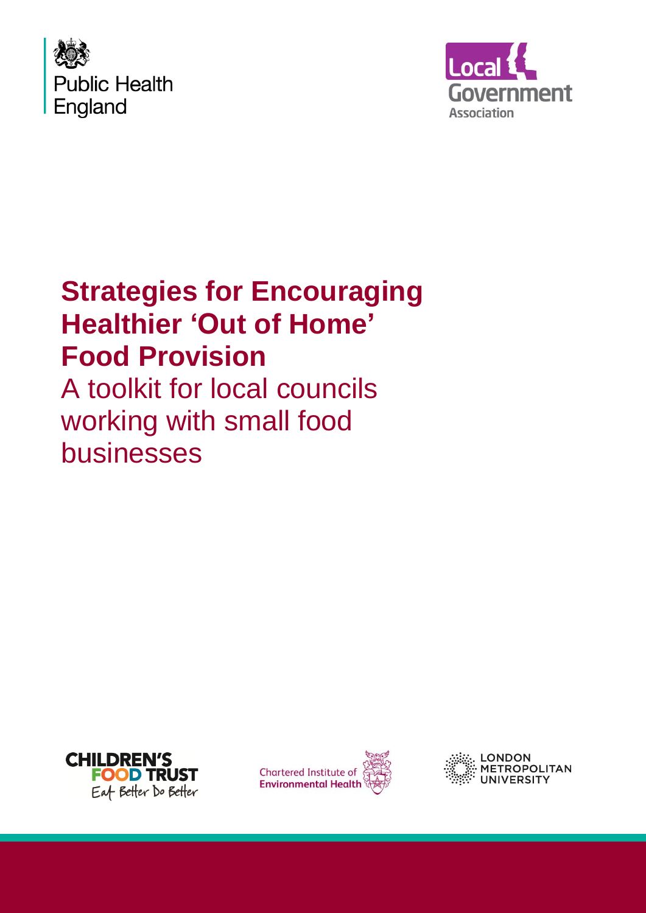Public Health England

Local Government Association

# Strategies for Encouraging Healthier 'Out of Home' Food Provision

## A toolkit for local councils working with small food businesses

Children's Food Trust — Eat Better Do Better

Chartered Institute of Environmental Health

London Metropolitan University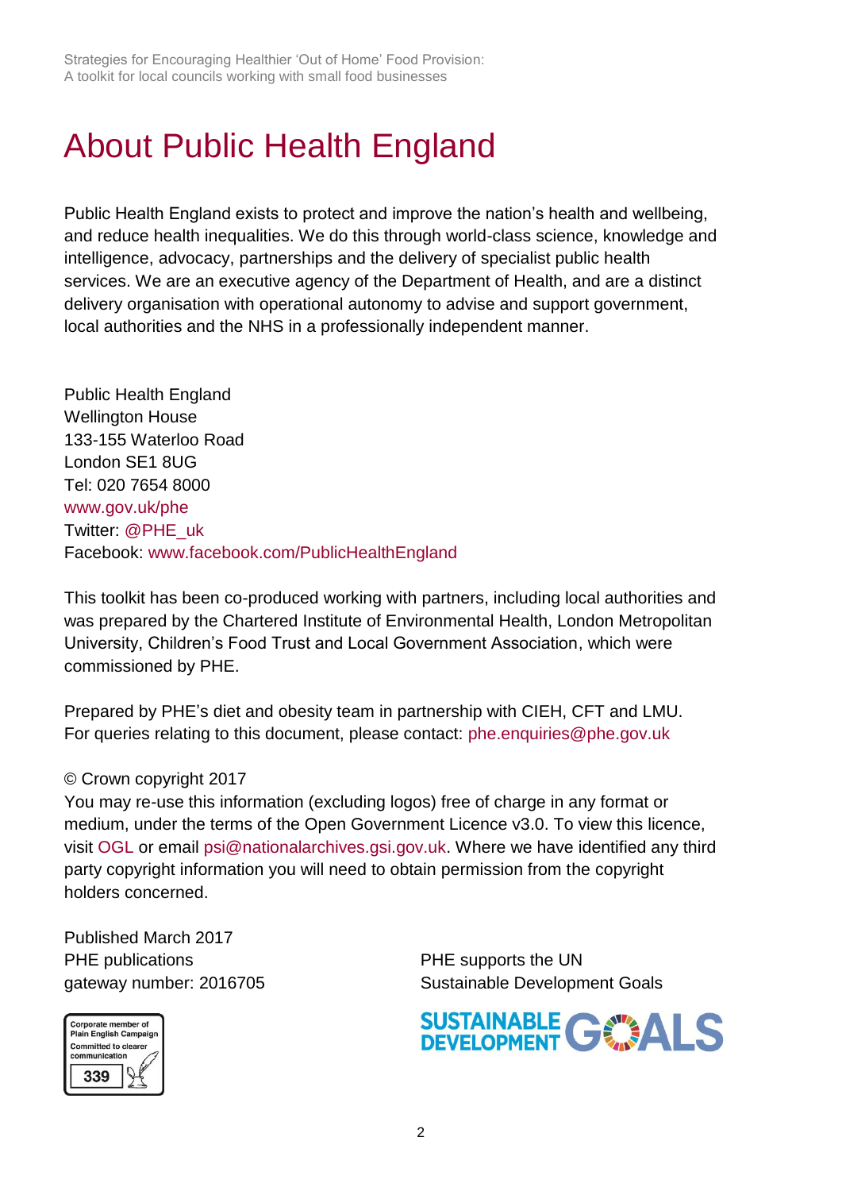# About Public Health England

Public Health England exists to protect and improve the nation's health and wellbeing, and reduce health inequalities. We do this through world-class science, knowledge and intelligence, advocacy, partnerships and the delivery of specialist public health services. We are an executive agency of the Department of Health, and are a distinct delivery organisation with operational autonomy to advise and support government, local authorities and the NHS in a professionally independent manner.

Public Health England
Wellington House
133-155 Waterloo Road
London SE1 8UG
Tel: 020 7654 8000
www.gov.uk/phe
Twitter: @PHE_uk
Facebook: www.facebook.com/PublicHealthEngland

This toolkit has been co-produced working with partners, including local authorities and was prepared by the Chartered Institute of Environmental Health, London Metropolitan University, Children's Food Trust and Local Government Association, which were commissioned by PHE.

Prepared by PHE's diet and obesity team in partnership with CIEH, CFT and LMU.
For queries relating to this document, please contact: phe.enquiries@phe.gov.uk

© Crown copyright 2017
You may re-use this information (excluding logos) free of charge in any format or medium, under the terms of the Open Government Licence v3.0. To view this licence, visit OGL or email psi@nationalarchives.gsi.gov.uk. Where we have identified any third party copyright information you will need to obtain permission from the copyright holders concerned.

Published March 2017
PHE publications
gateway number: 2016705

PHE supports the UN
Sustainable Development Goals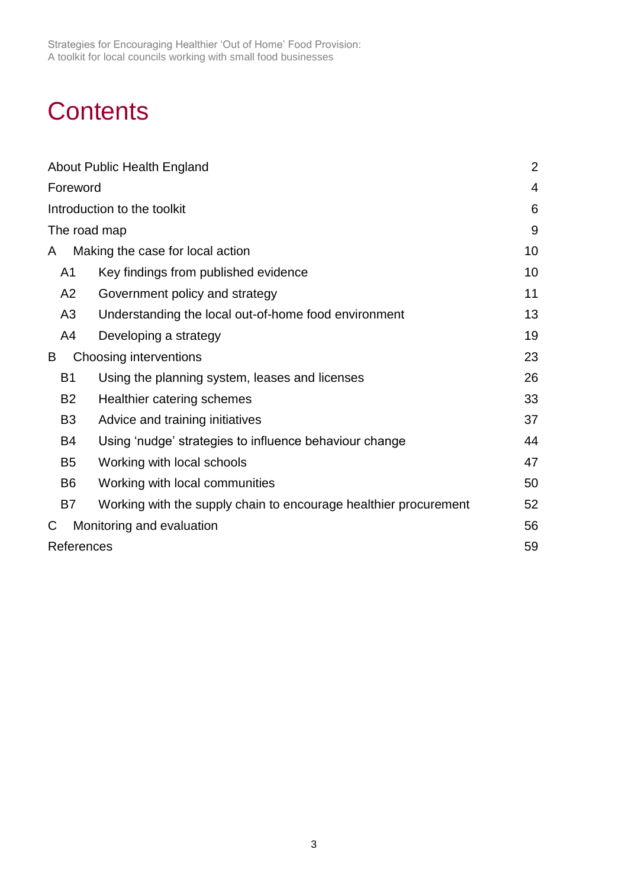# Contents

| | | |
|---|---|---|
| About Public Health England | | 2 |
| Foreword | | 4 |
| Introduction to the toolkit | | 6 |
| The road map | | 9 |
| A | Making the case for local action | 10 |
| A1 | Key findings from published evidence | 10 |
| A2 | Government policy and strategy | 11 |
| A3 | Understanding the local out-of-home food environment | 13 |
| A4 | Developing a strategy | 19 |
| B | Choosing interventions | 23 |
| B1 | Using the planning system, leases and licenses | 26 |
| B2 | Healthier catering schemes | 33 |
| B3 | Advice and training initiatives | 37 |
| B4 | Using 'nudge' strategies to influence behaviour change | 44 |
| B5 | Working with local schools | 47 |
| B6 | Working with local communities | 50 |
| B7 | Working with the supply chain to encourage healthier procurement | 52 |
| C | Monitoring and evaluation | 56 |
| References | | 59 |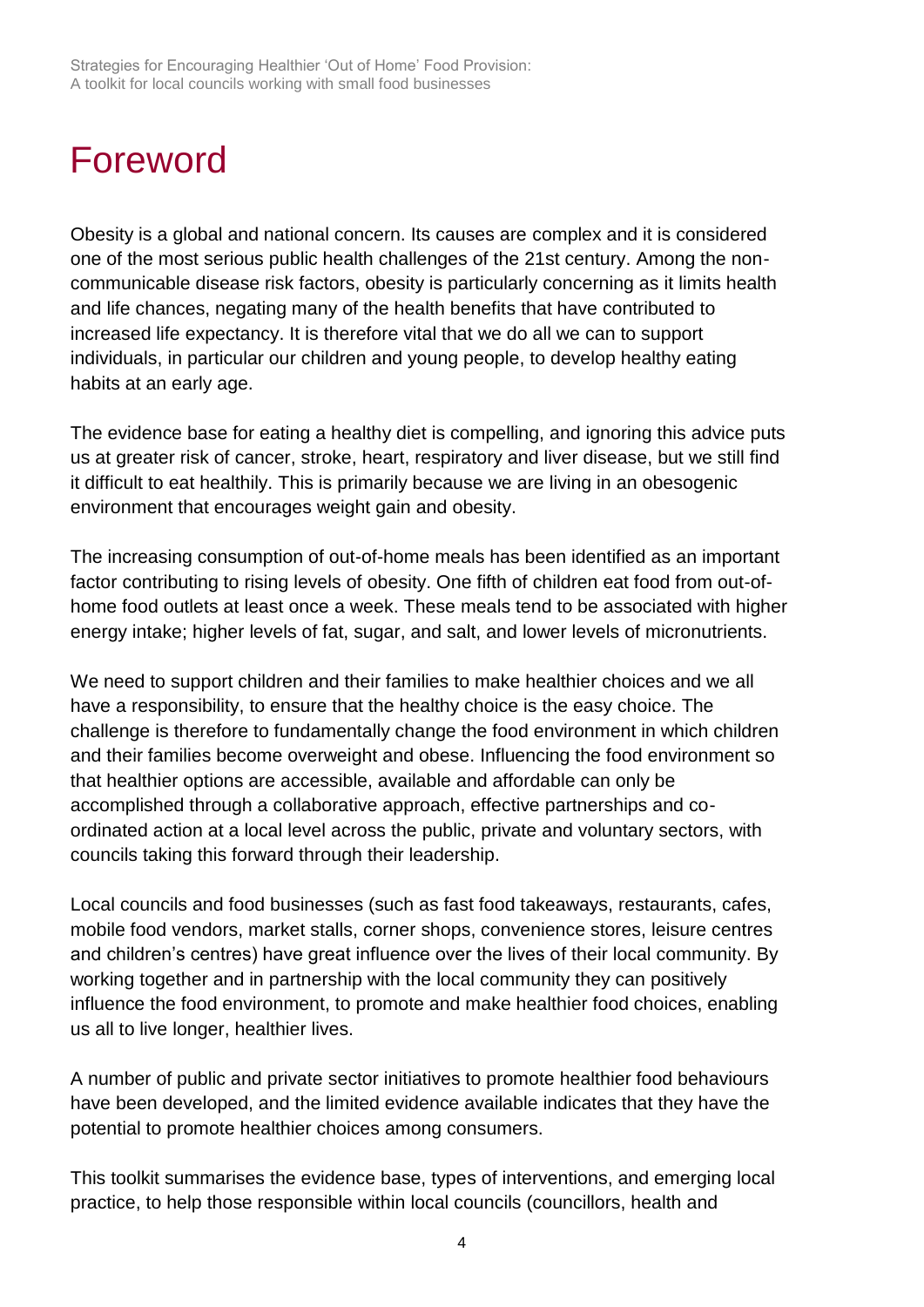# Foreword

Obesity is a global and national concern. Its causes are complex and it is considered one of the most serious public health challenges of the 21st century. Among the non-communicable disease risk factors, obesity is particularly concerning as it limits health and life chances, negating many of the health benefits that have contributed to increased life expectancy. It is therefore vital that we do all we can to support individuals, in particular our children and young people, to develop healthy eating habits at an early age.

The evidence base for eating a healthy diet is compelling, and ignoring this advice puts us at greater risk of cancer, stroke, heart, respiratory and liver disease, but we still find it difficult to eat healthily. This is primarily because we are living in an obesogenic environment that encourages weight gain and obesity.

The increasing consumption of out-of-home meals has been identified as an important factor contributing to rising levels of obesity. One fifth of children eat food from out-of-home food outlets at least once a week. These meals tend to be associated with higher energy intake; higher levels of fat, sugar, and salt, and lower levels of micronutrients.

We need to support children and their families to make healthier choices and we all have a responsibility, to ensure that the healthy choice is the easy choice. The challenge is therefore to fundamentally change the food environment in which children and their families become overweight and obese. Influencing the food environment so that healthier options are accessible, available and affordable can only be accomplished through a collaborative approach, effective partnerships and co-ordinated action at a local level across the public, private and voluntary sectors, with councils taking this forward through their leadership.

Local councils and food businesses (such as fast food takeaways, restaurants, cafes, mobile food vendors, market stalls, corner shops, convenience stores, leisure centres and children's centres) have great influence over the lives of their local community. By working together and in partnership with the local community they can positively influence the food environment, to promote and make healthier food choices, enabling us all to live longer, healthier lives.

A number of public and private sector initiatives to promote healthier food behaviours have been developed, and the limited evidence available indicates that they have the potential to promote healthier choices among consumers.

This toolkit summarises the evidence base, types of interventions, and emerging local practice, to help those responsible within local councils (councillors, health and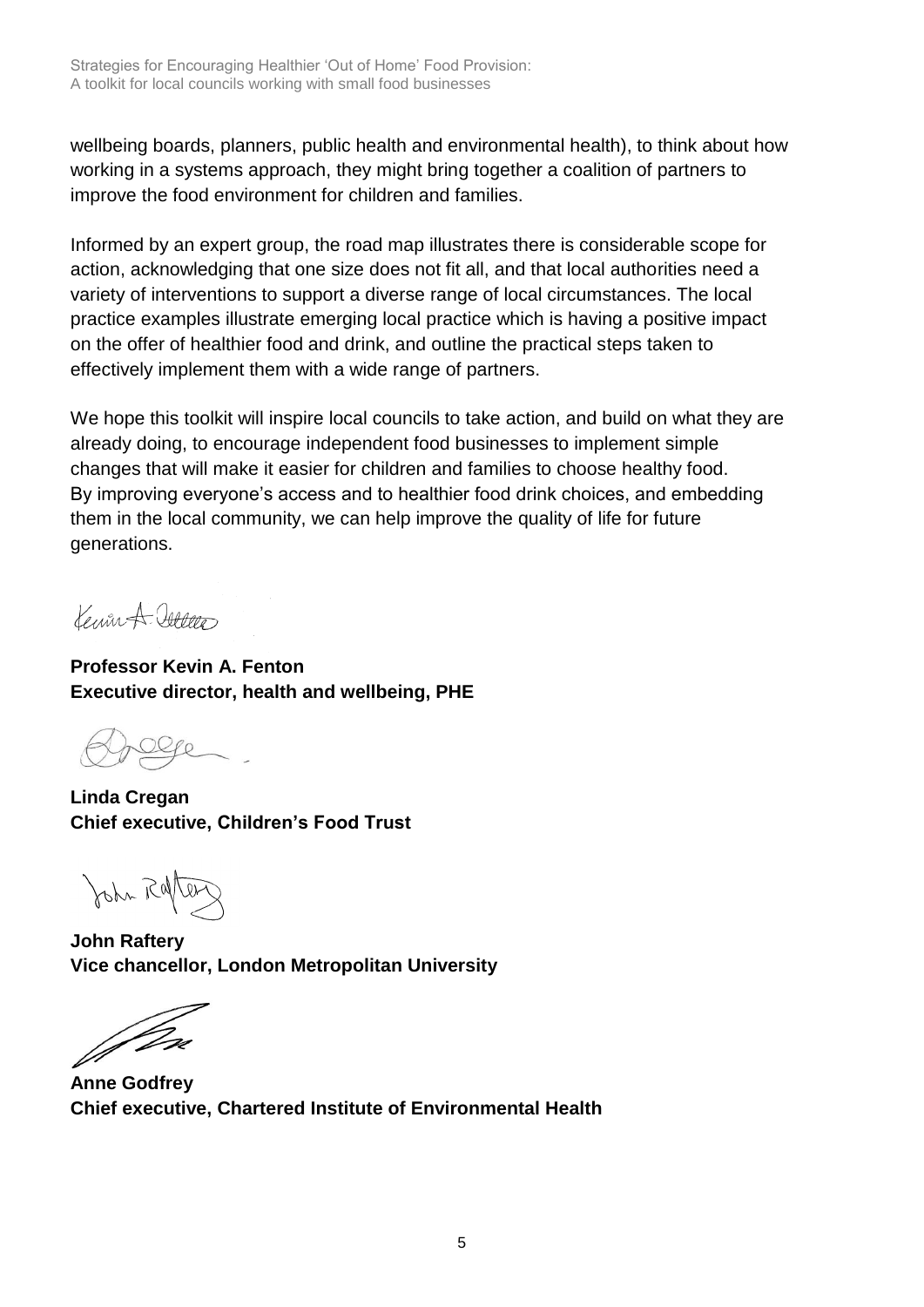wellbeing boards, planners, public health and environmental health), to think about how working in a systems approach, they might bring together a coalition of partners to improve the food environment for children and families.

Informed by an expert group, the road map illustrates there is considerable scope for action, acknowledging that one size does not fit all, and that local authorities need a variety of interventions to support a diverse range of local circumstances. The local practice examples illustrate emerging local practice which is having a positive impact on the offer of healthier food and drink, and outline the practical steps taken to effectively implement them with a wide range of partners.

We hope this toolkit will inspire local councils to take action, and build on what they are already doing, to encourage independent food businesses to implement simple changes that will make it easier for children and families to choose healthy food. By improving everyone's access and to healthier food drink choices, and embedding them in the local community, we can help improve the quality of life for future generations.

**Professor Kevin A. Fenton**
**Executive director, health and wellbeing, PHE**

**Linda Cregan**
**Chief executive, Children's Food Trust**

**John Raftery**
**Vice chancellor, London Metropolitan University**

**Anne Godfrey**
**Chief executive, Chartered Institute of Environmental Health**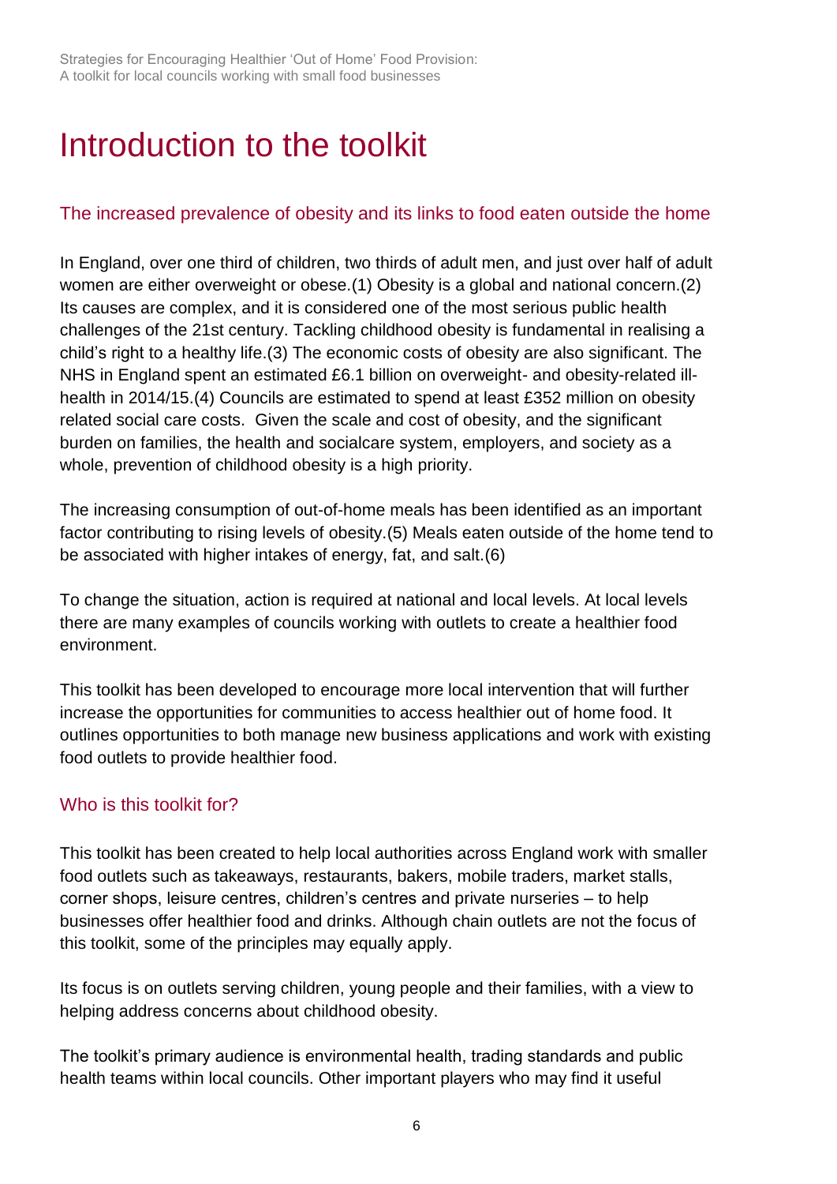# Introduction to the toolkit

## The increased prevalence of obesity and its links to food eaten outside the home

In England, over one third of children, two thirds of adult men, and just over half of adult women are either overweight or obese.(1) Obesity is a global and national concern.(2) Its causes are complex, and it is considered one of the most serious public health challenges of the 21st century. Tackling childhood obesity is fundamental in realising a child's right to a healthy life.(3) The economic costs of obesity are also significant. The NHS in England spent an estimated £6.1 billion on overweight- and obesity-related ill-health in 2014/15.(4) Councils are estimated to spend at least £352 million on obesity related social care costs. Given the scale and cost of obesity, and the significant burden on families, the health and socialcare system, employers, and society as a whole, prevention of childhood obesity is a high priority.

The increasing consumption of out-of-home meals has been identified as an important factor contributing to rising levels of obesity.(5) Meals eaten outside of the home tend to be associated with higher intakes of energy, fat, and salt.(6)

To change the situation, action is required at national and local levels. At local levels there are many examples of councils working with outlets to create a healthier food environment.

This toolkit has been developed to encourage more local intervention that will further increase the opportunities for communities to access healthier out of home food. It outlines opportunities to both manage new business applications and work with existing food outlets to provide healthier food.

## Who is this toolkit for?

This toolkit has been created to help local authorities across England work with smaller food outlets such as takeaways, restaurants, bakers, mobile traders, market stalls, corner shops, leisure centres, children's centres and private nurseries – to help businesses offer healthier food and drinks. Although chain outlets are not the focus of this toolkit, some of the principles may equally apply.

Its focus is on outlets serving children, young people and their families, with a view to helping address concerns about childhood obesity.

The toolkit's primary audience is environmental health, trading standards and public health teams within local councils. Other important players who may find it useful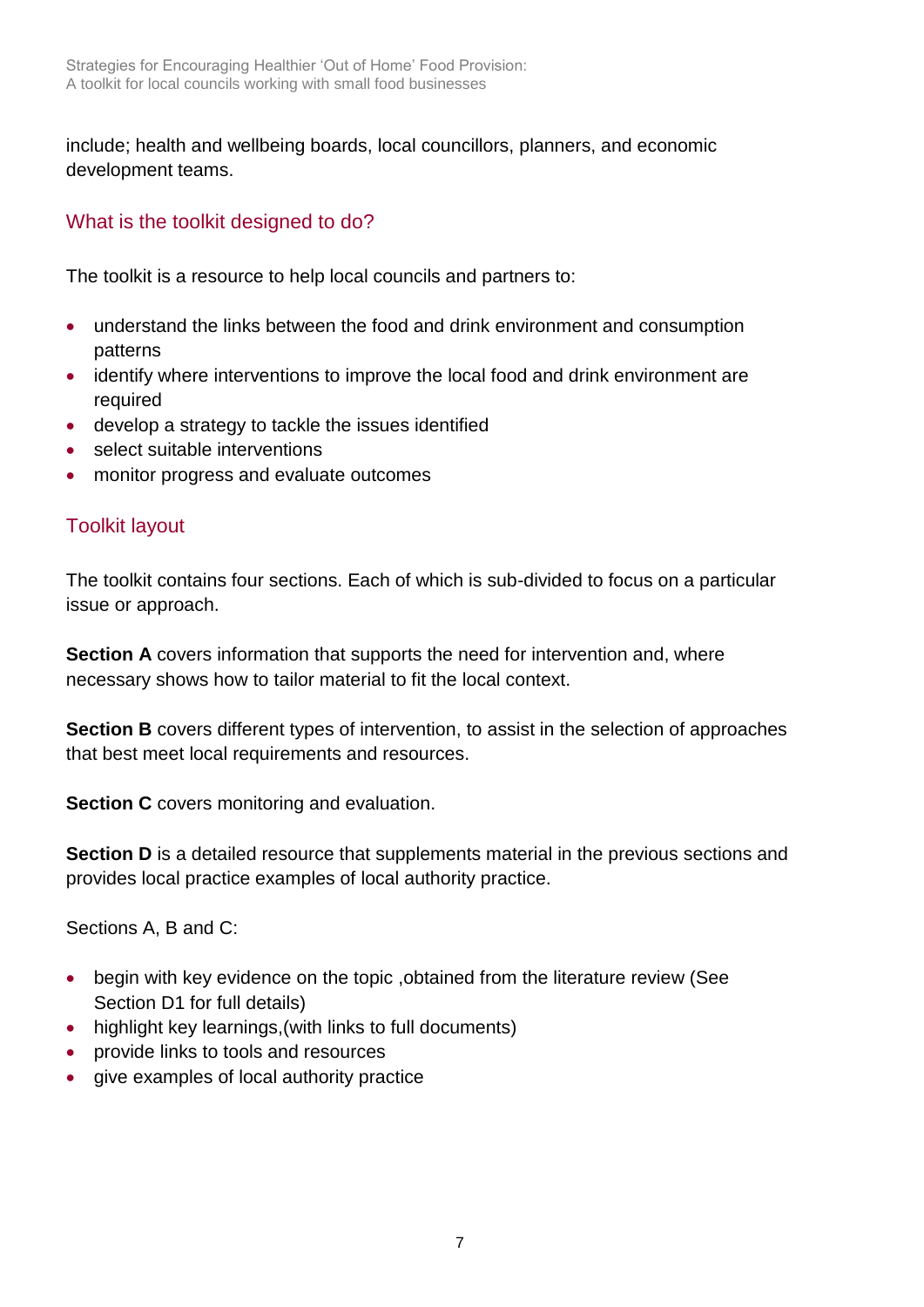include; health and wellbeing boards, local councillors, planners, and economic development teams.

## What is the toolkit designed to do?

The toolkit is a resource to help local councils and partners to:

- understand the links between the food and drink environment and consumption patterns
- identify where interventions to improve the local food and drink environment are required
- develop a strategy to tackle the issues identified
- select suitable interventions
- monitor progress and evaluate outcomes

## Toolkit layout

The toolkit contains four sections. Each of which is sub-divided to focus on a particular issue or approach.

**Section A** covers information that supports the need for intervention and, where necessary shows how to tailor material to fit the local context.

**Section B** covers different types of intervention, to assist in the selection of approaches that best meet local requirements and resources.

**Section C** covers monitoring and evaluation.

**Section D** is a detailed resource that supplements material in the previous sections and provides local practice examples of local authority practice.

Sections A, B and C:

- begin with key evidence on the topic ,obtained from the literature review (See Section D1 for full details)
- highlight key learnings,(with links to full documents)
- provide links to tools and resources
- give examples of local authority practice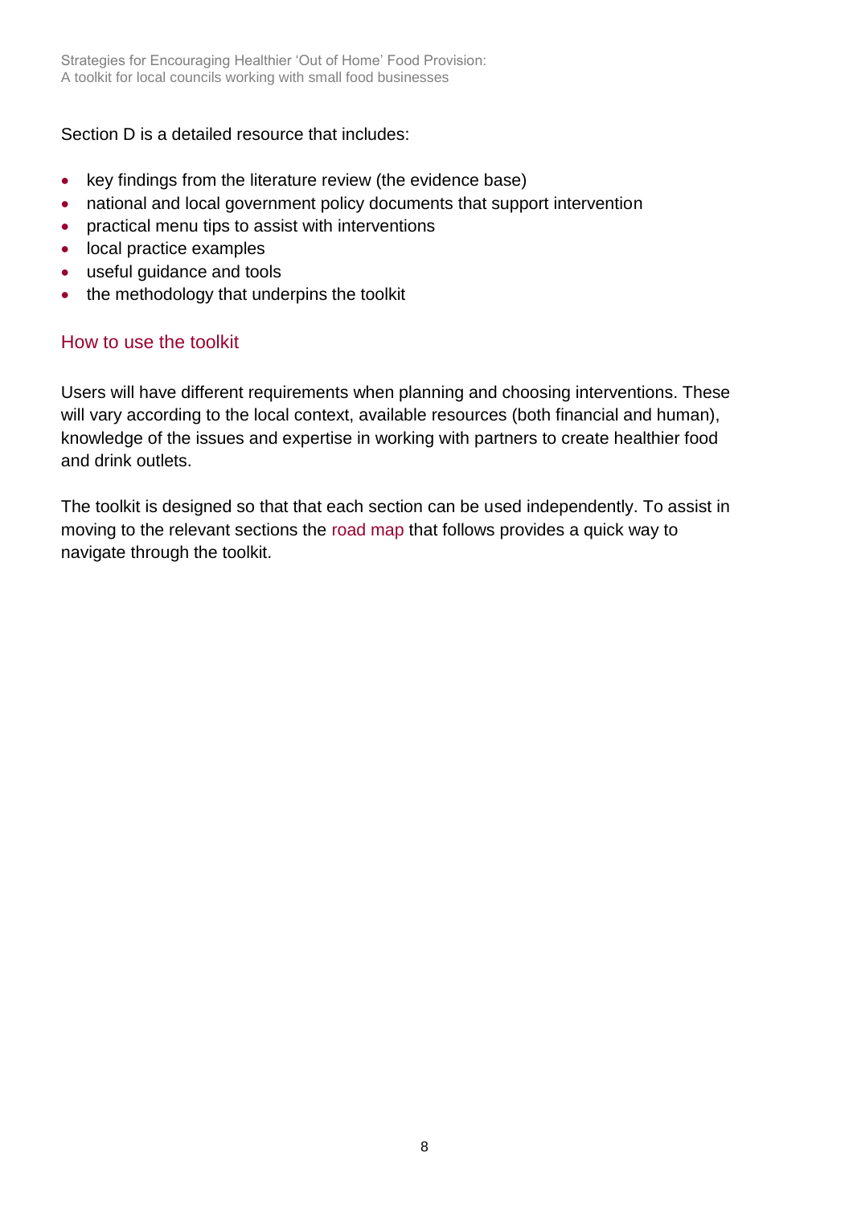Section D is a detailed resource that includes:

- key findings from the literature review (the evidence base)
- national and local government policy documents that support intervention
- practical menu tips to assist with interventions
- local practice examples
- useful guidance and tools
- the methodology that underpins the toolkit

## How to use the toolkit

Users will have different requirements when planning and choosing interventions. These will vary according to the local context, available resources (both financial and human), knowledge of the issues and expertise in working with partners to create healthier food and drink outlets.

The toolkit is designed so that that each section can be used independently. To assist in moving to the relevant sections the road map that follows provides a quick way to navigate through the toolkit.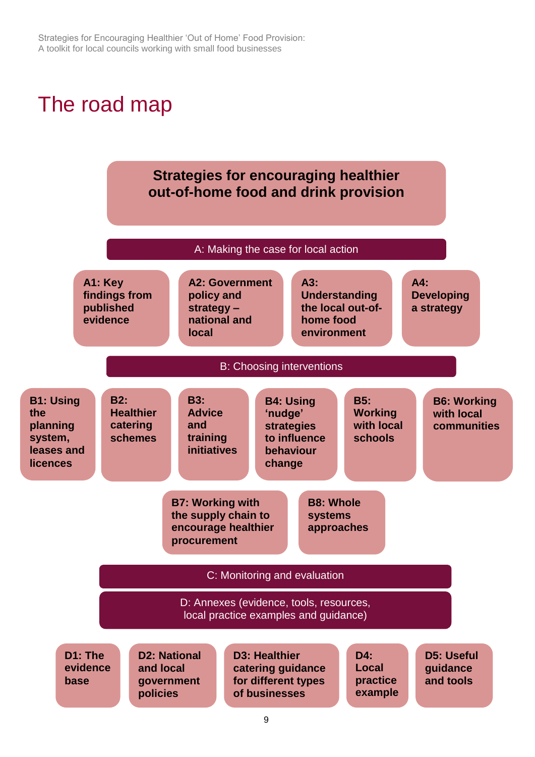# The road map

**Strategies for encouraging healthier out-of-home food and drink provision**

## A: Making the case for local action

- **A1: Key findings from published evidence**
- **A2: Government policy and strategy – national and local**
- **A3: Understanding the local out-of-home food environment**
- **A4: Developing a strategy**

## B: Choosing interventions

- **B1: Using the planning system, leases and licences**
- **B2: Healthier catering schemes**
- **B3: Advice and training initiatives**
- **B4: Using 'nudge' strategies to influence behaviour change**
- **B5: Working with local schools**
- **B6: Working with local communities**
- **B7: Working with the supply chain to encourage healthier procurement**
- **B8: Whole systems approaches**

## C: Monitoring and evaluation

## D: Annexes (evidence, tools, resources, local practice examples and guidance)

- **D1: The evidence base**
- **D2: National and local government policies**
- **D3: Healthier catering guidance for different types of businesses**
- **D4: Local practice example**
- **D5: Useful guidance and tools**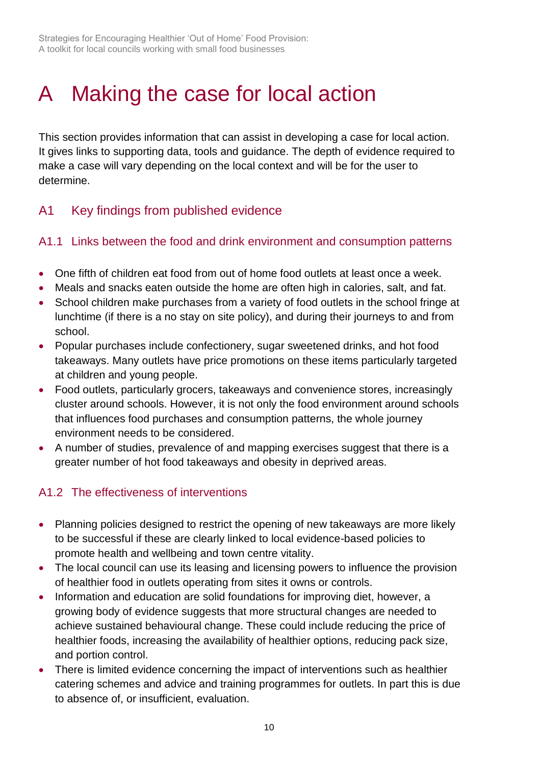# A Making the case for local action

This section provides information that can assist in developing a case for local action. It gives links to supporting data, tools and guidance. The depth of evidence required to make a case will vary depending on the local context and will be for the user to determine.

## A1 Key findings from published evidence

### A1.1 Links between the food and drink environment and consumption patterns

- One fifth of children eat food from out of home food outlets at least once a week.
- Meals and snacks eaten outside the home are often high in calories, salt, and fat.
- School children make purchases from a variety of food outlets in the school fringe at lunchtime (if there is a no stay on site policy), and during their journeys to and from school.
- Popular purchases include confectionery, sugar sweetened drinks, and hot food takeaways. Many outlets have price promotions on these items particularly targeted at children and young people.
- Food outlets, particularly grocers, takeaways and convenience stores, increasingly cluster around schools. However, it is not only the food environment around schools that influences food purchases and consumption patterns, the whole journey environment needs to be considered.
- A number of studies, prevalence of and mapping exercises suggest that there is a greater number of hot food takeaways and obesity in deprived areas.

### A1.2 The effectiveness of interventions

- Planning policies designed to restrict the opening of new takeaways are more likely to be successful if these are clearly linked to local evidence-based policies to promote health and wellbeing and town centre vitality.
- The local council can use its leasing and licensing powers to influence the provision of healthier food in outlets operating from sites it owns or controls.
- Information and education are solid foundations for improving diet, however, a growing body of evidence suggests that more structural changes are needed to achieve sustained behavioural change. These could include reducing the price of healthier foods, increasing the availability of healthier options, reducing pack size, and portion control.
- There is limited evidence concerning the impact of interventions such as healthier catering schemes and advice and training programmes for outlets. In part this is due to absence of, or insufficient, evaluation.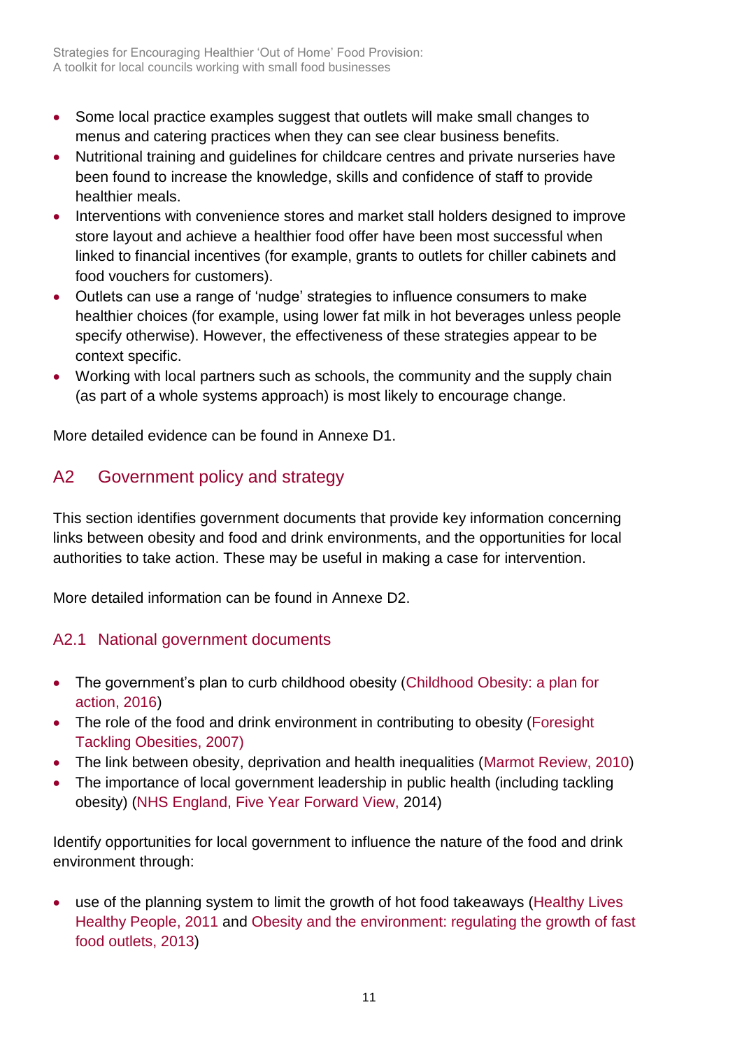- Some local practice examples suggest that outlets will make small changes to menus and catering practices when they can see clear business benefits.
- Nutritional training and guidelines for childcare centres and private nurseries have been found to increase the knowledge, skills and confidence of staff to provide healthier meals.
- Interventions with convenience stores and market stall holders designed to improve store layout and achieve a healthier food offer have been most successful when linked to financial incentives (for example, grants to outlets for chiller cabinets and food vouchers for customers).
- Outlets can use a range of 'nudge' strategies to influence consumers to make healthier choices (for example, using lower fat milk in hot beverages unless people specify otherwise). However, the effectiveness of these strategies appear to be context specific.
- Working with local partners such as schools, the community and the supply chain (as part of a whole systems approach) is most likely to encourage change.

More detailed evidence can be found in Annexe D1.

## A2 Government policy and strategy

This section identifies government documents that provide key information concerning links between obesity and food and drink environments, and the opportunities for local authorities to take action. These may be useful in making a case for intervention.

More detailed information can be found in Annexe D2.

### A2.1 National government documents

- The government's plan to curb childhood obesity (Childhood Obesity: a plan for action, 2016)
- The role of the food and drink environment in contributing to obesity (Foresight Tackling Obesities, 2007)
- The link between obesity, deprivation and health inequalities (Marmot Review, 2010)
- The importance of local government leadership in public health (including tackling obesity) (NHS England, Five Year Forward View, 2014)

Identify opportunities for local government to influence the nature of the food and drink environment through:

- use of the planning system to limit the growth of hot food takeaways (Healthy Lives Healthy People, 2011 and Obesity and the environment: regulating the growth of fast food outlets, 2013)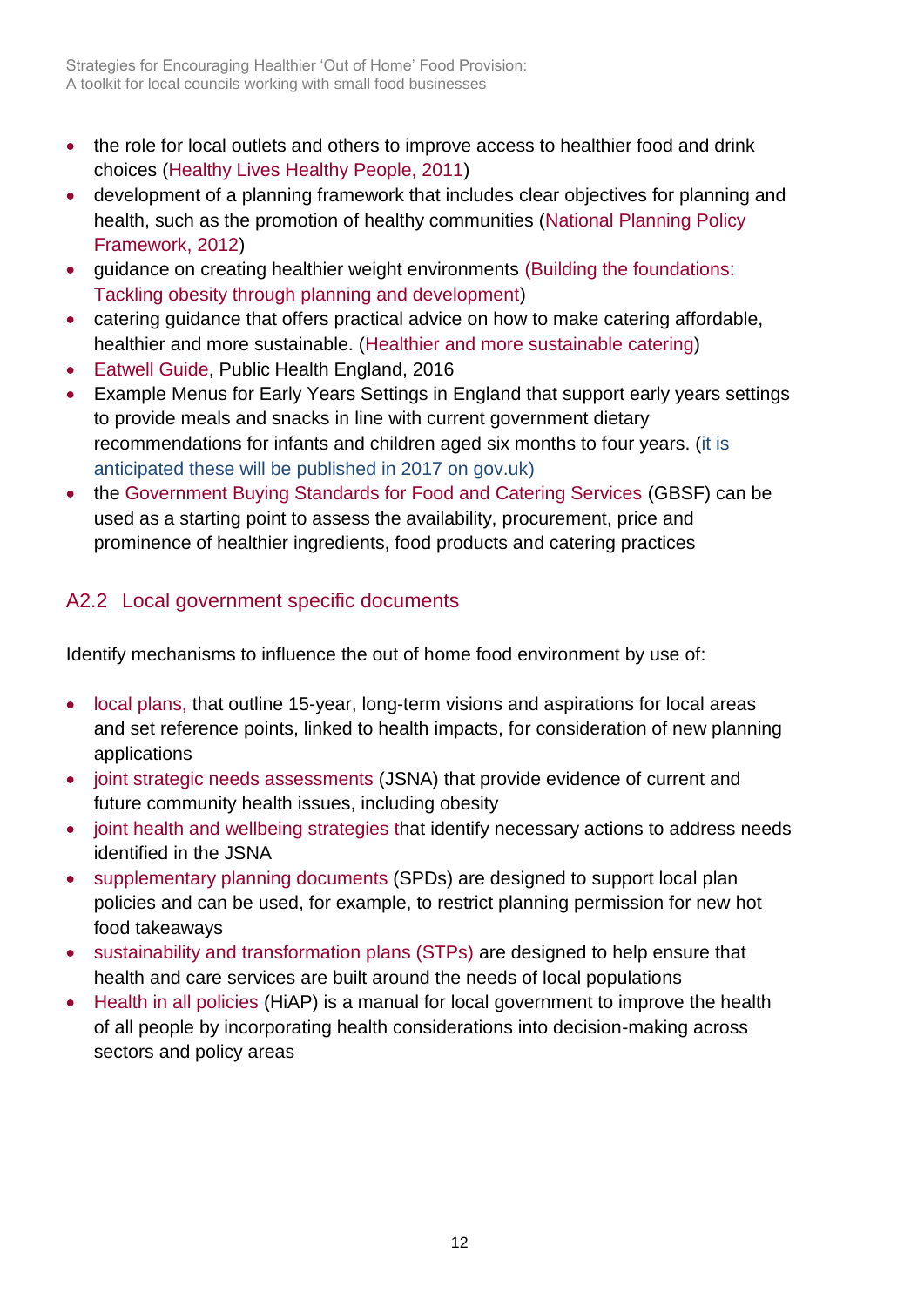- the role for local outlets and others to improve access to healthier food and drink choices (Healthy Lives Healthy People, 2011)
- development of a planning framework that includes clear objectives for planning and health, such as the promotion of healthy communities (National Planning Policy Framework, 2012)
- guidance on creating healthier weight environments (Building the foundations: Tackling obesity through planning and development)
- catering guidance that offers practical advice on how to make catering affordable, healthier and more sustainable. (Healthier and more sustainable catering)
- Eatwell Guide, Public Health England, 2016
- Example Menus for Early Years Settings in England that support early years settings to provide meals and snacks in line with current government dietary recommendations for infants and children aged six months to four years. (it is anticipated these will be published in 2017 on gov.uk)
- the Government Buying Standards for Food and Catering Services (GBSF) can be used as a starting point to assess the availability, procurement, price and prominence of healthier ingredients, food products and catering practices

## A2.2 Local government specific documents

Identify mechanisms to influence the out of home food environment by use of:

- local plans, that outline 15-year, long-term visions and aspirations for local areas and set reference points, linked to health impacts, for consideration of new planning applications
- joint strategic needs assessments (JSNA) that provide evidence of current and future community health issues, including obesity
- joint health and wellbeing strategies that identify necessary actions to address needs identified in the JSNA
- supplementary planning documents (SPDs) are designed to support local plan policies and can be used, for example, to restrict planning permission for new hot food takeaways
- sustainability and transformation plans (STPs) are designed to help ensure that health and care services are built around the needs of local populations
- Health in all policies (HiAP) is a manual for local government to improve the health of all people by incorporating health considerations into decision-making across sectors and policy areas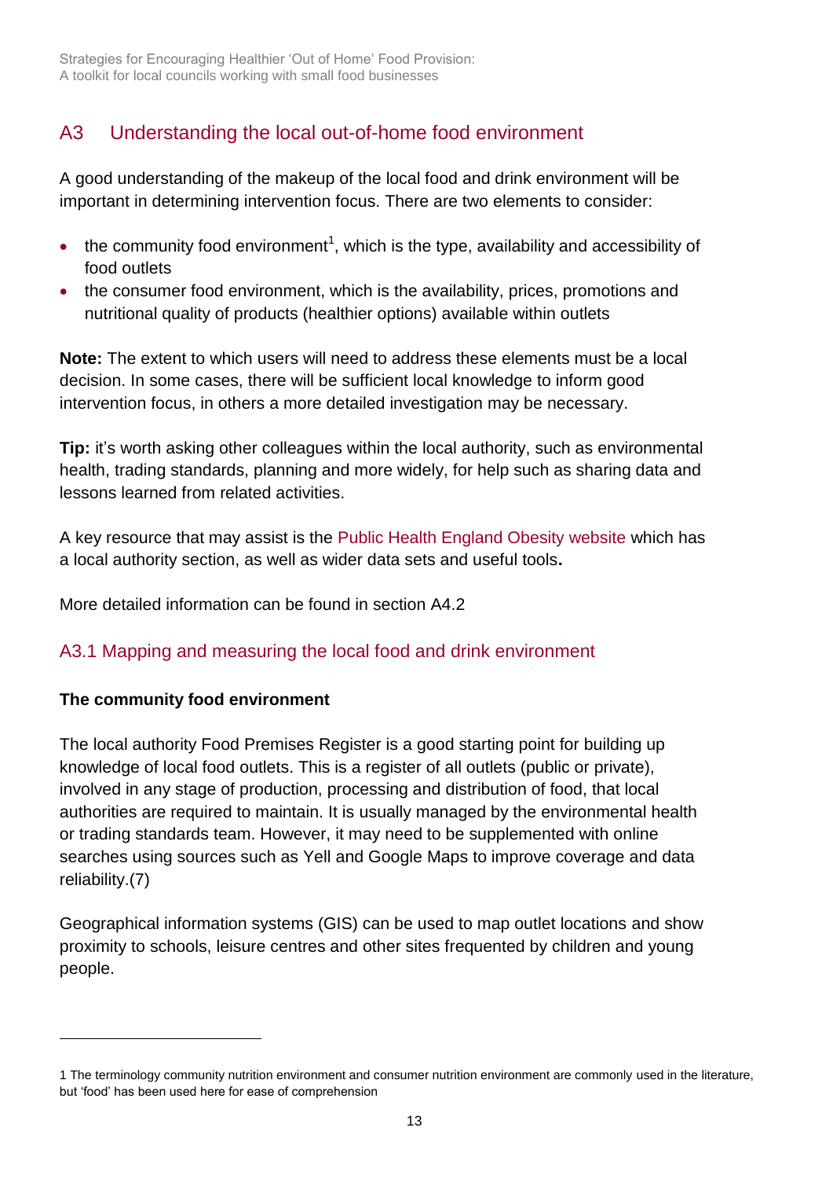## A3 Understanding the local out-of-home food environment

A good understanding of the makeup of the local food and drink environment will be important in determining intervention focus. There are two elements to consider:

- the community food environment[1], which is the type, availability and accessibility of food outlets
- the consumer food environment, which is the availability, prices, promotions and nutritional quality of products (healthier options) available within outlets

**Note:** The extent to which users will need to address these elements must be a local decision. In some cases, there will be sufficient local knowledge to inform good intervention focus, in others a more detailed investigation may be necessary.

**Tip:** it's worth asking other colleagues within the local authority, such as environmental health, trading standards, planning and more widely, for help such as sharing data and lessons learned from related activities.

A key resource that may assist is the Public Health England Obesity website which has a local authority section, as well as wider data sets and useful tools**.**

More detailed information can be found in section A4.2

### A3.1 Mapping and measuring the local food and drink environment

**The community food environment**

The local authority Food Premises Register is a good starting point for building up knowledge of local food outlets. This is a register of all outlets (public or private), involved in any stage of production, processing and distribution of food, that local authorities are required to maintain. It is usually managed by the environmental health or trading standards team. However, it may need to be supplemented with online searches using sources such as Yell and Google Maps to improve coverage and data reliability.(7)

Geographical information systems (GIS) can be used to map outlet locations and show proximity to schools, leisure centres and other sites frequented by children and young people.

---

1 The terminology community nutrition environment and consumer nutrition environment are commonly used in the literature, but 'food' has been used here for ease of comprehension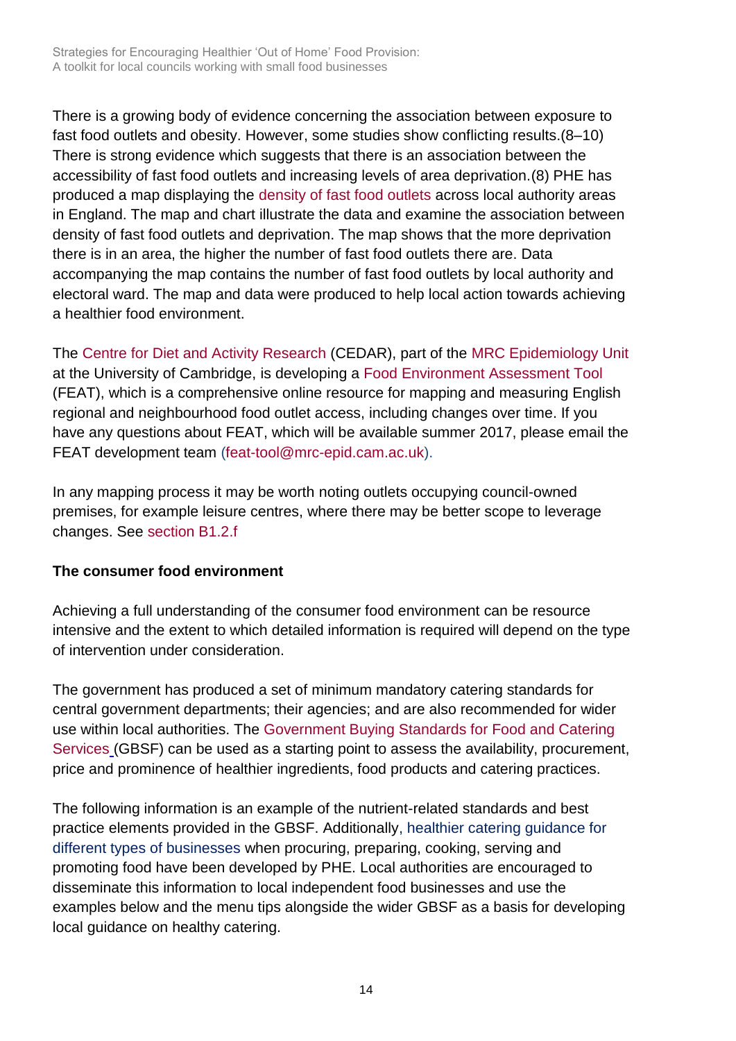There is a growing body of evidence concerning the association between exposure to fast food outlets and obesity. However, some studies show conflicting results.(8–10) There is strong evidence which suggests that there is an association between the accessibility of fast food outlets and increasing levels of area deprivation.(8) PHE has produced a map displaying the density of fast food outlets across local authority areas in England. The map and chart illustrate the data and examine the association between density of fast food outlets and deprivation. The map shows that the more deprivation there is in an area, the higher the number of fast food outlets there are. Data accompanying the map contains the number of fast food outlets by local authority and electoral ward. The map and data were produced to help local action towards achieving a healthier food environment.

The Centre for Diet and Activity Research (CEDAR), part of the MRC Epidemiology Unit at the University of Cambridge, is developing a Food Environment Assessment Tool (FEAT), which is a comprehensive online resource for mapping and measuring English regional and neighbourhood food outlet access, including changes over time. If you have any questions about FEAT, which will be available summer 2017, please email the FEAT development team (feat-tool@mrc-epid.cam.ac.uk).

In any mapping process it may be worth noting outlets occupying council-owned premises, for example leisure centres, where there may be better scope to leverage changes. See section B1.2.f

**The consumer food environment**

Achieving a full understanding of the consumer food environment can be resource intensive and the extent to which detailed information is required will depend on the type of intervention under consideration.

The government has produced a set of minimum mandatory catering standards for central government departments; their agencies; and are also recommended for wider use within local authorities. The Government Buying Standards for Food and Catering Services (GBSF) can be used as a starting point to assess the availability, procurement, price and prominence of healthier ingredients, food products and catering practices.

The following information is an example of the nutrient-related standards and best practice elements provided in the GBSF. Additionally, healthier catering guidance for different types of businesses when procuring, preparing, cooking, serving and promoting food have been developed by PHE. Local authorities are encouraged to disseminate this information to local independent food businesses and use the examples below and the menu tips alongside the wider GBSF as a basis for developing local guidance on healthy catering.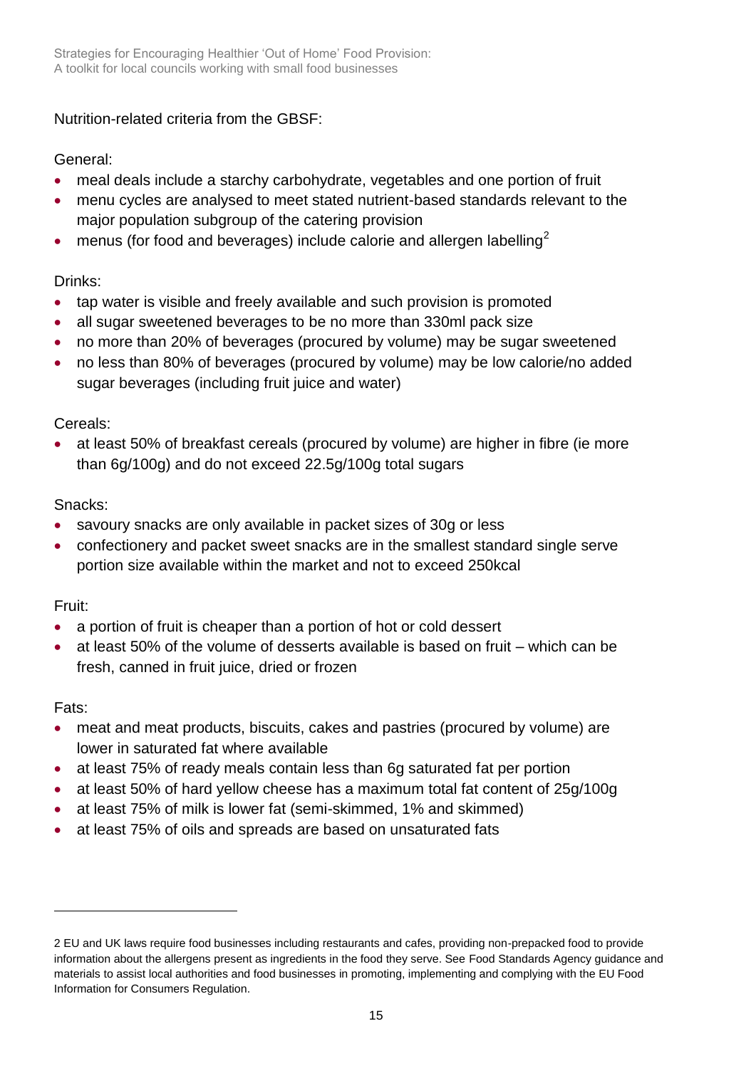Nutrition-related criteria from the GBSF:

General:

- meal deals include a starchy carbohydrate, vegetables and one portion of fruit
- menu cycles are analysed to meet stated nutrient-based standards relevant to the major population subgroup of the catering provision
- menus (for food and beverages) include calorie and allergen labelling[2]

Drinks:

- tap water is visible and freely available and such provision is promoted
- all sugar sweetened beverages to be no more than 330ml pack size
- no more than 20% of beverages (procured by volume) may be sugar sweetened
- no less than 80% of beverages (procured by volume) may be low calorie/no added sugar beverages (including fruit juice and water)

Cereals:

- at least 50% of breakfast cereals (procured by volume) are higher in fibre (ie more than 6g/100g) and do not exceed 22.5g/100g total sugars

Snacks:

- savoury snacks are only available in packet sizes of 30g or less
- confectionery and packet sweet snacks are in the smallest standard single serve portion size available within the market and not to exceed 250kcal

Fruit:

- a portion of fruit is cheaper than a portion of hot or cold dessert
- at least 50% of the volume of desserts available is based on fruit – which can be fresh, canned in fruit juice, dried or frozen

Fats:

- meat and meat products, biscuits, cakes and pastries (procured by volume) are lower in saturated fat where available
- at least 75% of ready meals contain less than 6g saturated fat per portion
- at least 50% of hard yellow cheese has a maximum total fat content of 25g/100g
- at least 75% of milk is lower fat (semi-skimmed, 1% and skimmed)
- at least 75% of oils and spreads are based on unsaturated fats

---

2 EU and UK laws require food businesses including restaurants and cafes, providing non-prepacked food to provide information about the allergens present as ingredients in the food they serve. See Food Standards Agency guidance and materials to assist local authorities and food businesses in promoting, implementing and complying with the EU Food Information for Consumers Regulation.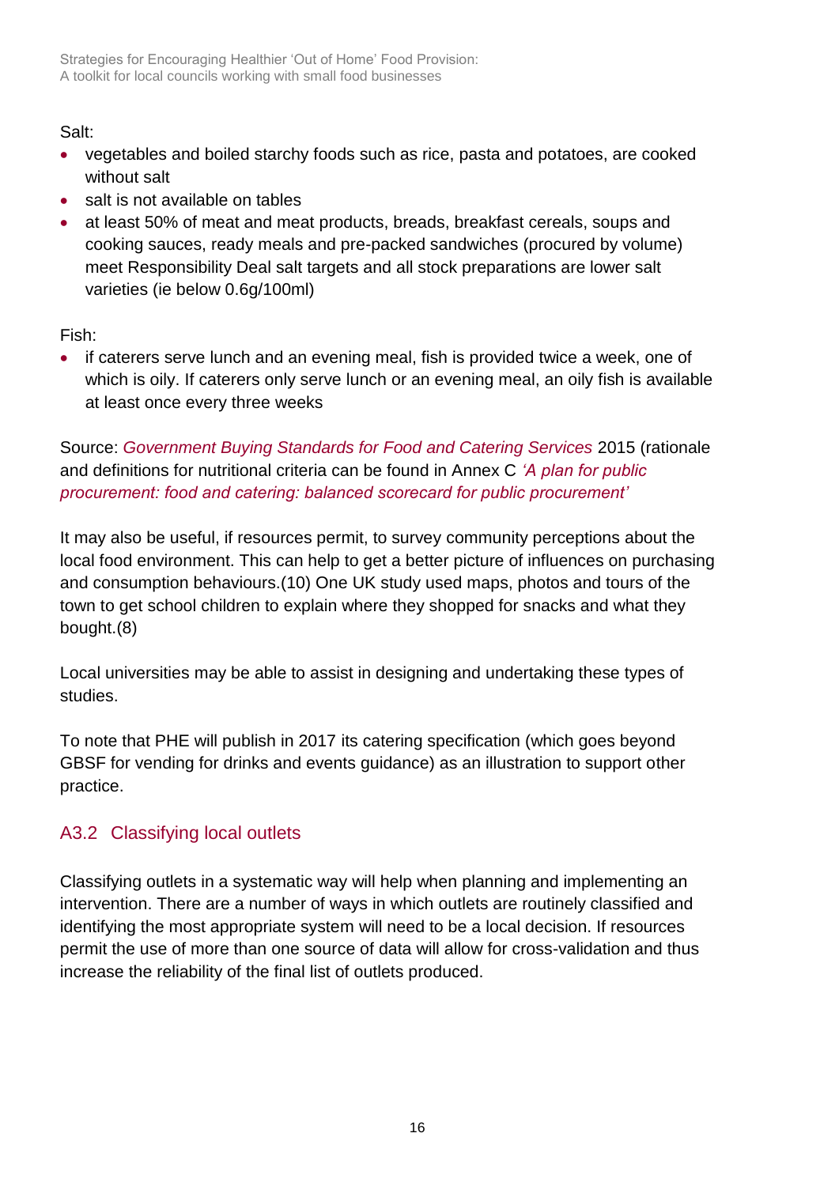Salt:

- vegetables and boiled starchy foods such as rice, pasta and potatoes, are cooked without salt
- salt is not available on tables
- at least 50% of meat and meat products, breads, breakfast cereals, soups and cooking sauces, ready meals and pre-packed sandwiches (procured by volume) meet Responsibility Deal salt targets and all stock preparations are lower salt varieties (ie below 0.6g/100ml)

Fish:

- if caterers serve lunch and an evening meal, fish is provided twice a week, one of which is oily. If caterers only serve lunch or an evening meal, an oily fish is available at least once every three weeks

Source: *Government Buying Standards for Food and Catering Services* 2015 (rationale and definitions for nutritional criteria can be found in Annex C *'A plan for public procurement: food and catering: balanced scorecard for public procurement'*

It may also be useful, if resources permit, to survey community perceptions about the local food environment. This can help to get a better picture of influences on purchasing and consumption behaviours.(10) One UK study used maps, photos and tours of the town to get school children to explain where they shopped for snacks and what they bought.(8)

Local universities may be able to assist in designing and undertaking these types of studies.

To note that PHE will publish in 2017 its catering specification (which goes beyond GBSF for vending for drinks and events guidance) as an illustration to support other practice.

## A3.2 Classifying local outlets

Classifying outlets in a systematic way will help when planning and implementing an intervention. There are a number of ways in which outlets are routinely classified and identifying the most appropriate system will need to be a local decision. If resources permit the use of more than one source of data will allow for cross-validation and thus increase the reliability of the final list of outlets produced.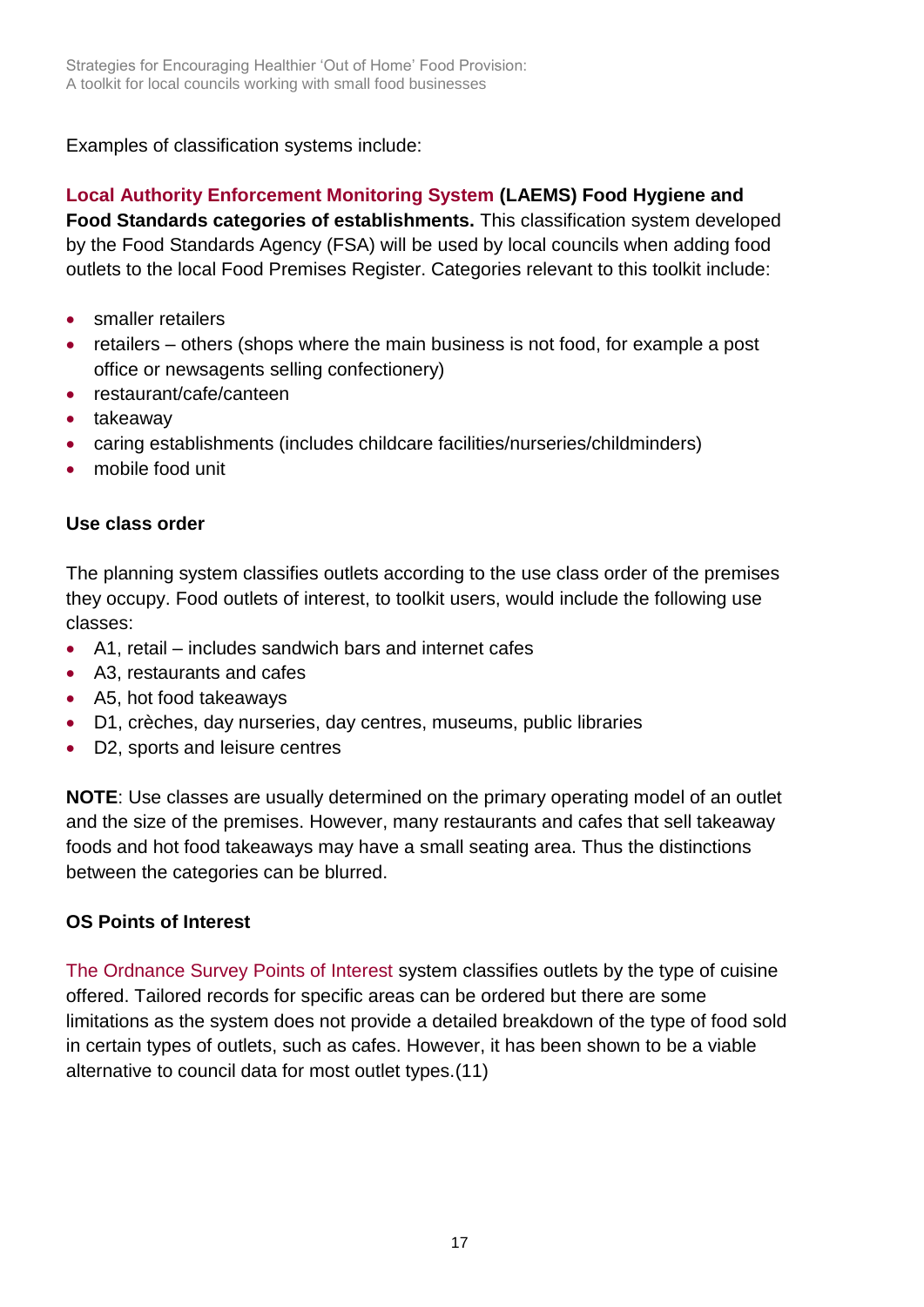Examples of classification systems include:

**Local Authority Enforcement Monitoring System (LAEMS) Food Hygiene and Food Standards categories of establishments.** This classification system developed by the Food Standards Agency (FSA) will be used by local councils when adding food outlets to the local Food Premises Register. Categories relevant to this toolkit include:

- smaller retailers
- retailers – others (shops where the main business is not food, for example a post office or newsagents selling confectionery)
- restaurant/cafe/canteen
- takeaway
- caring establishments (includes childcare facilities/nurseries/childminders)
- mobile food unit

**Use class order**

The planning system classifies outlets according to the use class order of the premises they occupy. Food outlets of interest, to toolkit users, would include the following use classes:

- A1, retail – includes sandwich bars and internet cafes
- A3, restaurants and cafes
- A5, hot food takeaways
- D1, crèches, day nurseries, day centres, museums, public libraries
- D2, sports and leisure centres

**NOTE**: Use classes are usually determined on the primary operating model of an outlet and the size of the premises. However, many restaurants and cafes that sell takeaway foods and hot food takeaways may have a small seating area. Thus the distinctions between the categories can be blurred.

**OS Points of Interest**

The Ordnance Survey Points of Interest system classifies outlets by the type of cuisine offered. Tailored records for specific areas can be ordered but there are some limitations as the system does not provide a detailed breakdown of the type of food sold in certain types of outlets, such as cafes. However, it has been shown to be a viable alternative to council data for most outlet types.(11)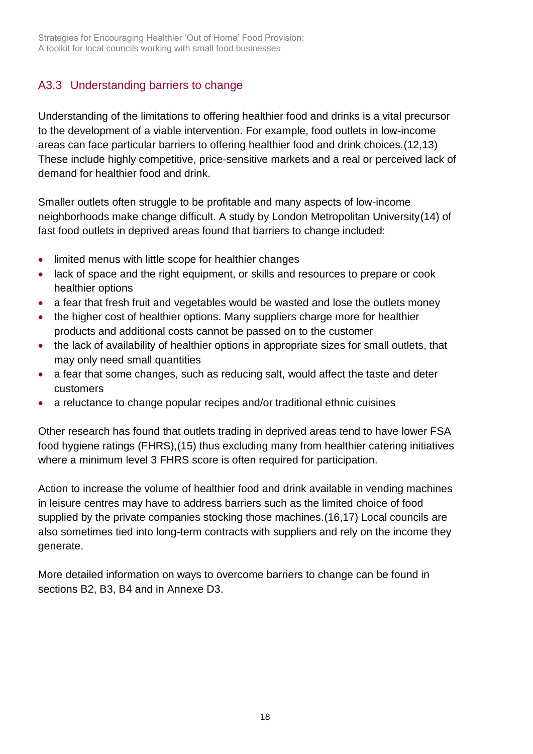## A3.3 Understanding barriers to change

Understanding of the limitations to offering healthier food and drinks is a vital precursor to the development of a viable intervention. For example, food outlets in low-income areas can face particular barriers to offering healthier food and drink choices.(12,13) These include highly competitive, price-sensitive markets and a real or perceived lack of demand for healthier food and drink.

Smaller outlets often struggle to be profitable and many aspects of low-income neighborhoods make change difficult. A study by London Metropolitan University(14) of fast food outlets in deprived areas found that barriers to change included:

- limited menus with little scope for healthier changes
- lack of space and the right equipment, or skills and resources to prepare or cook healthier options
- a fear that fresh fruit and vegetables would be wasted and lose the outlets money
- the higher cost of healthier options. Many suppliers charge more for healthier products and additional costs cannot be passed on to the customer
- the lack of availability of healthier options in appropriate sizes for small outlets, that may only need small quantities
- a fear that some changes, such as reducing salt, would affect the taste and deter customers
- a reluctance to change popular recipes and/or traditional ethnic cuisines

Other research has found that outlets trading in deprived areas tend to have lower FSA food hygiene ratings (FHRS),(15) thus excluding many from healthier catering initiatives where a minimum level 3 FHRS score is often required for participation.

Action to increase the volume of healthier food and drink available in vending machines in leisure centres may have to address barriers such as the limited choice of food supplied by the private companies stocking those machines.(16,17) Local councils are also sometimes tied into long-term contracts with suppliers and rely on the income they generate.

More detailed information on ways to overcome barriers to change can be found in sections B2, B3, B4 and in Annexe D3.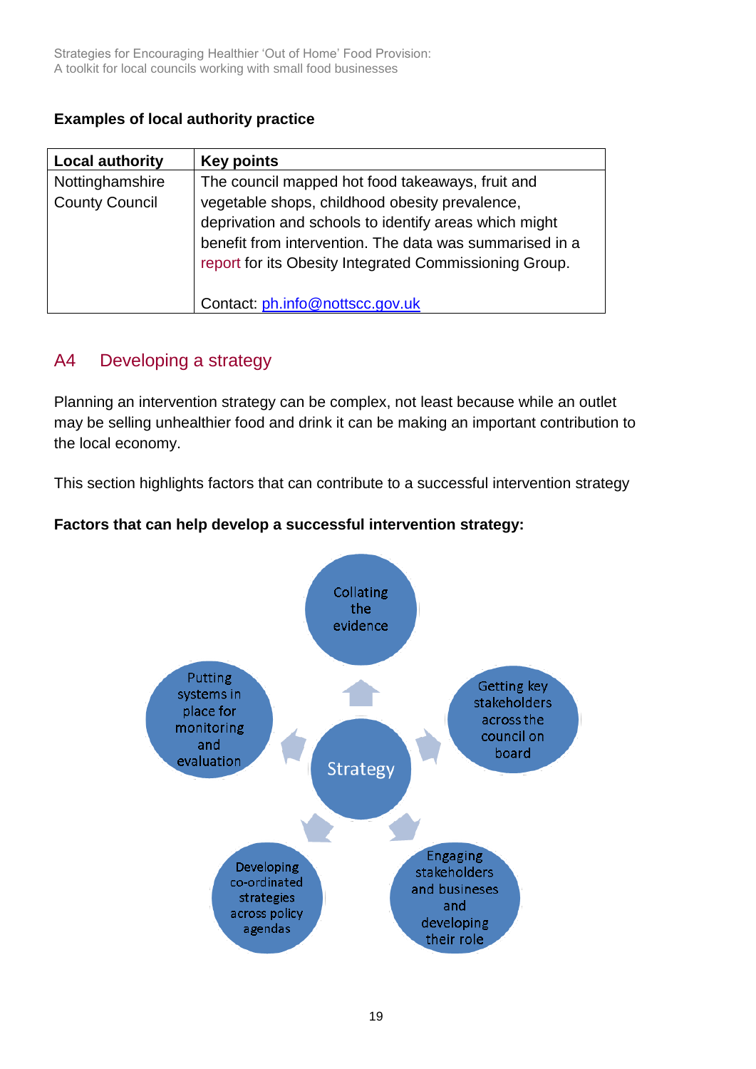**Examples of local authority practice**

| Local authority | Key points |
|---|---|
| Nottinghamshire County Council | The council mapped hot food takeaways, fruit and vegetable shops, childhood obesity prevalence, deprivation and schools to identify areas which might benefit from intervention. The was summarised in a report for its Obesity Integrated Commissioning Group.<br><br>Contact: ph.info@nottscc.gov.uk |

## A4 Developing a strategy

Planning an intervention strategy can be complex, not least because while an outlet may be selling unhealthier food and drink it can be making an important contribution to the local economy.

This section highlights factors that can contribute to a successful intervention strategy

**Factors that can help develop a successful intervention strategy:**

- Strategy
  - Collating the evidence
  - Getting key stakeholders across the council on board
  - Engaging stakeholders and busineses and developing their role
  - Developing co-ordinated strategies across policy agendas
  - Putting systems in place for monitoring and evaluation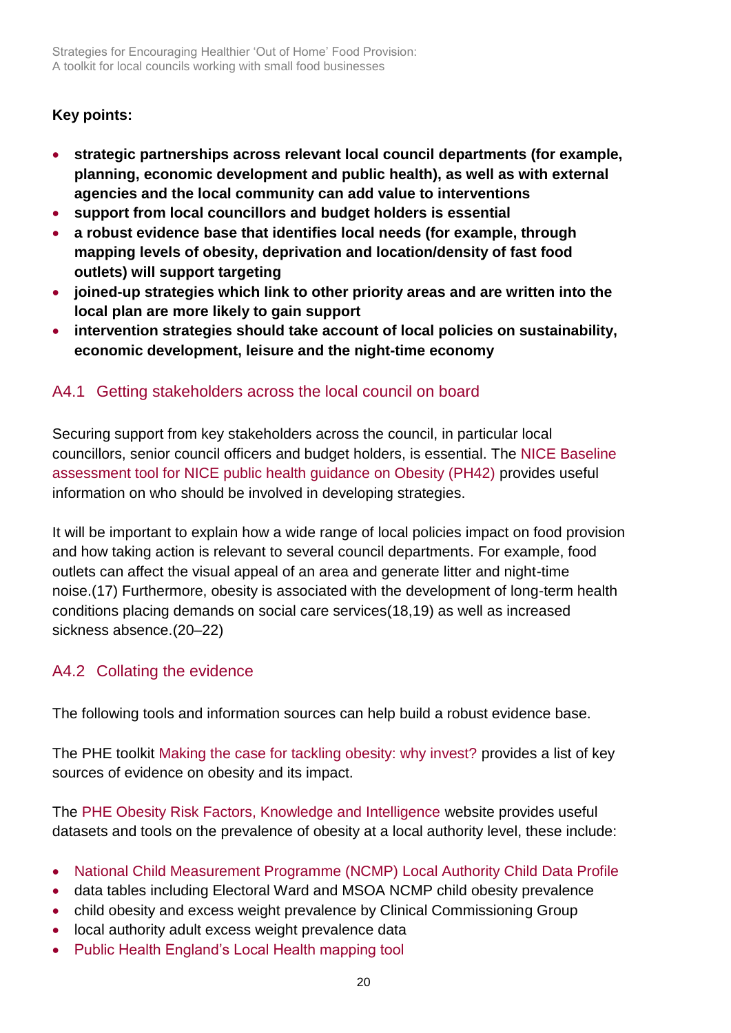**Key points:**

- **strategic partnerships across relevant local council departments (for example, planning, economic development and public health), as well as with external agencies and the local community can add value to interventions**
- **support from local councillors and budget holders is essential**
- **a robust evidence base that identifies local needs (for example, through mapping levels of obesity, deprivation and location/density of fast food outlets) will support targeting**
- **joined-up strategies which link to other priority areas and are written into the local plan are more likely to gain support**
- **intervention strategies should take account of local policies on sustainability, economic development, leisure and the night-time economy**

## A4.1 Getting stakeholders across the local council on board

Securing support from key stakeholders across the council, in particular local councillors, senior council officers and budget holders, is essential. The NICE Baseline assessment tool for NICE public health guidance on Obesity (PH42) provides useful information on who should be involved in developing strategies.

It will be important to explain how a wide range of local policies impact on food provision and how taking action is relevant to several council departments. For example, food outlets can affect the visual appeal of an area and generate litter and night-time noise.(17) Furthermore, obesity is associated with the development of long-term health conditions placing demands on social care services(18,19) as well as increased sickness absence.(20–22)

## A4.2 Collating the evidence

The following tools and information sources can help build a robust evidence base.

The PHE toolkit Making the case for tackling obesity: why invest? provides a list of key sources of evidence on obesity and its impact.

The PHE Obesity Risk Factors, Knowledge and Intelligence website provides useful datasets and tools on the prevalence of obesity at a local authority level, these include:

- National Child Measurement Programme (NCMP) Local Authority Child Data Profile
- data tables including Electoral Ward and MSOA NCMP child obesity prevalence
- child obesity and excess weight prevalence by Clinical Commissioning Group
- local authority adult excess weight prevalence data
- Public Health England's Local Health mapping tool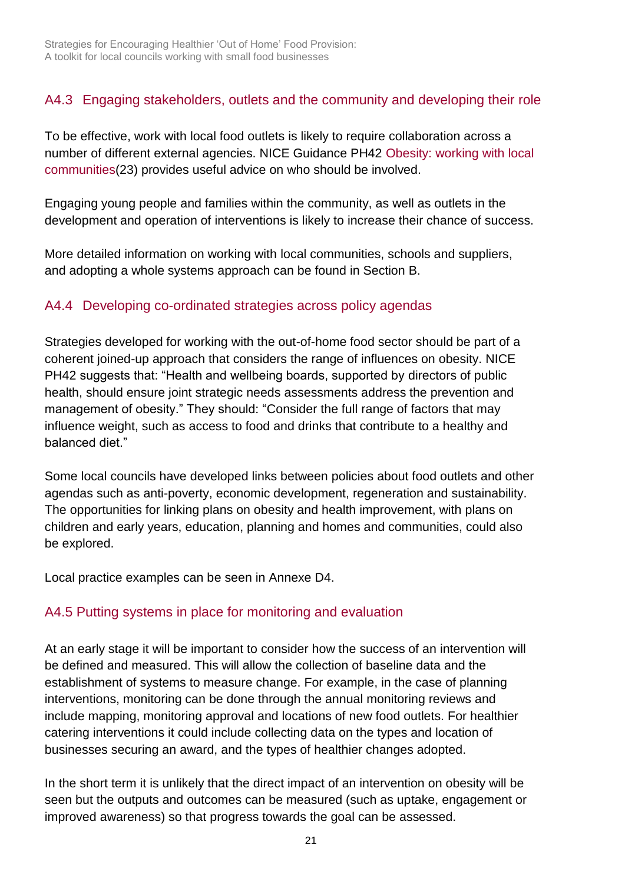## A4.3 Engaging stakeholders, outlets and the community and developing their role

To be effective, work with local food outlets is likely to require collaboration across a number of different external agencies. NICE Guidance PH42 Obesity: working with local communities(23) provides useful advice on who should be involved.

Engaging young people and families within the community, as well as outlets in the development and operation of interventions is likely to increase their chance of success.

More detailed information on working with local communities, schools and suppliers, and adopting a whole systems approach can be found in Section B.

## A4.4 Developing co-ordinated strategies across policy agendas

Strategies developed for working with the out-of-home food sector should be part of a coherent joined-up approach that considers the range of influences on obesity. NICE PH42 suggests that: "Health and wellbeing boards, supported by directors of public health, should ensure joint strategic needs assessments address the prevention and management of obesity." They should: "Consider the full range of factors that may influence weight, such as access to food and drinks that contribute to a healthy and balanced diet."

Some local councils have developed links between policies about food outlets and other agendas such as anti-poverty, economic development, regeneration and sustainability. The opportunities for linking plans on obesity and health improvement, with plans on children and early years, education, planning and homes and communities, could also be explored.

Local practice examples can be seen in Annexe D4.

## A4.5 Putting systems in place for monitoring and evaluation

At an early stage it will be important to consider how the success of an intervention will be defined and measured. This will allow the collection of baseline data and the establishment of systems to measure change. For example, in the case of planning interventions, monitoring can be done through the annual monitoring reviews and include mapping, monitoring approval and locations of new food outlets. For healthier catering interventions it could include collecting data on the types and location of businesses securing an award, and the types of healthier changes adopted.

In the short term it is unlikely that the direct impact of an intervention on obesity will be seen but the outputs and outcomes can be measured (such as uptake, engagement or improved awareness) so that progress towards the goal can be assessed.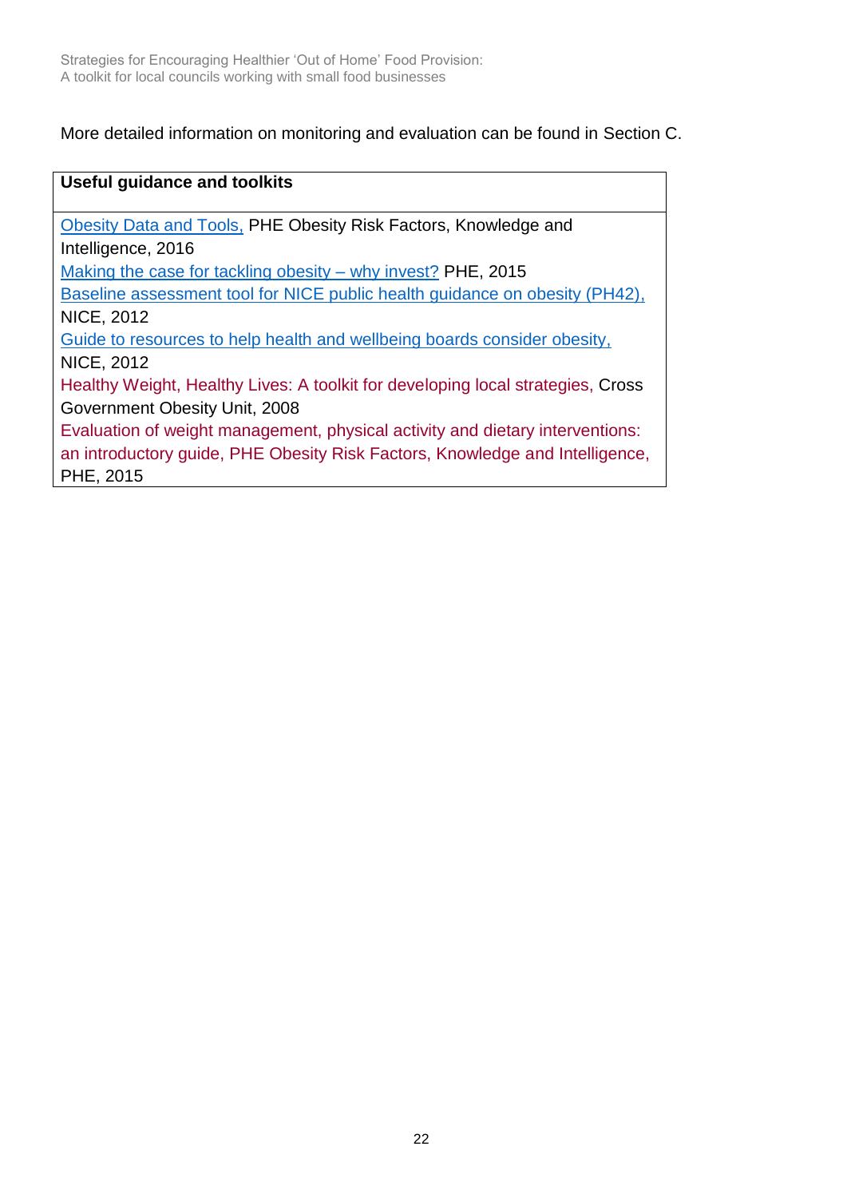More detailed information on monitoring and evaluation can be found in Section C.

| **Useful guidance and toolkits** |
|---|
| Obesity Data and Tools, PHE Obesity Risk Factors, Knowledge and Intelligence, 2016<br>Making the case for tackling obesity – why invest? PHE, 2015<br>Baseline assessment tool for NICE public health guidance on obesity (PH42), NICE, 2012<br>Guide to resources to help health and wellbeing boards consider obesity, NICE, 2012<br>Healthy Weight, Healthy Lives: A toolkit for developing local strategies, Cross Government Obesity Unit, 2008<br>Evaluation of weight management, physical activity and dietary interventions: an introductory guide, PHE Obesity Risk Factors, Knowledge and Intelligence, PHE, 2015 |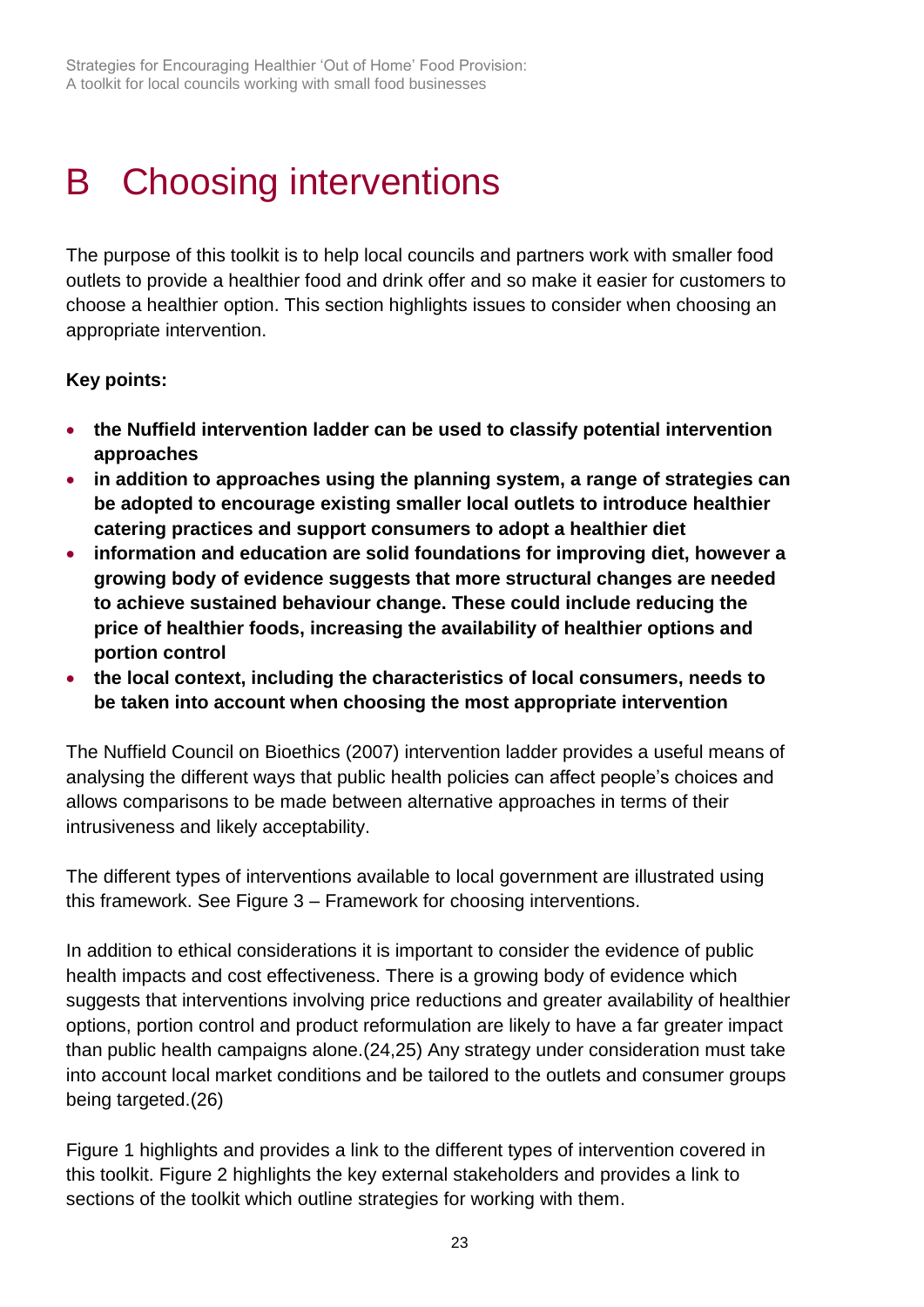# B Choosing interventions

The purpose of this toolkit is to help local councils and partners work with smaller food outlets to provide a healthier food and drink offer and so make it easier for customers to choose a healthier option. This section highlights issues to consider when choosing an appropriate intervention.

**Key points:**

- **the Nuffield intervention ladder can be used to classify potential intervention approaches**
- **in addition to approaches using the planning system, a range of strategies can be adopted to encourage existing smaller local outlets to introduce healthier catering practices and support consumers to adopt a healthier diet**
- **information and education are solid foundations for improving diet, however a growing body of evidence suggests that more structural changes are needed to achieve sustained behaviour change. These could include reducing the price of healthier foods, increasing the availability of healthier options and portion control**
- **the local context, including the characteristics of local consumers, needs to be taken into account when choosing the most appropriate intervention**

The Nuffield Council on Bioethics (2007) intervention ladder provides a useful means of analysing the different ways that public health policies can affect people's choices and allows comparisons to be made between alternative approaches in terms of their intrusiveness and likely acceptability.

The different types of interventions available to local government are illustrated using this framework. See Figure 3 – Framework for choosing interventions.

In addition to ethical considerations it is important to consider the evidence of public health impacts and cost effectiveness. There is a growing body of evidence which suggests that interventions involving price reductions and greater availability of healthier options, portion control and product reformulation are likely to have a far greater impact than public health campaigns alone.(24,25) Any strategy under consideration must take into account local market conditions and be tailored to the outlets and consumer groups being targeted.(26)

Figure 1 highlights and provides a link to the different types of intervention covered in this toolkit. Figure 2 highlights the key external stakeholders and provides a link to sections of the toolkit which outline strategies for working with them.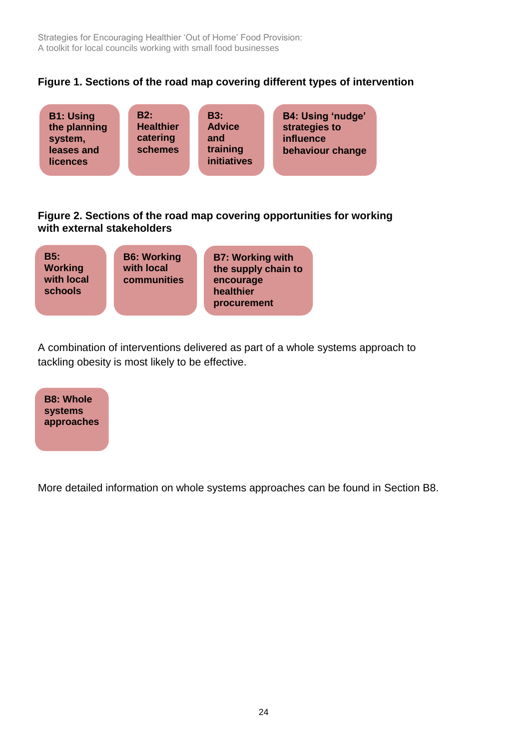**Figure 1. Sections of the road map covering different types of intervention**

- **B1: Using the planning system, leases and licences**
- **B2: Healthier catering schemes**
- **B3: Advice and training initiatives**
- **B4: Using 'nudge' strategies to influence behaviour change**

**Figure 2. Sections of the road map covering opportunities for working with external stakeholders**

- **B5: Working with local schools**
- **B6: Working with local communities**
- **B7: Working with the supply chain to encourage healthier procurement**

A combination of interventions delivered as part of a whole systems approach to tackling obesity is most likely to be effective.

- **B8: Whole systems approaches**

More detailed information on whole systems approaches can be found in Section B8.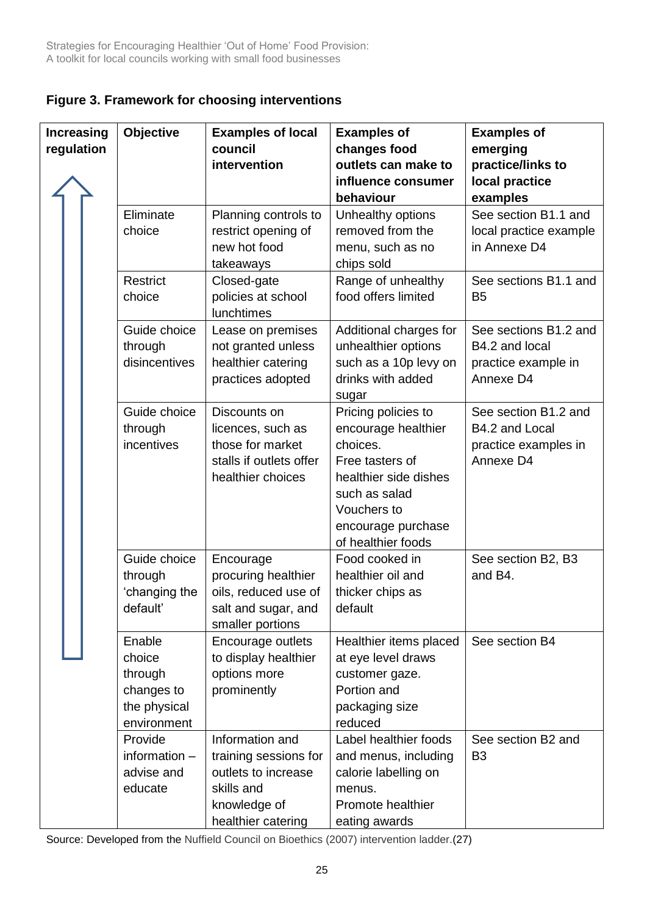**Figure 3. Framework for choosing interventions**

| Increasing regulation | Objective | Examples of local council intervention | Examples of changes food outlets can make to influence consumer behaviour | Examples of emerging practice/links to local practice examples |
|---|---|---|---|---|
| ↑ | Eliminate choice | Planning controls to restrict opening of new hot food takeaways | Unhealthy options removed from the menu, such as no chips sold | See section B1.1 and local practice example in Annexe D4 |
| | Restrict choice | Closed-gate policies at school lunchtimes | Range of unhealthy food offers limited | See sections B1.1 and B5 |
| | Guide choice through disincentives | Lease on premises not granted unless healthier catering practices adopted | Additional charges for unhealthier options such as a 10p levy on drinks with added sugar | See sections B1.2 and B4.2 and local practice example in Annexe D4 |
| | Guide choice through incentives | Discounts on licences, such as those for market stalls if outlets offer healthier choices | Pricing policies to encourage healthier choices.<br>Free tasters of healthier side dishes such as salad<br>Vouchers to encourage purchase of healthier foods | See section B1.2 and B4.2 and Local practice examples in Annexe D4 |
| | Guide choice through 'changing the default' | Encourage procuring healthier oils, reduced use of salt and sugar, and smaller portions | Food cooked in healthier oil and thicker chips as default | See section B2, B3 and B4. |
| | Enable choice through changes to the physical environment | Encourage outlets to display healthier options more prominently | Healthier items placed at eye level draws customer gaze.<br>Portion and packaging size reduced | See section B4 |
| | Provide information – advise and educate | Information and training sessions for outlets to increase skills and knowledge of healthier catering | Label healthier foods and menus, including calorie labelling on menus.<br>Promote healthier eating awards | See section B2 and B3 |

Source: Developed from the Nuffield Council on Bioethics (2007) intervention ladder.(27)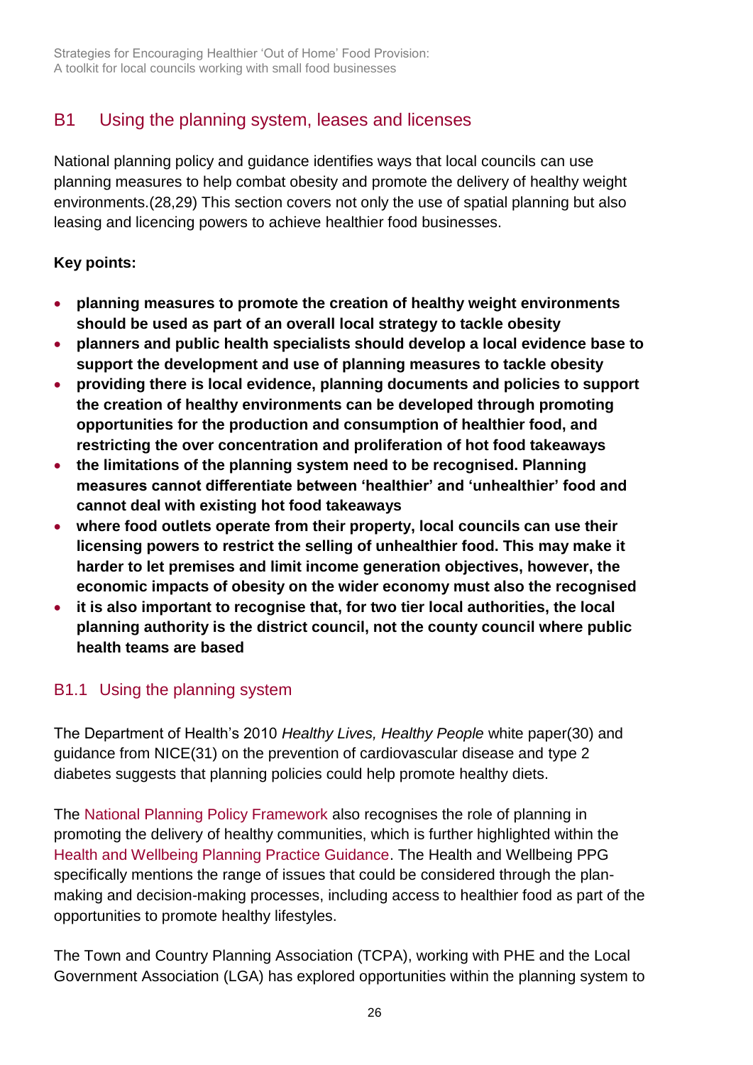## B1 Using the planning system, leases and licenses

National planning policy and guidance identifies ways that local councils can use planning measures to help combat obesity and promote the delivery of healthy weight environments.(28,29) This section covers not only the use of spatial planning but also leasing and licencing powers to achieve healthier food businesses.

**Key points:**

- **planning measures to promote the creation of healthy weight environments should be used as part of an overall local strategy to tackle obesity**
- **planners and public health specialists should develop a local evidence base to support the development and use of planning measures to tackle obesity**
- **providing there is local evidence, planning documents and policies to support the creation of healthy environments can be developed through promoting opportunities for the production and consumption of healthier food, and restricting the over concentration and proliferation of hot food takeaways**
- **the limitations of the planning system need to be recognised. Planning measures cannot differentiate between 'healthier' and 'unhealthier' food and cannot deal with existing hot food takeaways**
- **where food outlets operate from their property, local councils can use their licensing powers to restrict the selling of unhealthier food. This may make it harder to let premises and limit income generation objectives, however, the economic impacts of obesity on the wider economy must also the recognised**
- **it is also important to recognise that, for two tier local authorities, the local planning authority is the district council, not the county council where public health teams are based**

### B1.1 Using the planning system

The Department of Health's 2010 *Healthy Lives, Healthy People* white paper(30) and guidance from NICE(31) on the prevention of cardiovascular disease and type 2 diabetes suggests that planning policies could help promote healthy diets.

The National Planning Policy Framework also recognises the role of planning in promoting the delivery of healthy communities, which is further highlighted within the Health and Wellbeing Planning Practice Guidance. The Health and Wellbeing PPG specifically mentions the range of issues that could be considered through the plan-making and decision-making processes, including access to healthier food as part of the opportunities to promote healthy lifestyles.

The Town and Country Planning Association (TCPA), working with PHE and the Local Government Association (LGA) has explored opportunities within the planning system to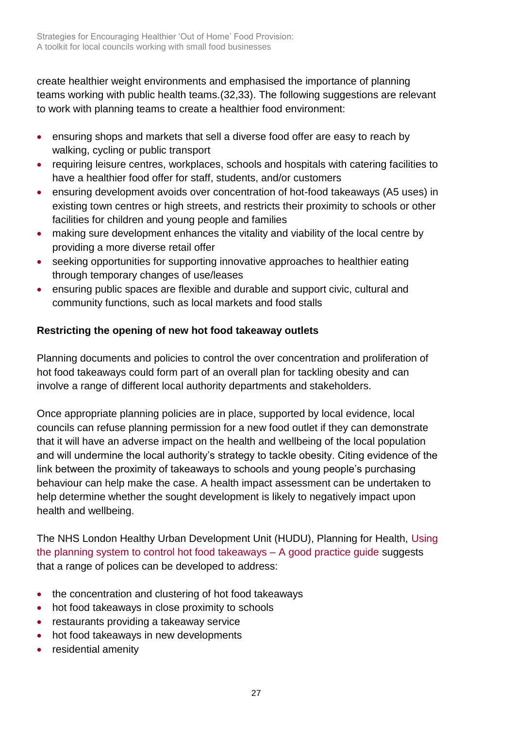create healthier weight environments and emphasised the importance of planning teams working with public health teams.(32,33). The following suggestions are relevant to work with planning teams to create a healthier food environment:

- ensuring shops and markets that sell a diverse food offer are easy to reach by walking, cycling or public transport
- requiring leisure centres, workplaces, schools and hospitals with catering facilities to have a healthier food offer for staff, students, and/or customers
- ensuring development avoids over concentration of hot-food takeaways (A5 uses) in existing town centres or high streets, and restricts their proximity to schools or other facilities for children and young people and families
- making sure development enhances the vitality and viability of the local centre by providing a more diverse retail offer
- seeking opportunities for supporting innovative approaches to healthier eating through temporary changes of use/leases
- ensuring public spaces are flexible and durable and support civic, cultural and community functions, such as local markets and food stalls

**Restricting the opening of new hot food takeaway outlets**

Planning documents and policies to control the over concentration and proliferation of hot food takeaways could form part of an overall plan for tackling obesity and can involve a range of different local authority departments and stakeholders.

Once appropriate planning policies are in place, supported by local evidence, local councils can refuse planning permission for a new food outlet if they can demonstrate that it will have an adverse impact on the health and wellbeing of the local population and will undermine the local authority's strategy to tackle obesity. Citing evidence of the link between the proximity of takeaways to schools and young people's purchasing behaviour can help make the case. A health impact assessment can be undertaken to help determine whether the sought development is likely to negatively impact upon health and wellbeing.

The NHS London Healthy Urban Development Unit (HUDU), Planning for Health, Using the planning system to control hot food takeaways – A good practice guide suggests that a range of polices can be developed to address:

- the concentration and clustering of hot food takeaways
- hot food takeaways in close proximity to schools
- restaurants providing a takeaway service
- hot food takeaways in new developments
- residential amenity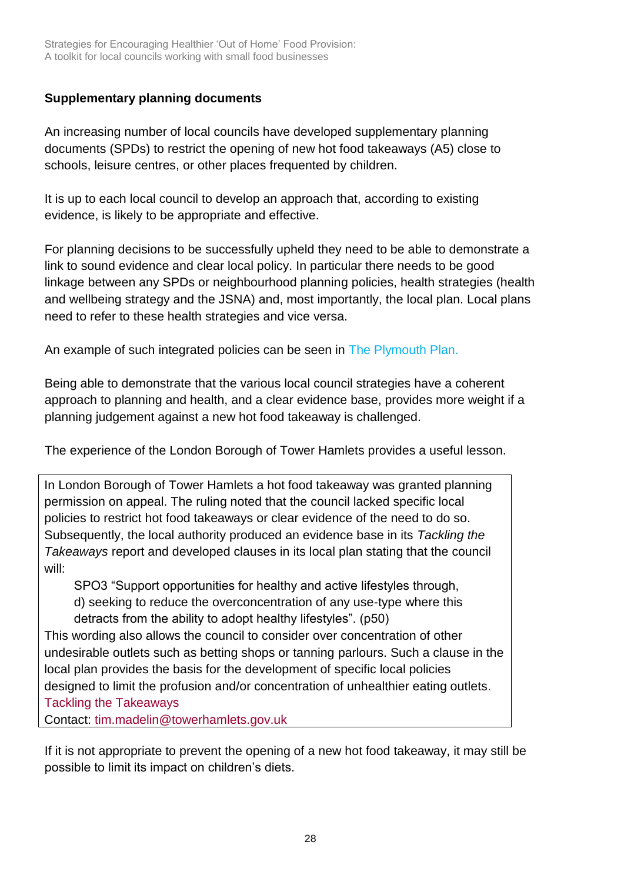## Supplementary planning documents

An increasing number of local councils have developed supplementary planning documents (SPDs) to restrict the opening of new hot food takeaways (A5) close to schools, leisure centres, or other places frequented by children.

It is up to each local council to develop an approach that, according to existing evidence, is likely to be appropriate and effective.

For planning decisions to be successfully upheld they need to be able to demonstrate a link to sound evidence and clear local policy. In particular there needs to be good linkage between any SPDs or neighbourhood planning policies, health strategies (health and wellbeing strategy and the JSNA) and, most importantly, the local plan. Local plans need to refer to these health strategies and vice versa.

An example of such integrated policies can be seen in The Plymouth Plan.

Being able to demonstrate that the various local council strategies have a coherent approach to planning and health, and a clear evidence base, provides more weight if a planning judgement against a new hot food takeaway is challenged.

The experience of the London Borough of Tower Hamlets provides a useful lesson.

> In London Borough of Tower Hamlets a hot food takeaway was granted planning permission on appeal. The ruling noted that the council lacked specific local policies to restrict hot food takeaways or clear evidence of the need to do so. Subsequently, the local authority produced an evidence base in its *Tackling the Takeaways* report and developed clauses in its local plan stating that the council will:
>
> > SPO3 "Support opportunities for healthy and active lifestyles through,
> > d) seeking to reduce the overconcentration of any use-type where this detracts from the ability to adopt healthy lifestyles". (p50)
>
> This wording also allows the council to consider over concentration of other undesirable outlets such as betting shops or tanning parlours. Such a clause in the local plan provides the basis for the development of specific local policies designed to limit the profusion and/or concentration of unhealthier eating outlets.
> Tackling the Takeaways
> Contact: tim.madelin@towerhamlets.gov.uk

If it is not appropriate to prevent the opening of a new hot food takeaway, it may still be possible to limit its impact on children's diets.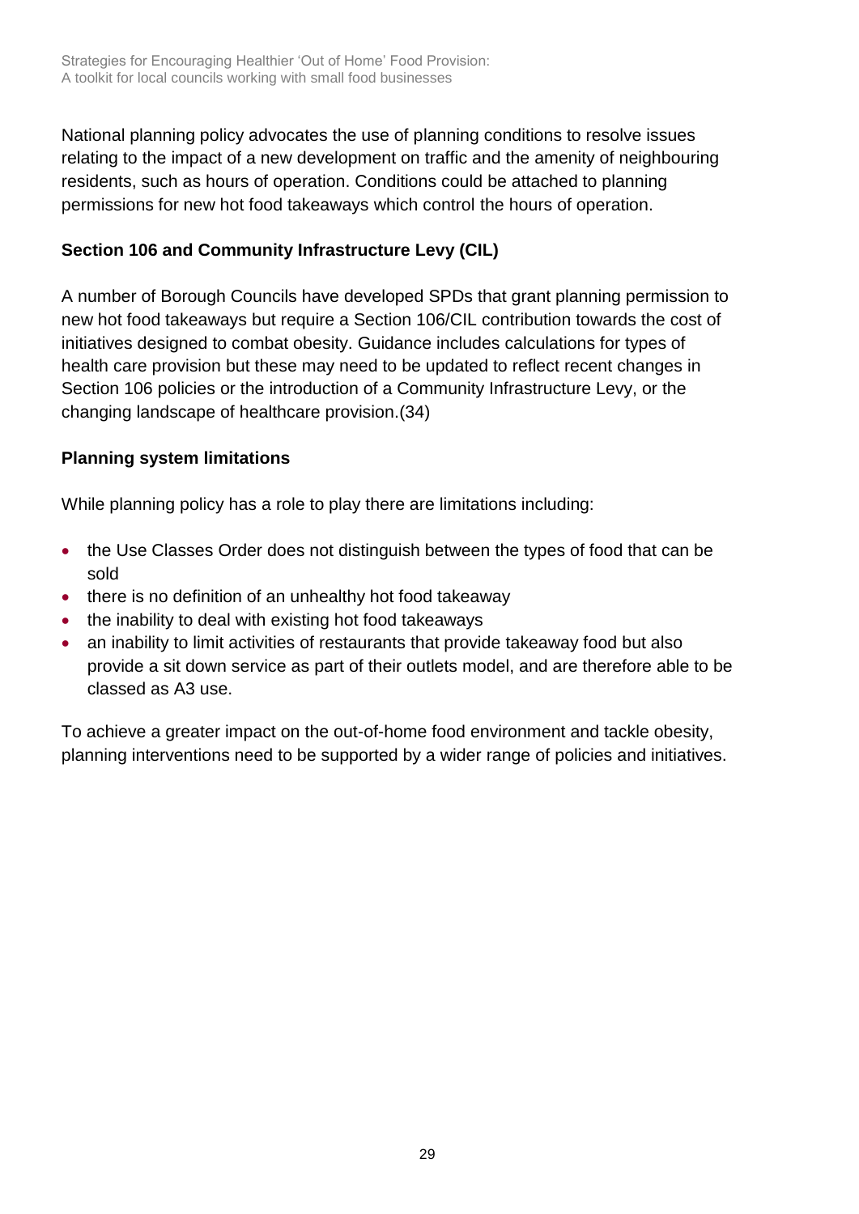National planning policy advocates the use of planning conditions to resolve issues relating to the impact of a new development on traffic and the amenity of neighbouring residents, such as hours of operation. Conditions could be attached to planning permissions for new hot food takeaways which control the hours of operation.

**Section 106 and Community Infrastructure Levy (CIL)**

A number of Borough Councils have developed SPDs that grant planning permission to new hot food takeaways but require a Section 106/CIL contribution towards the cost of initiatives designed to combat obesity. Guidance includes calculations for types of health care provision but these may need to be updated to reflect recent changes in Section 106 policies or the introduction of a Community Infrastructure Levy, or the changing landscape of healthcare provision.(34)

**Planning system limitations**

While planning policy has a role to play there are limitations including:

- the Use Classes Order does not distinguish between the types of food that can be sold
- there is no definition of an unhealthy hot food takeaway
- the inability to deal with existing hot food takeaways
- an inability to limit activities of restaurants that provide takeaway food but also provide a sit down service as part of their outlets model, and are therefore able to be classed as A3 use.

To achieve a greater impact on the out-of-home food environment and tackle obesity, planning interventions need to be supported by a wider range of policies and initiatives.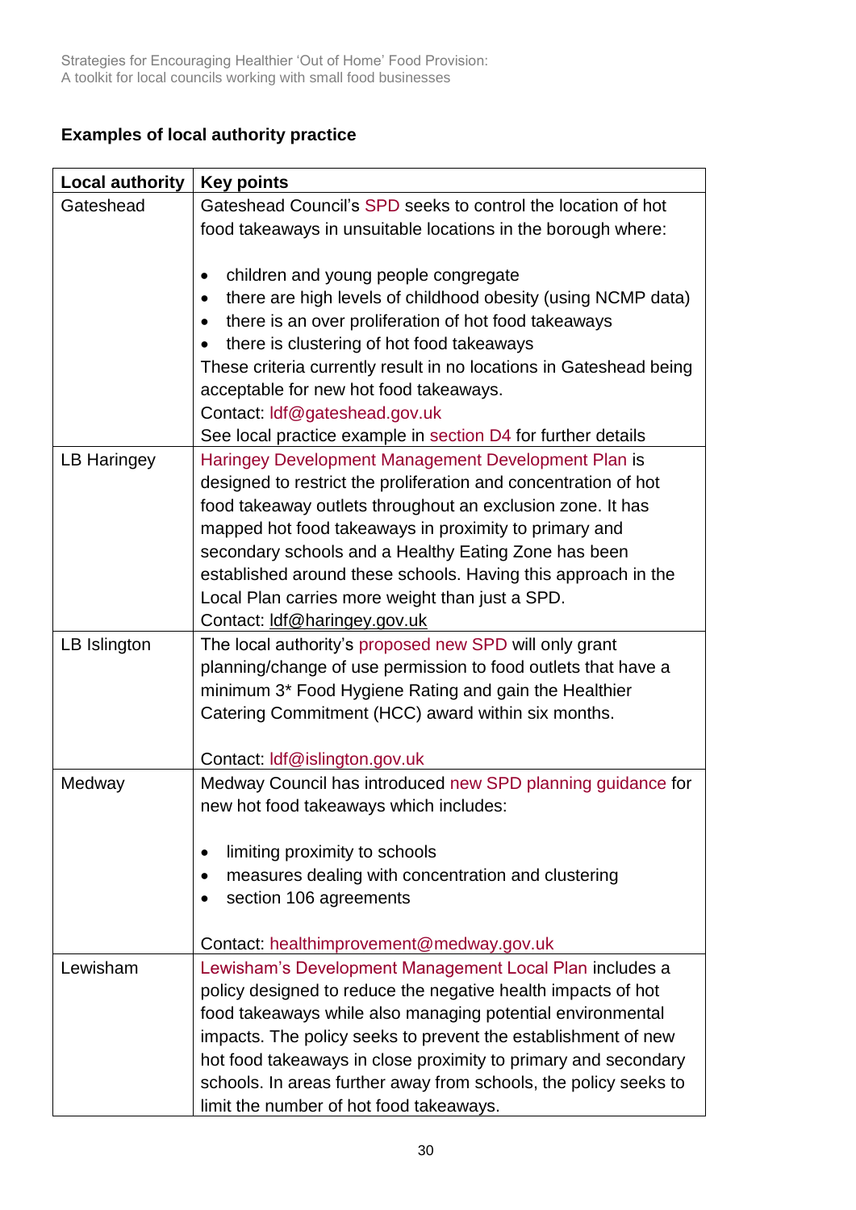### Examples of local authority practice

| Local authority | Key points |
|---|---|
| Gateshead | Gateshead Council's SPD seeks to control the location of hot food takeaways in unsuitable locations in the borough where:<br><br>• children and young people congregate<br>• there are high levels of childhood obesity (using NCMP data)<br>• there is an over proliferation of hot food takeaways<br>• there is clustering of hot food takeaways<br>These criteria currently result in no locations in Gateshead being acceptable for new hot food takeaways.<br>Contact: ldf@gateshead.gov.uk<br>See local practice example in section D4 for further details |
| LB Haringey | Haringey Development Management Development Plan is designed to restrict the proliferation and concentration of hot food takeaway outlets throughout an exclusion zone. It has mapped hot food takeaways in proximity to primary and secondary schools and a Healthy Eating Zone has been established around these schools. Having this approach in the Local Plan carries more weight than just a SPD.<br>Contact: ldf@haringey.gov.uk |
| LB Islington | The local authority's proposed new SPD will only grant planning/change of use permission to food outlets that have a minimum 3* Food Hygiene Rating and gain the Healthier Catering Commitment (HCC) award within six months.<br><br>Contact: ldf@islington.gov.uk |
| Medway | Medway Council has introduced new SPD planning guidance for new hot food takeaways which includes:<br><br>• limiting proximity to schools<br>• measures dealing with concentration and clustering<br>• section 106 agreements<br><br>Contact: healthimprovement@medway.gov.uk |
| Lewisham | Lewisham's Development Management Local Plan includes a policy designed to reduce the negative health impacts of hot food takeaways while also managing potential environmental impacts. The policy seeks to prevent the establishment of new hot food takeaways in close proximity to primary and secondary schools. In areas further away from schools, the policy seeks to limit the number of hot food takeaways. |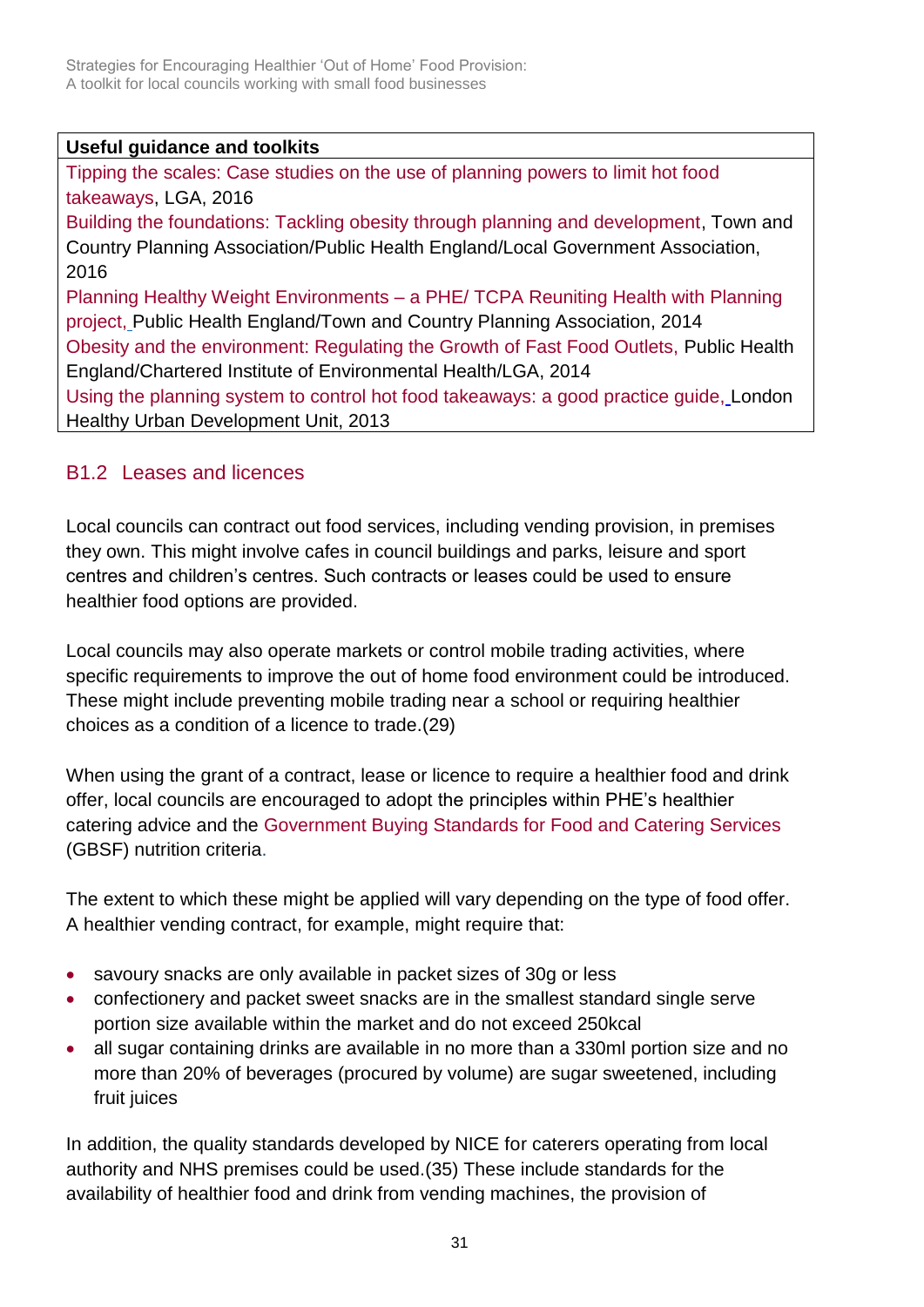| Useful guidance and toolkits |
| --- |
| Tipping the scales: Case studies on the use of planning powers to limit hot food takeaways, LGA, 2016<br>Building the foundations: Tackling obesity through planning and development, Town and Country Planning Association/Public Health England/Local Government Association, 2016<br>Planning Healthy Weight Environments – a PHE/ TCPA Reuniting Health with Planning project, Public Health England/Town and Country Planning Association, 2014<br>Obesity and the environment: Regulating the Growth of Fast Food Outlets, Public Health England/Chartered Institute of Environmental Health/LGA, 2014<br>Using the planning system to control hot food takeaways: a good practice guide, London Healthy Urban Development Unit, 2013 |

### B1.2 Leases and licences

Local councils can contract out food services, including vending provision, in premises they own. This might involve cafes in council buildings and parks, leisure and sport centres and children's centres. Such contracts or leases could be used to ensure healthier food options are provided.

Local councils may also operate markets or control mobile trading activities, where specific requirements to improve the out of home food environment could be introduced. These might include preventing mobile trading near a school or requiring healthier choices as a condition of a licence to trade.(29)

When using the grant of a contract, lease or licence to require a healthier food and drink offer, local councils are encouraged to adopt the principles within PHE's healthier catering advice and the Government Buying Standards for Food and Catering Services (GBSF) nutrition criteria.

The extent to which these might be applied will vary depending on the type of food offer. A healthier vending contract, for example, might require that:

- savoury snacks are only available in packet sizes of 30g or less
- confectionery and packet sweet snacks are in the smallest standard single serve portion size available within the market and do not exceed 250kcal
- all sugar containing drinks are available in no more than a 330ml portion size and no more than 20% of beverages (procured by volume) are sugar sweetened, including fruit juices

In addition, the quality standards developed by NICE for caterers operating from local authority and NHS premises could be used.(35) These include standards for the availability of healthier food and drink from vending machines, the provision of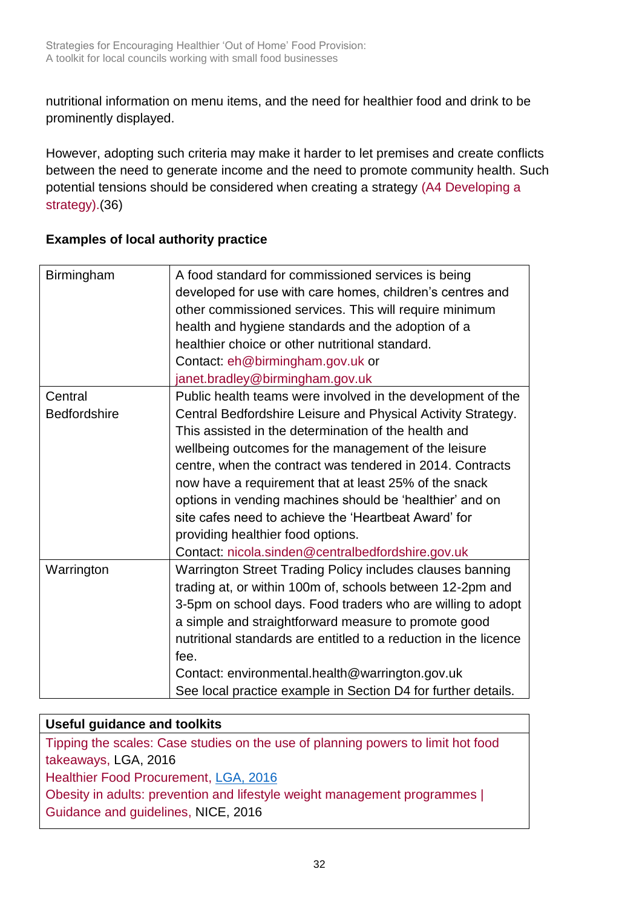nutritional information on menu items, and the need for healthier food and drink to be prominently displayed.

However, adopting such criteria may make it harder to let premises and create conflicts between the need to generate income and the need to promote community health. Such potential tensions should be considered when creating a strategy (A4 Developing a strategy).(36)

**Examples of local authority practice**

| | |
|---|---|
| Birmingham | A food standard for commissioned services is being developed for use with care homes, children's centres and other commissioned services. This will require minimum health and hygiene standards and the adoption of a healthier choice or other nutritional standard.<br>Contact: eh@birmingham.gov.uk or janet.bradley@birmingham.gov.uk |
| Central Bedfordshire | Public health teams were involved in the development of the Central Bedfordshire Leisure and Physical Activity Strategy. This assisted in the determination of the health and wellbeing outcomes for the management of the leisure centre, when the contract was tendered in 2014. Contracts now have a requirement that at least 25% of the snack options in vending machines should be 'healthier' and on site cafes need to achieve the 'Heartbeat Award' for providing healthier food options.<br>Contact: nicola.sinden@centralbedfordshire.gov.uk |
| Warrington | Warrington Street Trading Policy includes clauses banning trading at, or within 100m of, schools between 12-2pm and 3-5pm on school days. Food traders who are willing to adopt a simple and straightforward measure to promote good nutritional standards are entitled to a reduction in the licence fee.<br>Contact: environmental.health@warrington.gov.uk<br>See local practice example in Section D4 for further details. |

| Useful guidance and toolkits |
|---|
| Tipping the scales: Case studies on the use of planning powers to limit hot food takeaways, LGA, 2016<br>Healthier Food Procurement, LGA, 2016<br>Obesity in adults: prevention and lifestyle weight management programmes \| Guidance and guidelines, NICE, 2016 |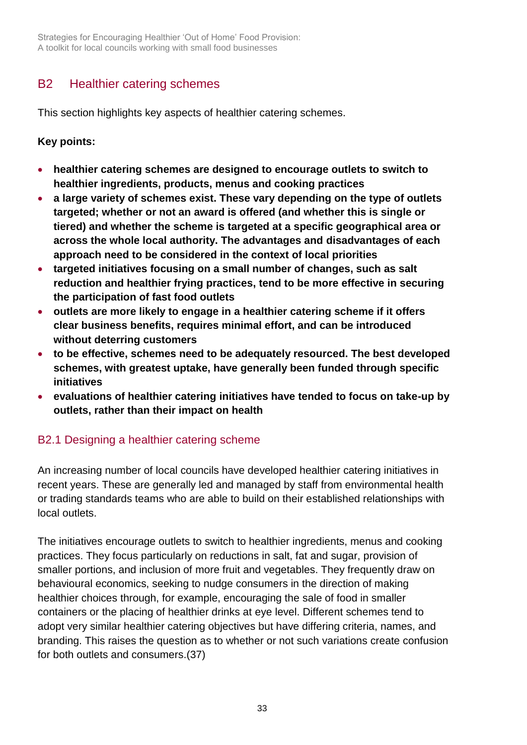## B2 Healthier catering schemes

This section highlights key aspects of healthier catering schemes.

**Key points:**

- **healthier catering schemes are designed to encourage outlets to switch to healthier ingredients, products, menus and cooking practices**
- **a large variety of schemes exist. These vary depending on the type of outlets targeted; whether or not an award is offered (and whether this is single or tiered) and whether the scheme is targeted at a specific geographical area or across the whole local authority. The advantages and disadvantages of each approach need to be considered in the context of local priorities**
- **targeted initiatives focusing on a small number of changes, such as salt reduction and healthier frying practices, tend to be more effective in securing the participation of fast food outlets**
- **outlets are more likely to engage in a healthier catering scheme if it offers clear business benefits, requires minimal effort, and can be introduced without deterring customers**
- **to be effective, schemes need to be adequately resourced. The best developed schemes, with greatest uptake, have generally been funded through specific initiatives**
- **evaluations of healthier catering initiatives have tended to focus on take-up by outlets, rather than their impact on health**

### B2.1 Designing a healthier catering scheme

An increasing number of local councils have developed healthier catering initiatives in recent years. These are generally led and managed by staff from environmental health or trading standards teams who are able to build on their established relationships with local outlets.

The initiatives encourage outlets to switch to healthier ingredients, menus and cooking practices. They focus particularly on reductions in salt, fat and sugar, provision of smaller portions, and inclusion of more fruit and vegetables. They frequently draw on behavioural economics, seeking to nudge consumers in the direction of making healthier choices through, for example, encouraging the sale of food in smaller containers or the placing of healthier drinks at eye level. Different schemes tend to adopt very similar healthier catering objectives but have differing criteria, names, and branding. This raises the question as to whether or not such variations create confusion for both outlets and consumers.(37)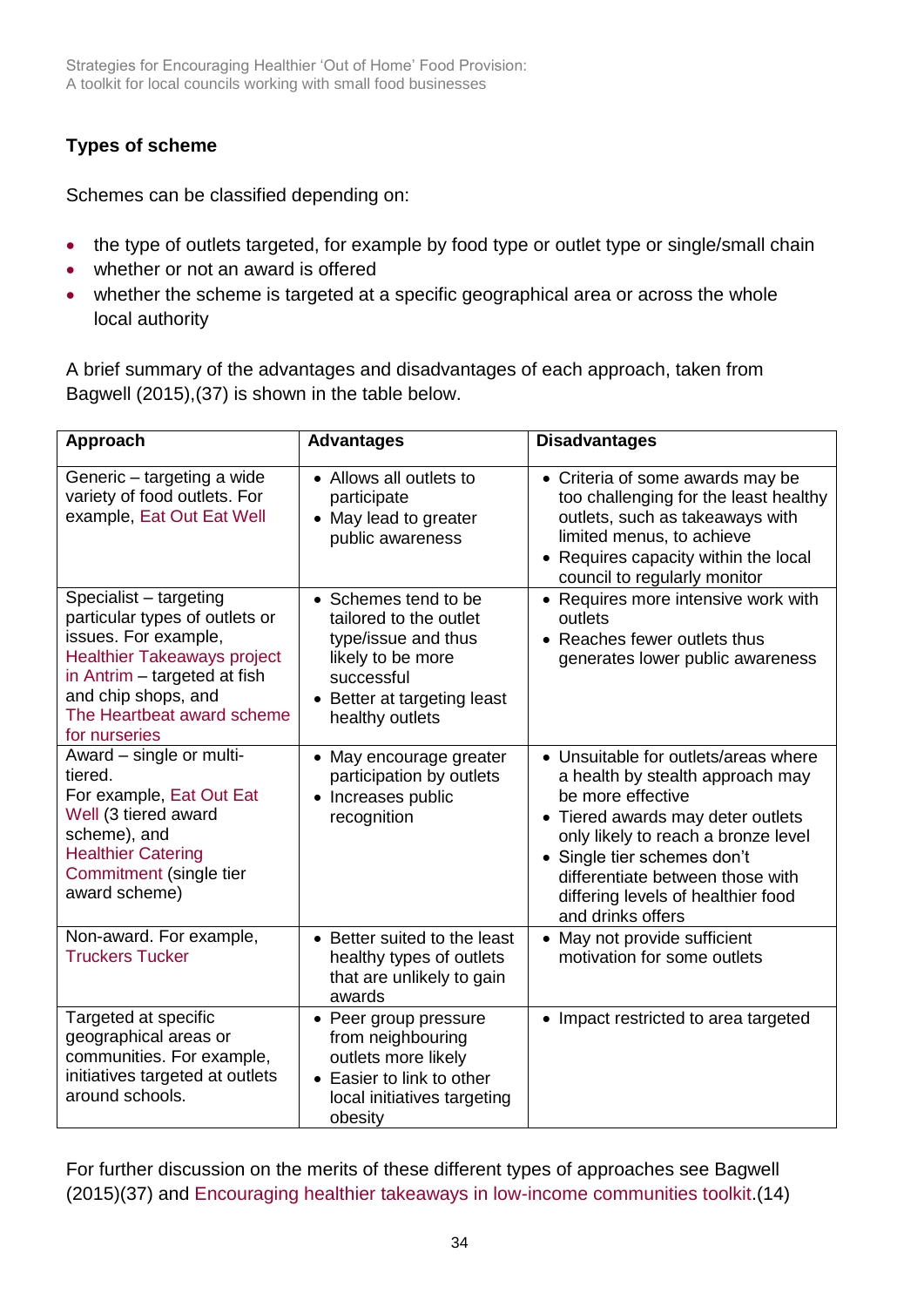### Types of scheme

Schemes can be classified depending on:

- the type of outlets targeted, for example by food type or outlet type or single/small chain
- whether or not an award is offered
- whether the scheme is targeted at a specific geographical area or across the whole local authority

A brief summary of the advantages and disadvantages of each approach, taken from Bagwell (2015),(37) is shown in the table below.

| Approach | Advantages | Disadvantages |
|---|---|---|
| Generic – targeting a wide variety of food outlets. For example, Eat Out Eat Well | • Allows all outlets to participate<br>• May lead to greater public awareness | • Criteria of some awards may be too challenging for the least healthy outlets, such as takeaways with limited menus, to achieve<br>• Requires capacity within the local council to regularly monitor |
| Specialist – targeting particular types of outlets or issues. For example, Healthier Takeaways project in Antrim – targeted at fish and chip shops, and The Heartbeat award scheme for nurseries | • Schemes tend to be tailored to the outlet type/issue and thus likely to be more successful<br>• Better at targeting least healthy outlets | • Requires more intensive work with outlets<br>• Reaches fewer outlets thus generates lower public awareness |
| Award – single or multi-tiered. For example, Eat Out Eat Well (3 tiered award scheme), and Healthier Catering Commitment (single tier award scheme) | • May encourage greater participation by outlets<br>• Increases public recognition | • Unsuitable for outlets/areas where a health by stealth approach may be more effective<br>• Tiered awards may deter outlets only likely to reach a bronze level<br>• Single tier schemes don't differentiate between those with differing levels of healthier food and drinks offers |
| Non-award. For example, Truckers Tucker | • Better suited to the least healthy types of outlets that are unlikely to gain awards | • May not provide sufficient motivation for some outlets |
| Targeted at specific geographical areas or communities. For example, initiatives targeted at outlets around schools. | • Peer group pressure from neighbouring outlets more likely<br>• Easier to link to other local initiatives targeting obesity | • Impact restricted to area targeted |

For further discussion on the merits of these different types of approaches see Bagwell (2015)(37) and Encouraging healthier takeaways in low-income communities toolkit.(14)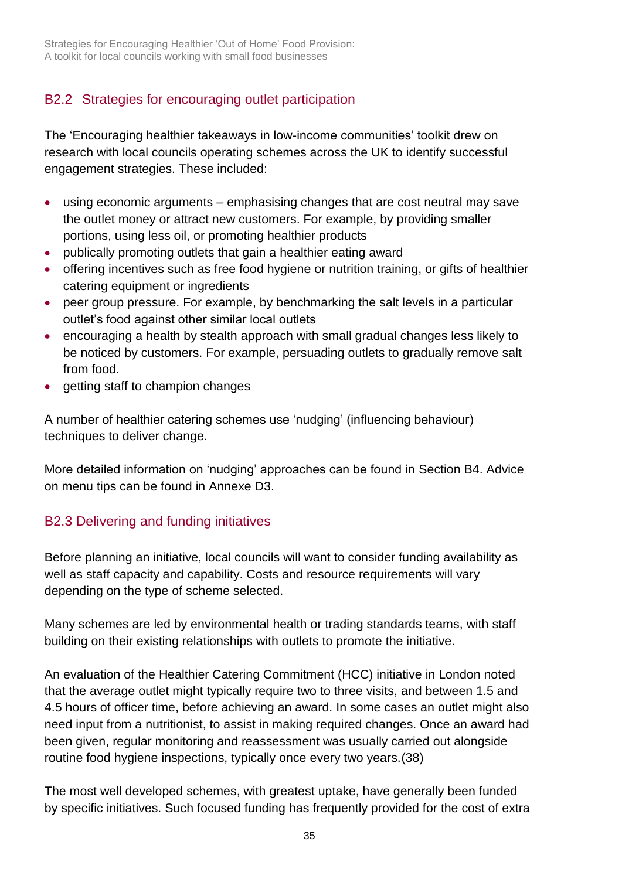## B2.2 Strategies for encouraging outlet participation

The 'Encouraging healthier takeaways in low-income communities' toolkit drew on research with local councils operating schemes across the UK to identify successful engagement strategies. These included:

- using economic arguments – emphasising changes that are cost neutral may save the outlet money or attract new customers. For example, by providing smaller portions, using less oil, or promoting healthier products
- publically promoting outlets that gain a healthier eating award
- offering incentives such as free food hygiene or nutrition training, or gifts of healthier catering equipment or ingredients
- peer group pressure. For example, by benchmarking the salt levels in a particular outlet's food against other similar local outlets
- encouraging a health by stealth approach with small gradual changes less likely to be noticed by customers. For example, persuading outlets to gradually remove salt from food.
- getting staff to champion changes

A number of healthier catering schemes use 'nudging' (influencing behaviour) techniques to deliver change.

More detailed information on 'nudging' approaches can be found in Section B4. Advice on menu tips can be found in Annexe D3.

## B2.3 Delivering and funding initiatives

Before planning an initiative, local councils will want to consider funding availability as well as staff capacity and capability. Costs and resource requirements will vary depending on the type of scheme selected.

Many schemes are led by environmental health or trading standards teams, with staff building on their existing relationships with outlets to promote the initiative.

An evaluation of the Healthier Catering Commitment (HCC) initiative in London noted that the average outlet might typically require two to three visits, and between 1.5 and 4.5 hours of officer time, before achieving an award. In some cases an outlet might also need input from a nutritionist, to assist in making required changes. Once an award had been given, regular monitoring and reassessment was usually carried out alongside routine food hygiene inspections, typically once every two years.(38)

The most well developed schemes, with greatest uptake, have generally been funded by specific initiatives. Such focused funding has frequently provided for the cost of extra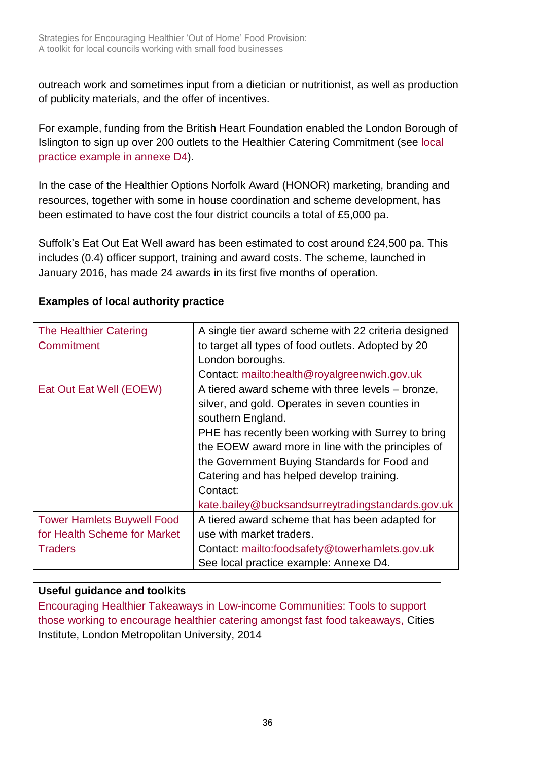outreach work and sometimes input from a dietician or nutritionist, as well as production of publicity materials, and the offer of incentives.

For example, funding from the British Heart Foundation enabled the London Borough of Islington to sign up over 200 outlets to the Healthier Catering Commitment (see local practice example in annexe D4).

In the case of the Healthier Options Norfolk Award (HONOR) marketing, branding and resources, together with some in house coordination and scheme development, has been estimated to have cost the four district councils a total of £5,000 pa.

Suffolk's Eat Out Eat Well award has been estimated to cost around £24,500 pa. This includes (0.4) officer support, training and award costs. The scheme, launched in January 2016, has made 24 awards in its first five months of operation.

**Examples of local authority practice**

| | |
|---|---|
| The Healthier Catering Commitment | A single tier award scheme with 22 criteria designed to target all types of food outlets. Adopted by 20 London boroughs.<br>Contact: mailto:health@royalgreenwich.gov.uk |
| Eat Out Eat Well (EOEW) | A tiered award scheme with three levels – bronze, silver, and gold. Operates in seven counties in southern England.<br>PHE has recently been working with Surrey to bring the EOEW award more in line with the principles of the Government Buying Standards for Food and Catering and has helped develop training.<br>Contact:<br>kate.bailey@bucksandsurreytradingstandards.gov.uk |
| Tower Hamlets Buywell Food for Health Scheme for Market Traders | A tiered award scheme that has been adapted for use with market traders.<br>Contact: mailto:foodsafety@towerhamlets.gov.uk<br>See local practice example: Annexe D4. |

| **Useful guidance and toolkits** |
|---|
| Encouraging Healthier Takeaways in Low-income Communities: Tools to support those working to encourage healthier catering amongst fast food takeaways, Cities Institute, London Metropolitan University, 2014 |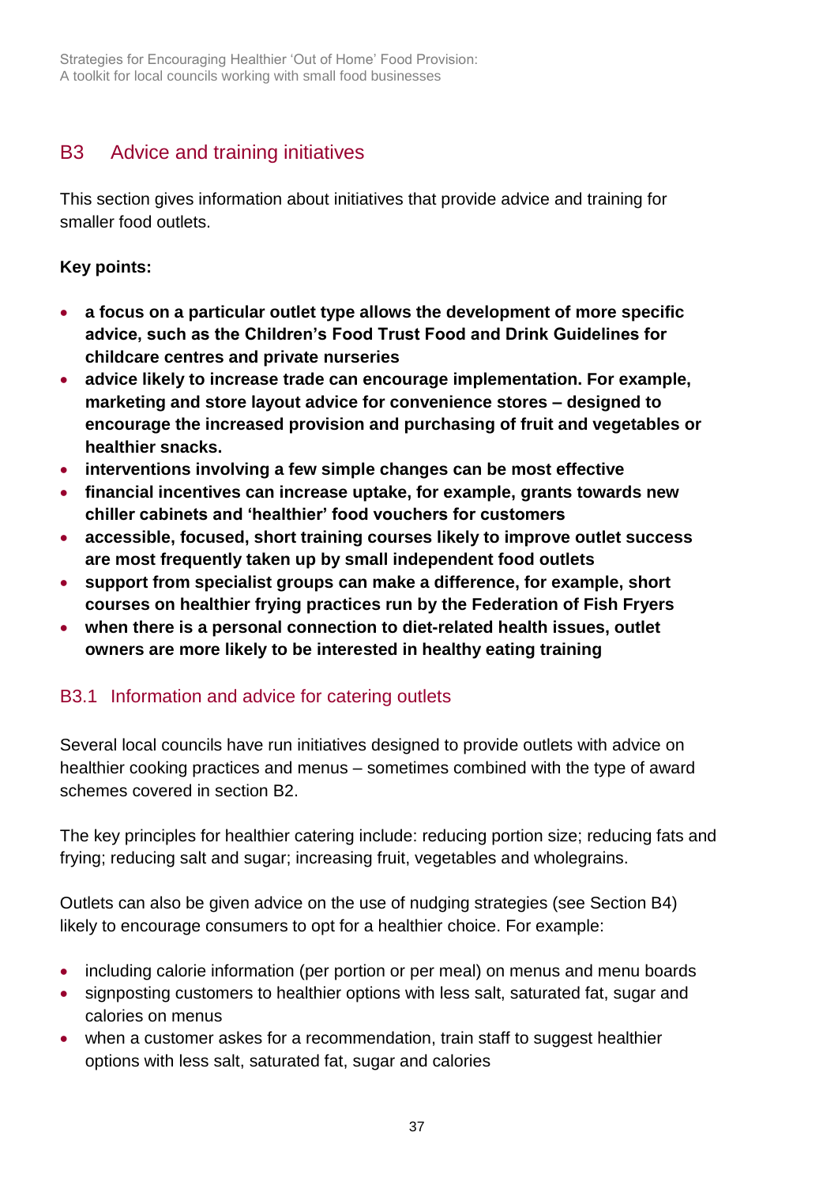## B3 Advice and training initiatives

This section gives information about initiatives that provide advice and training for smaller food outlets.

**Key points:**

- **a focus on a particular outlet type allows the development of more specific advice, such as the Children's Food Trust Food and Drink Guidelines for childcare centres and private nurseries**
- **advice likely to increase trade can encourage implementation. For example, marketing and store layout advice for convenience stores – designed to encourage the increased provision and purchasing of fruit and vegetables or healthier snacks.**
- **interventions involving a few simple changes can be most effective**
- **financial incentives can increase uptake, for example, grants towards new chiller cabinets and 'healthier' food vouchers for customers**
- **accessible, focused, short training courses likely to improve outlet success are most frequently taken up by small independent food outlets**
- **support from specialist groups can make a difference, for example, short courses on healthier frying practices run by the Federation of Fish Fryers**
- **when there is a personal connection to diet-related health issues, outlet owners are more likely to be interested in healthy eating training**

### B3.1 Information and advice for catering outlets

Several local councils have run initiatives designed to provide outlets with advice on healthier cooking practices and menus – sometimes combined with the type of award schemes covered in section B2.

The key principles for healthier catering include: reducing portion size; reducing fats and frying; reducing salt and sugar; increasing fruit, vegetables and wholegrains.

Outlets can also be given advice on the use of nudging strategies (see Section B4) likely to encourage consumers to opt for a healthier choice. For example:

- including calorie information (per portion or per meal) on menus and menu boards
- signposting customers to healthier options with less salt, saturated fat, sugar and calories on menus
- when a customer askes for a recommendation, train staff to suggest healthier options with less salt, saturated fat, sugar and calories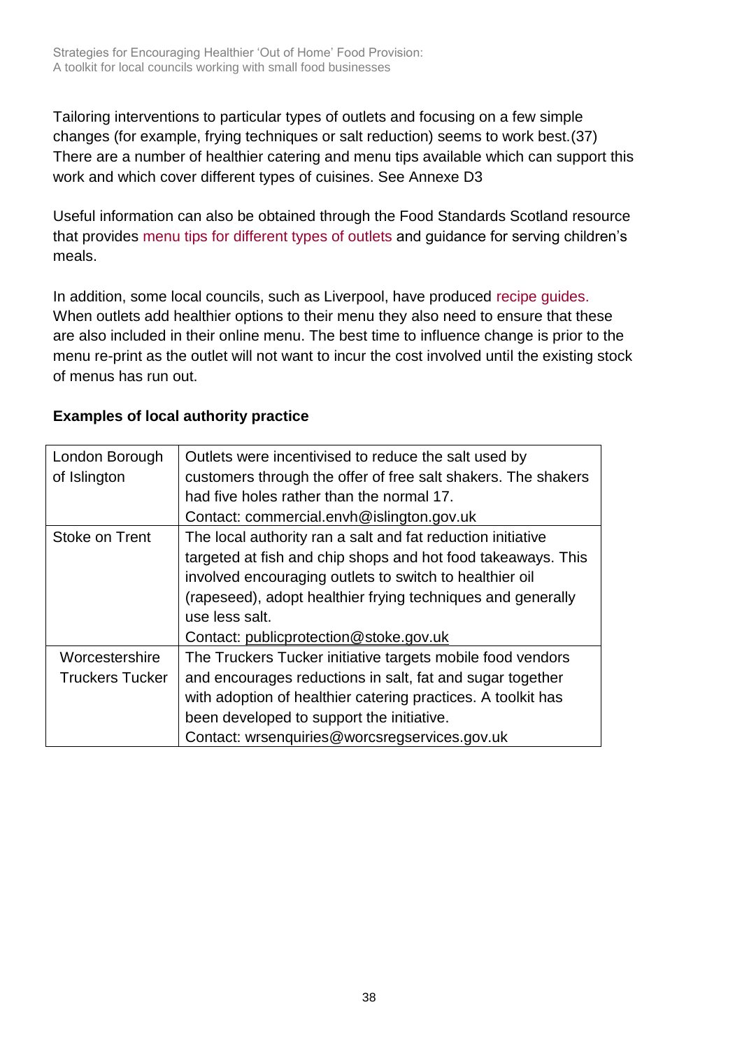Tailoring interventions to particular types of outlets and focusing on a few simple changes (for example, frying techniques or salt reduction) seems to work best.(37) There are a number of healthier catering and menu tips available which can support this work and which cover different types of cuisines. See Annexe D3

Useful information can also be obtained through the Food Standards Scotland resource that provides menu tips for different types of outlets and guidance for serving children's meals.

In addition, some local councils, such as Liverpool, have produced recipe guides. When outlets add healthier options to their menu they also need to ensure that these are also included in their online menu. The best time to influence change is prior to the menu re-print as the outlet will not want to incur the cost involved until the existing stock of menus has run out.

**Examples of local authority practice**

| | |
|---|---|
| London Borough of Islington | Outlets were incentivised to reduce the salt used by customers through the offer of free salt shakers. The shakers had five holes rather than the normal 17.<br>Contact: commercial.envh@islington.gov.uk |
| Stoke on Trent | The local authority ran a salt and fat reduction initiative targeted at fish and chip shops and hot food takeaways. This involved encouraging outlets to switch to healthier oil (rapeseed), adopt healthier frying techniques and generally use less salt.<br>Contact: publicprotection@stoke.gov.uk |
| Worcestershire Truckers Tucker | The Truckers Tucker initiative targets mobile food vendors and encourages reductions in salt, fat and sugar together with adoption of healthier catering practices. A toolkit has been developed to support the initiative.<br>Contact: wrsenquiries@worcsregservices.gov.uk |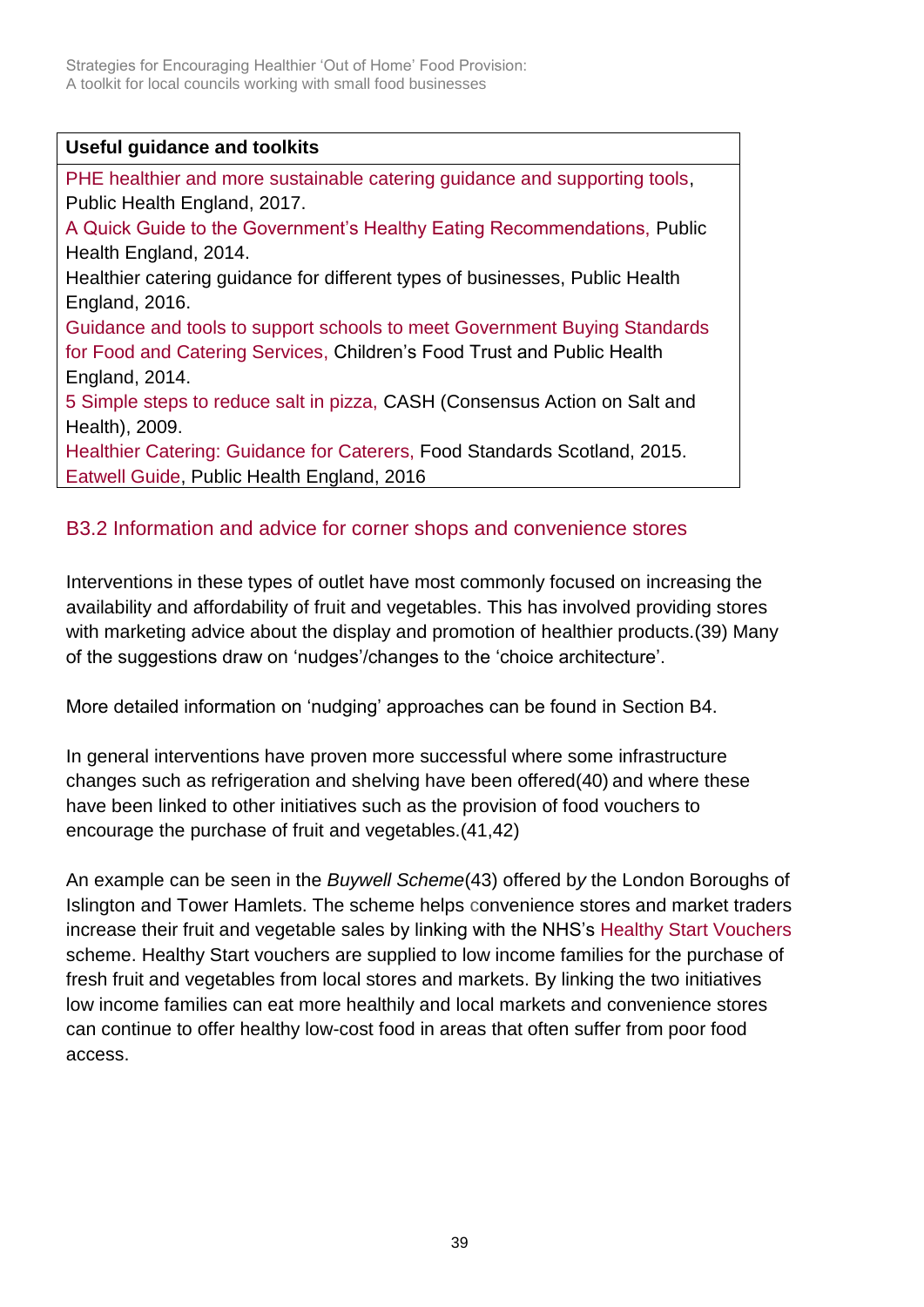| Useful guidance and toolkits |
| --- |
| PHE healthier and more sustainable catering guidance and supporting tools, Public Health England, 2017.<br>A Quick Guide to the Government's Healthy Eating Recommendations, Public Health England, 2014.<br>Healthier catering guidance for different types of businesses, Public Health England, 2016.<br>Guidance and tools to support schools to meet Government Buying Standards for Food and Catering Services, Children's Food Trust and Public Health England, 2014.<br>5 Simple steps to reduce salt in pizza, CASH (Consensus Action on Salt and Health), 2009.<br>Healthier Catering: Guidance for Caterers, Food Standards Scotland, 2015.<br>Eatwell Guide, Public Health England, 2016 |

### B3.2 Information and advice for corner shops and convenience stores

Interventions in these types of outlet have most commonly focused on increasing the availability and affordability of fruit and vegetables. This has involved providing stores with marketing advice about the display and promotion of healthier products.(39) Many of the suggestions draw on 'nudges'/changes to the 'choice architecture'.

More detailed information on 'nudging' approaches can be found in Section B4.

In general interventions have proven more successful where some infrastructure changes such as refrigeration and shelving have been offered(40) and where these have been linked to other initiatives such as the provision of food vouchers to encourage the purchase of fruit and vegetables.(41,42)

An example can be seen in the *Buywell Scheme*(43) offered by the London Boroughs of Islington and Tower Hamlets. The scheme helps convenience stores and market traders increase their fruit and vegetable sales by linking with the NHS's Healthy Start Vouchers scheme. Healthy Start vouchers are supplied to low income families for the purchase of fresh fruit and vegetables from local stores and markets. By linking the two initiatives low income families can eat more healthily and local markets and convenience stores can continue to offer healthy low-cost food in areas that often suffer from poor food access.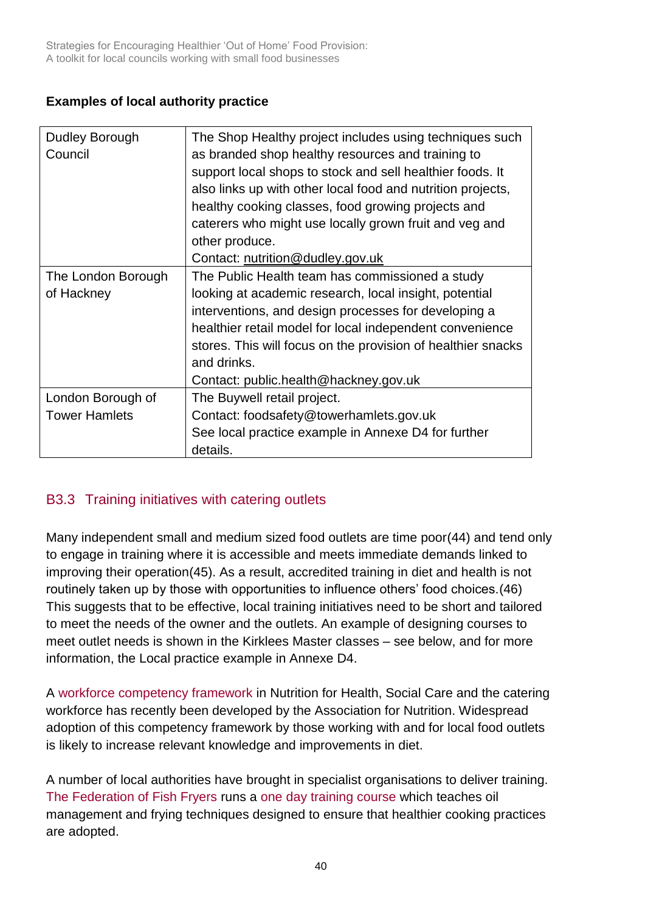**Examples of local authority practice**

| | |
|---|---|
| Dudley Borough Council | The Shop Healthy project includes using techniques such as branded shop healthy resources and training to support local shops to stock and sell healthier foods. It also links up with other local food and nutrition projects, healthy cooking classes, food growing projects and caterers who might use locally grown fruit and veg and other produce.<br>Contact: nutrition@dudley.gov.uk |
| The London Borough of Hackney | The Public Health team has commissioned a study looking at academic research, local insight, potential interventions, and design processes for developing a healthier retail model for local independent convenience stores. This will focus on the provision of healthier snacks and drinks.<br>Contact: public.health@hackney.gov.uk |
| London Borough of Tower Hamlets | The Buywell retail project.<br>Contact: foodsafety@towerhamlets.gov.uk<br>See local practice example in Annexe D4 for further details. |

## B3.3 Training initiatives with catering outlets

Many independent small and medium sized food outlets are time poor(44) and tend only to engage in training where it is accessible and meets immediate demands linked to improving their operation(45). As a result, accredited training in diet and health is not routinely taken up by those with opportunities to influence others' food choices.(46) This suggests that to be effective, local training initiatives need to be short and tailored to meet the needs of the owner and the outlets. An example of designing courses to meet outlet needs is shown in the Kirklees Master classes – see below, and for more information, the Local practice example in Annexe D4.

A workforce competency framework in Nutrition for Health, Social Care and the catering workforce has recently been developed by the Association for Nutrition. Widespread adoption of this competency framework by those working with and for local food outlets is likely to increase relevant knowledge and improvements in diet.

A number of local authorities have brought in specialist organisations to deliver training. The Federation of Fish Fryers runs a one day training course which teaches oil management and frying techniques designed to ensure that healthier cooking practices are adopted.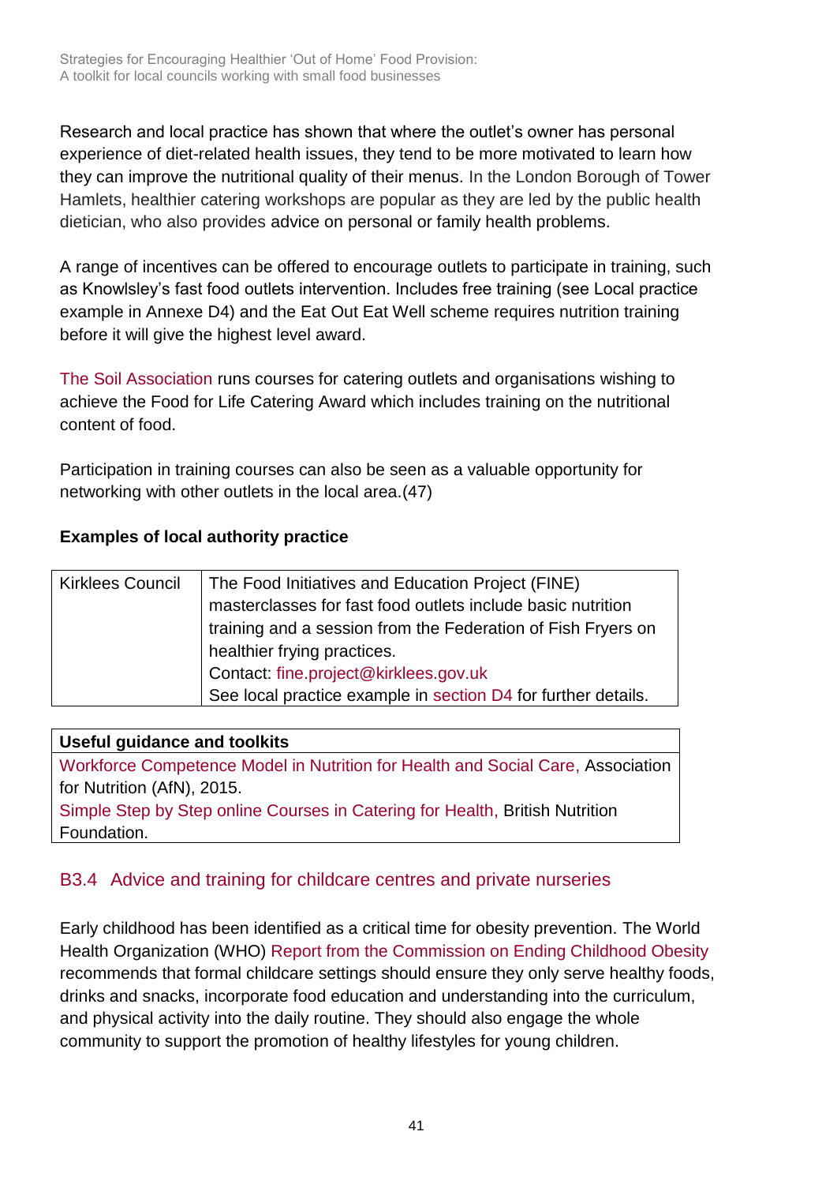Research and local practice has shown that where the outlet's owner has personal experience of diet-related health issues, they tend to be more motivated to learn how they can improve the nutritional quality of their menus. In the London Borough of Tower Hamlets, healthier catering workshops are popular as they are led by the public health dietician, who also provides advice on personal or family health problems.

A range of incentives can be offered to encourage outlets to participate in training, such as Knowlsley's fast food outlets intervention. Includes free training (see Local practice example in Annexe D4) and the Eat Out Eat Well scheme requires nutrition training before it will give the highest level award.

The Soil Association runs courses for catering outlets and organisations wishing to achieve the Food for Life Catering Award which includes training on the nutritional content of food.

Participation in training courses can also be seen as a valuable opportunity for networking with other outlets in the local area.(47)

**Examples of local authority practice**

| Kirklees Council | The Food Initiatives and Education Project (FINE) masterclasses for fast food outlets include basic nutrition training and a session from the Federation of Fish Fryers on healthier frying practices. Contact: fine.project@kirklees.gov.uk See local practice example in section D4 for further details. |
|---|---|

| **Useful guidance and toolkits** |
|---|
| Workforce Competence Model in Nutrition for Health and Social Care, Association for Nutrition (AfN), 2015. Simple Step by Step online Courses in Catering for Health, British Nutrition Foundation. |

## B3.4 Advice and training for childcare centres and private nurseries

Early childhood has been identified as a critical time for obesity prevention. The World Health Organization (WHO) Report from the Commission on Ending Childhood Obesity recommends that formal childcare settings should ensure they only serve healthy foods, drinks and snacks, incorporate food education and understanding into the curriculum, and physical activity into the daily routine. They should also engage the whole community to support the promotion of healthy lifestyles for young children.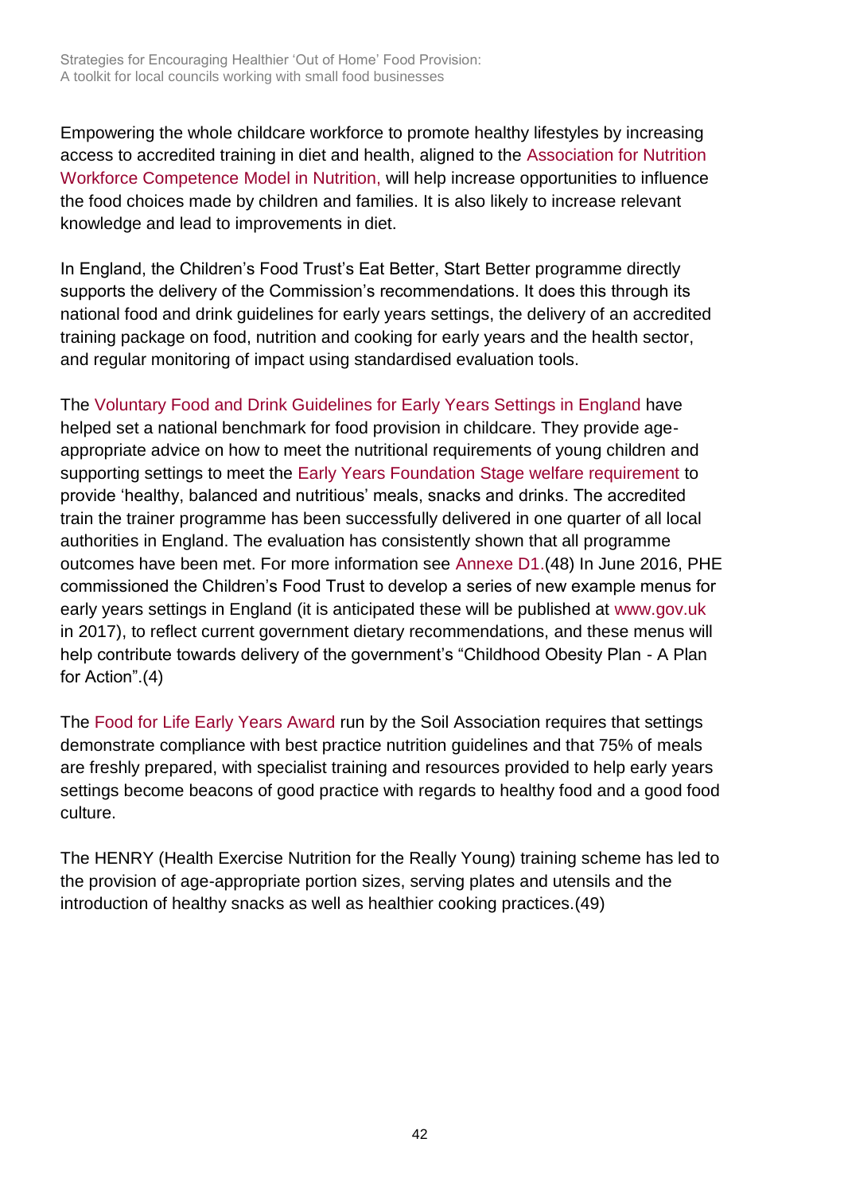Empowering the whole childcare workforce to promote healthy lifestyles by increasing access to accredited training in diet and health, aligned to the Association for Nutrition Workforce Competence Model in Nutrition, will help increase opportunities to influence the food choices made by children and families. It is also likely to increase relevant knowledge and lead to improvements in diet.

In England, the Children's Food Trust's Eat Better, Start Better programme directly supports the delivery of the Commission's recommendations. It does this through its national food and drink guidelines for early years settings, the delivery of an accredited training package on food, nutrition and cooking for early years and the health sector, and regular monitoring of impact using standardised evaluation tools.

The Voluntary Food and Drink Guidelines for Early Years Settings in England have helped set a national benchmark for food provision in childcare. They provide age-appropriate advice on how to meet the nutritional requirements of young children and supporting settings to meet the Early Years Foundation Stage welfare requirement to provide 'healthy, balanced and nutritious' meals, snacks and drinks. The accredited train the trainer programme has been successfully delivered in one quarter of all local authorities in England. The evaluation has consistently shown that all programme outcomes have been met. For more information see Annexe D1.(48) In June 2016, PHE commissioned the Children's Food Trust to develop a series of new example menus for early years settings in England (it is anticipated these will be published at www.gov.uk in 2017), to reflect current government dietary recommendations, and these menus will help contribute towards delivery of the government's "Childhood Obesity Plan - A Plan for Action".(4)

The Food for Life Early Years Award run by the Soil Association requires that settings demonstrate compliance with best practice nutrition guidelines and that 75% of meals are freshly prepared, with specialist training and resources provided to help early years settings become beacons of good practice with regards to healthy food and a good food culture.

The HENRY (Health Exercise Nutrition for the Really Young) training scheme has led to the provision of age-appropriate portion sizes, serving plates and utensils and the introduction of healthy snacks as well as healthier cooking practices.(49)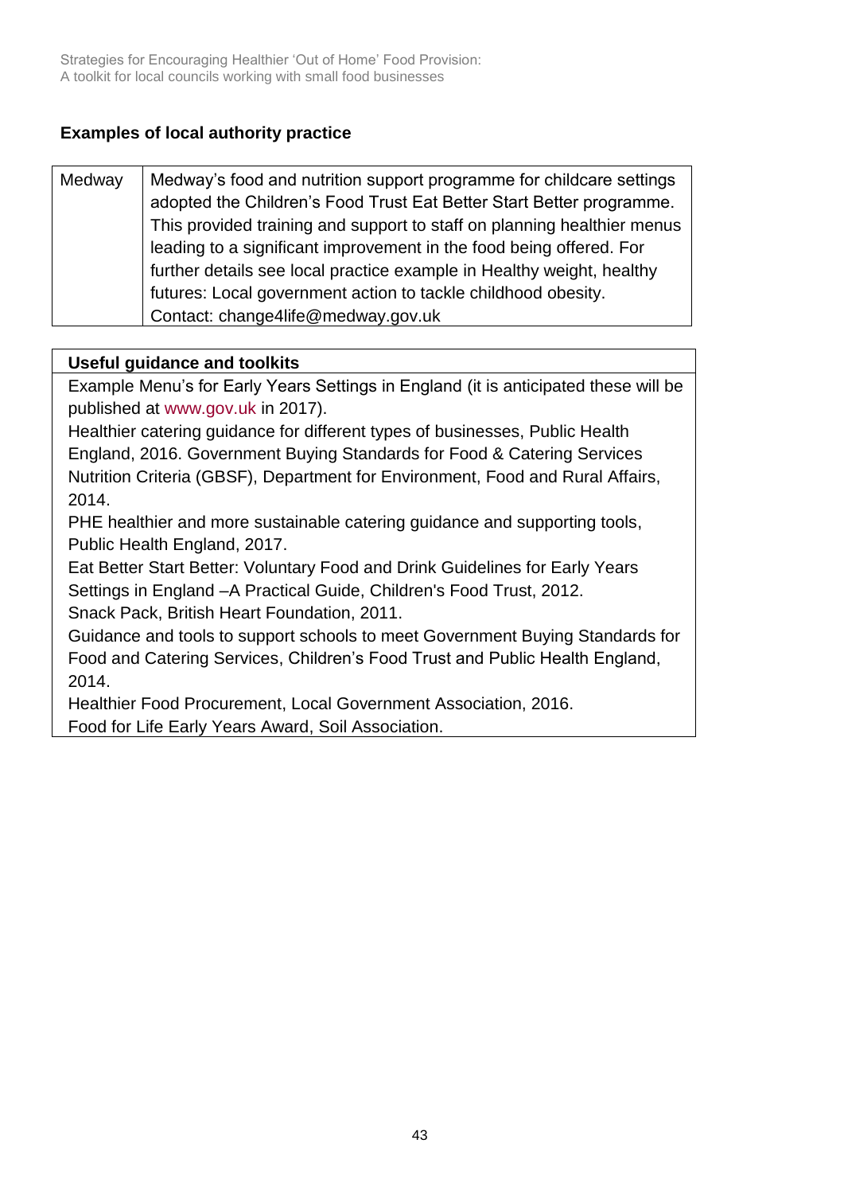### Examples of local authority practice

| Medway | Medway's food and nutrition support programme for childcare settings adopted the Children's Food Trust Eat Better Start Better programme. This provided training and support to staff on planning healthier menus leading to a significant improvement in the food being offered. For further details see local practice example in Healthy weight, healthy futures: Local government action to tackle childhood obesity. Contact: change4life@medway.gov.uk |
|---|---|

| **Useful guidance and toolkits** |
|---|
| Example Menu's for Early Years Settings in England (it is anticipated these will be published at www.gov.uk in 2017).<br>Healthier catering guidance for different types of businesses, Public Health England, 2016. Government Buying Standards for Food & Catering Services Nutrition Criteria (GBSF), Department for Environment, Food and Rural Affairs, 2014.<br>PHE healthier and more sustainable catering guidance and supporting tools, Public Health England, 2017.<br>Eat Better Start Better: Voluntary Food and Drink Guidelines for Early Years Settings in England –A Practical Guide, Children's Food Trust, 2012.<br>Snack Pack, British Heart Foundation, 2011.<br>Guidance and tools to support schools to meet Government Buying Standards for Food and Catering Services, Children's Food Trust and Public Health England, 2014.<br>Healthier Food Procurement, Local Government Association, 2016.<br>Food for Life Early Years Award, Soil Association. |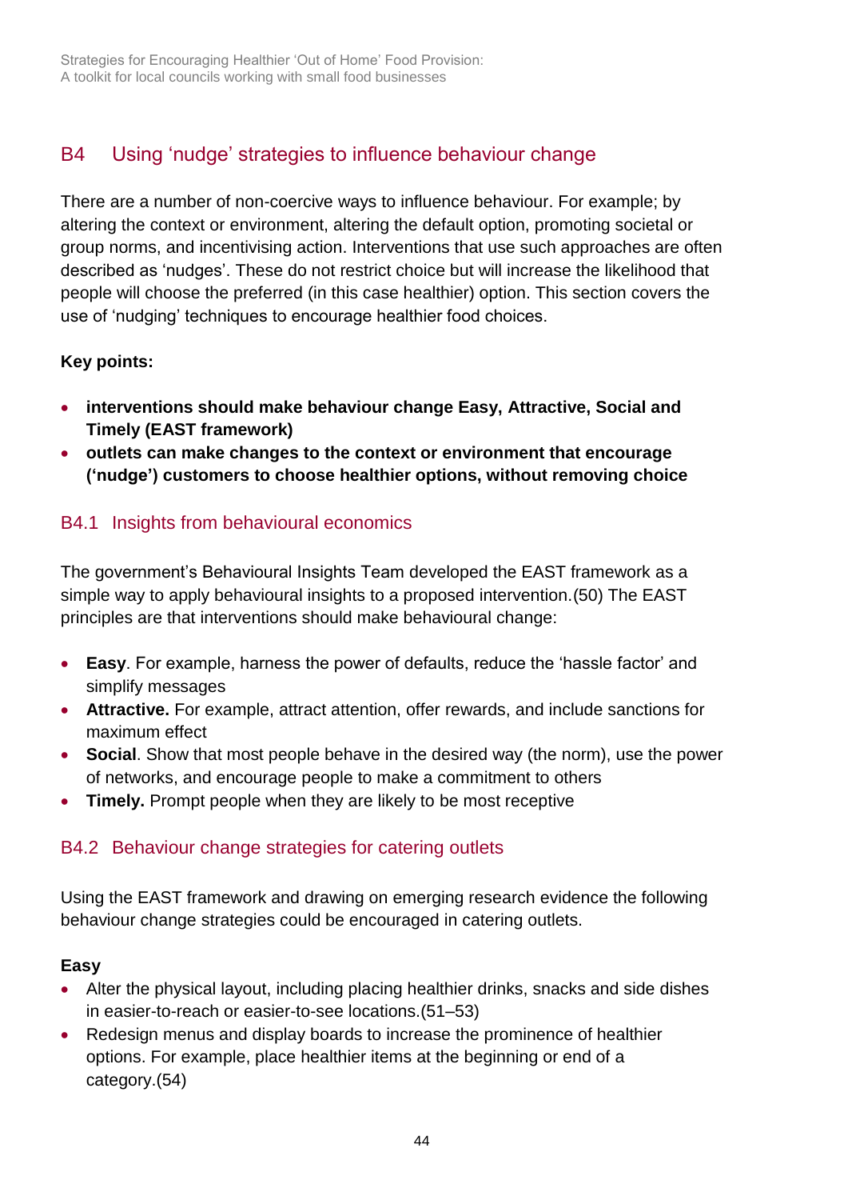## B4 Using 'nudge' strategies to influence behaviour change

There are a number of non-coercive ways to influence behaviour. For example; by altering the context or environment, altering the default option, promoting societal or group norms, and incentivising action. Interventions that use such approaches are often described as 'nudges'. These do not restrict choice but will increase the likelihood that people will choose the preferred (in this case healthier) option. This section covers the use of 'nudging' techniques to encourage healthier food choices.

**Key points:**

- **interventions should make behaviour change Easy, Attractive, Social and Timely (EAST framework)**
- **outlets can make changes to the context or environment that encourage ('nudge') customers to choose healthier options, without removing choice**

### B4.1 Insights from behavioural economics

The government's Behavioural Insights Team developed the EAST framework as a simple way to apply behavioural insights to a proposed intervention.(50) The EAST principles are that interventions should make behavioural change:

- **Easy**. For example, harness the power of defaults, reduce the 'hassle factor' and simplify messages
- **Attractive.** For example, attract attention, offer rewards, and include sanctions for maximum effect
- **Social**. Show that most people behave in the desired way (the norm), use the power of networks, and encourage people to make a commitment to others
- **Timely.** Prompt people when they are likely to be most receptive

### B4.2 Behaviour change strategies for catering outlets

Using the EAST framework and drawing on emerging research evidence the following behaviour change strategies could be encouraged in catering outlets.

**Easy**

- Alter the physical layout, including placing healthier drinks, snacks and side dishes in easier-to-reach or easier-to-see locations.(51–53)
- Redesign menus and display boards to increase the prominence of healthier options. For example, place healthier items at the beginning or end of a category.(54)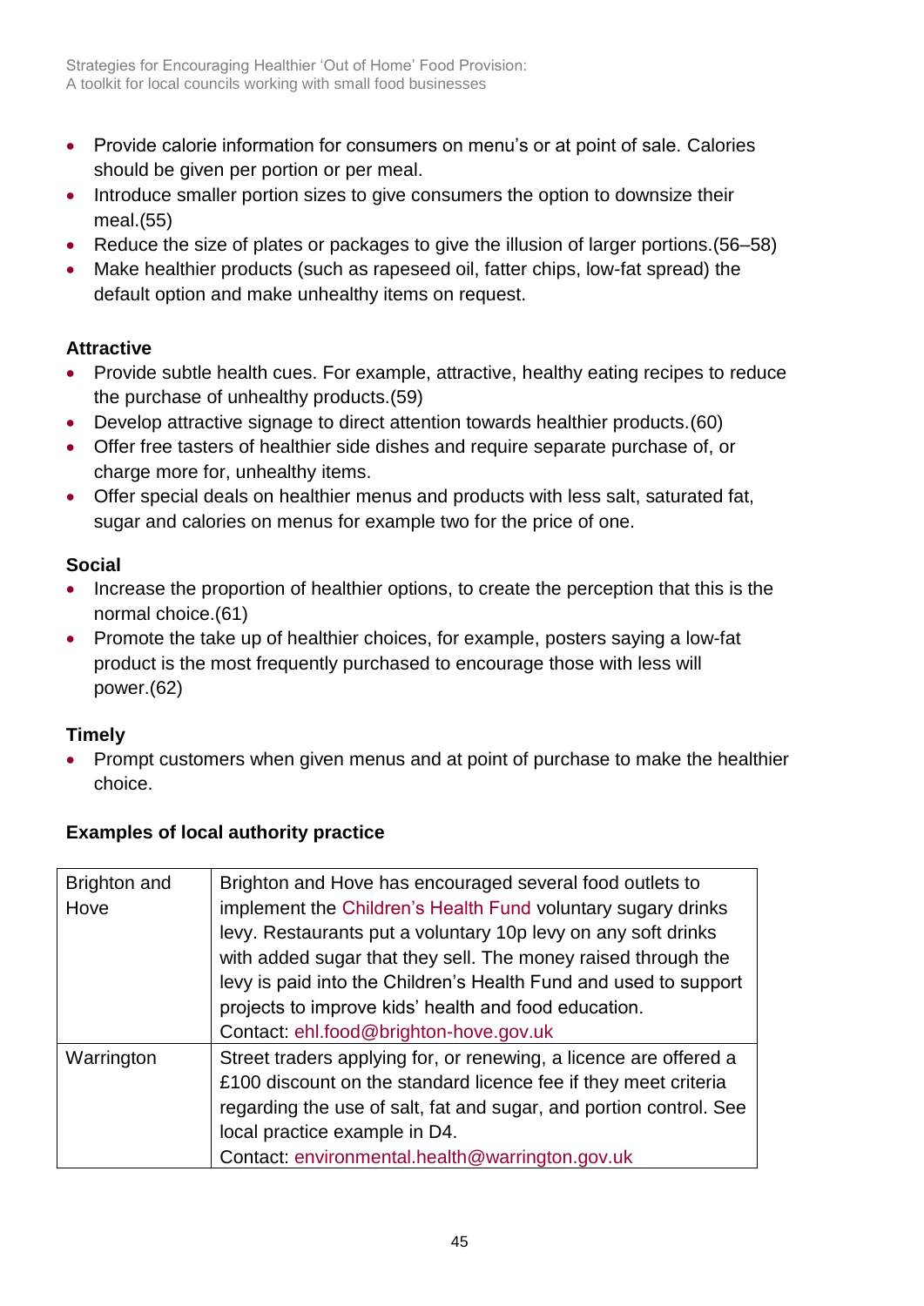- Provide calorie information for consumers on menu's or at point of sale. Calories should be given per portion or per meal.
- Introduce smaller portion sizes to give consumers the option to downsize their meal.(55)
- Reduce the size of plates or packages to give the illusion of larger portions.(56–58)
- Make healthier products (such as rapeseed oil, fatter chips, low-fat spread) the default option and make unhealthy items on request.

**Attractive**

- Provide subtle health cues. For example, attractive, healthy eating recipes to reduce the purchase of unhealthy products.(59)
- Develop attractive signage to direct attention towards healthier products.(60)
- Offer free tasters of healthier side dishes and require separate purchase of, or charge more for, unhealthy items.
- Offer special deals on healthier menus and products with less salt, saturated fat, sugar and calories on menus for example two for the price of one.

**Social**

- Increase the proportion of healthier options, to create the perception that this is the normal choice.(61)
- Promote the take up of healthier choices, for example, posters saying a low-fat product is the most frequently purchased to encourage those with less will power.(62)

**Timely**

- Prompt customers when given menus and at point of purchase to make the healthier choice.

**Examples of local authority practice**

| | |
|---|---|
| Brighton and Hove | Brighton and Hove has encouraged several food outlets to implement the Children's Health Fund voluntary sugary drinks levy. Restaurants put a voluntary 10p levy on any soft drinks with added sugar that they sell. The money raised through the levy is paid into the Children's Health Fund and used to support projects to improve kids' health and food education. Contact: ehl.food@brighton-hove.gov.uk |
| Warrington | Street traders applying for, or renewing, a licence are offered a £100 discount on the standard licence fee if they meet criteria regarding the use of salt, fat and sugar, and portion control. See local practice example in D4. Contact: environmental.health@warrington.gov.uk |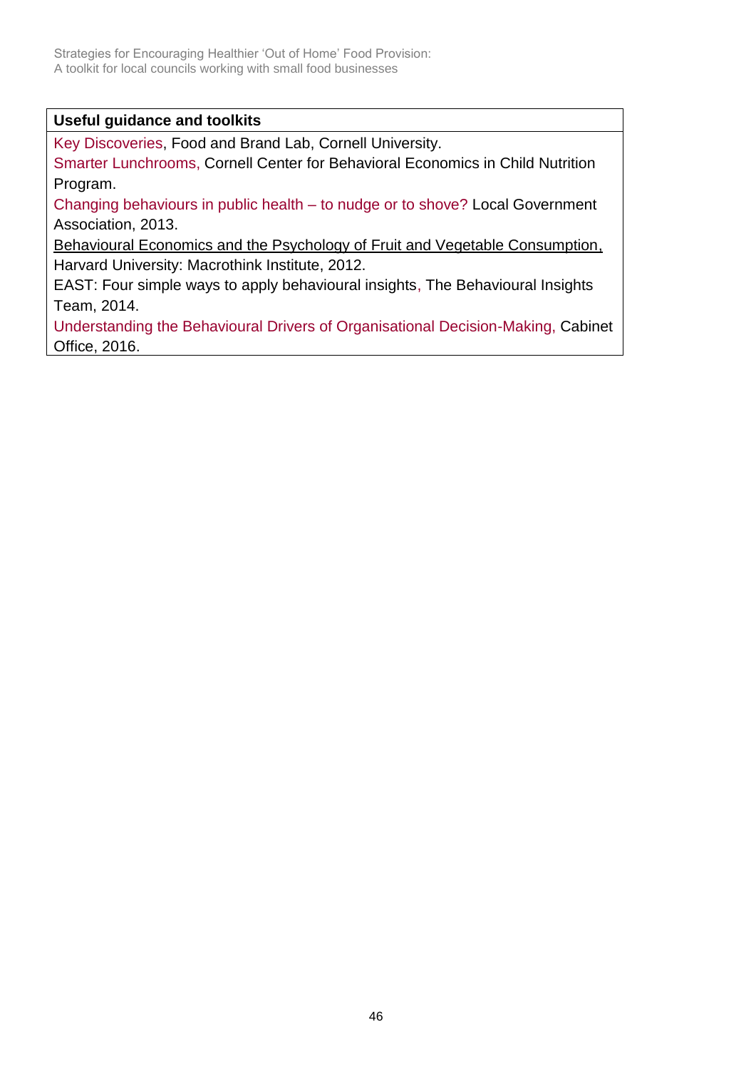| Useful guidance and toolkits |
| --- |
| Key Discoveries, Food and Brand Lab, Cornell University.<br>Smarter Lunchrooms, Cornell Center for Behavioral Economics in Child Nutrition Program.<br>Changing behaviours in public health – to nudge or to shove? Local Government Association, 2013.<br>Behavioural Economics and the Psychology of Fruit and Vegetable Consumption, Harvard University: Macrothink Institute, 2012.<br>EAST: Four simple ways to apply behavioural insights, The Behavioural Insights Team, 2014.<br>Understanding the Behavioural Drivers of Organisational Decision-Making, Cabinet Office, 2016. |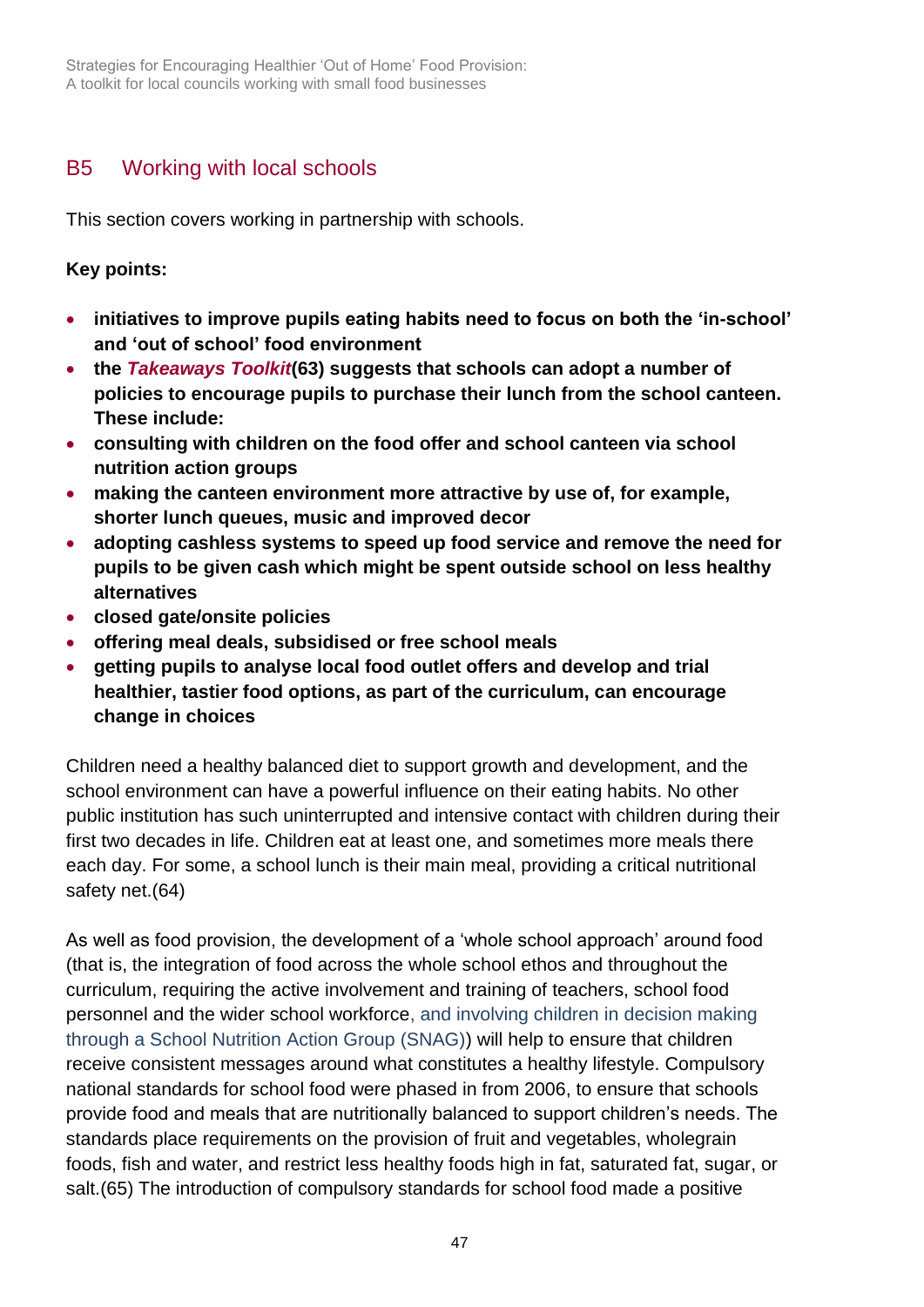## B5 Working with local schools

This section covers working in partnership with schools.

**Key points:**

- **initiatives to improve pupils eating habits need to focus on both the 'in-school' and 'out of school' food environment**
- **the *Takeaways Toolkit*(63) suggests that schools can adopt a number of policies to encourage pupils to purchase their lunch from the school canteen. These include:**
- **consulting with children on the food offer and school canteen via school nutrition action groups**
- **making the canteen environment more attractive by use of, for example, shorter lunch queues, music and improved decor**
- **adopting cashless systems to speed up food service and remove the need for pupils to be given cash which might be spent outside school on less healthy alternatives**
- **closed gate/onsite policies**
- **offering meal deals, subsidised or free school meals**
- **getting pupils to analyse local food outlet offers and develop and trial healthier, tastier food options, as part of the curriculum, can encourage change in choices**

Children need a healthy balanced diet to support growth and development, and the school environment can have a powerful influence on their eating habits. No other public institution has such uninterrupted and intensive contact with children during their first two decades in life. Children eat at least one, and sometimes more meals there each day. For some, a school lunch is their main meal, providing a critical nutritional safety net.(64)

As well as food provision, the development of a 'whole school approach' around food (that is, the integration of food across the whole school ethos and throughout the curriculum, requiring the active involvement and training of teachers, school food personnel and the wider school workforce, and involving children in decision making through a School Nutrition Action Group (SNAG)) will help to ensure that children receive consistent messages around what constitutes a healthy lifestyle. Compulsory national standards for school food were phased in from 2006, to ensure that schools provide food and meals that are nutritionally balanced to support children's needs. The standards place requirements on the provision of fruit and vegetables, wholegrain foods, fish and water, and restrict less healthy foods high in fat, saturated fat, sugar, or salt.(65) The introduction of compulsory standards for school food made a positive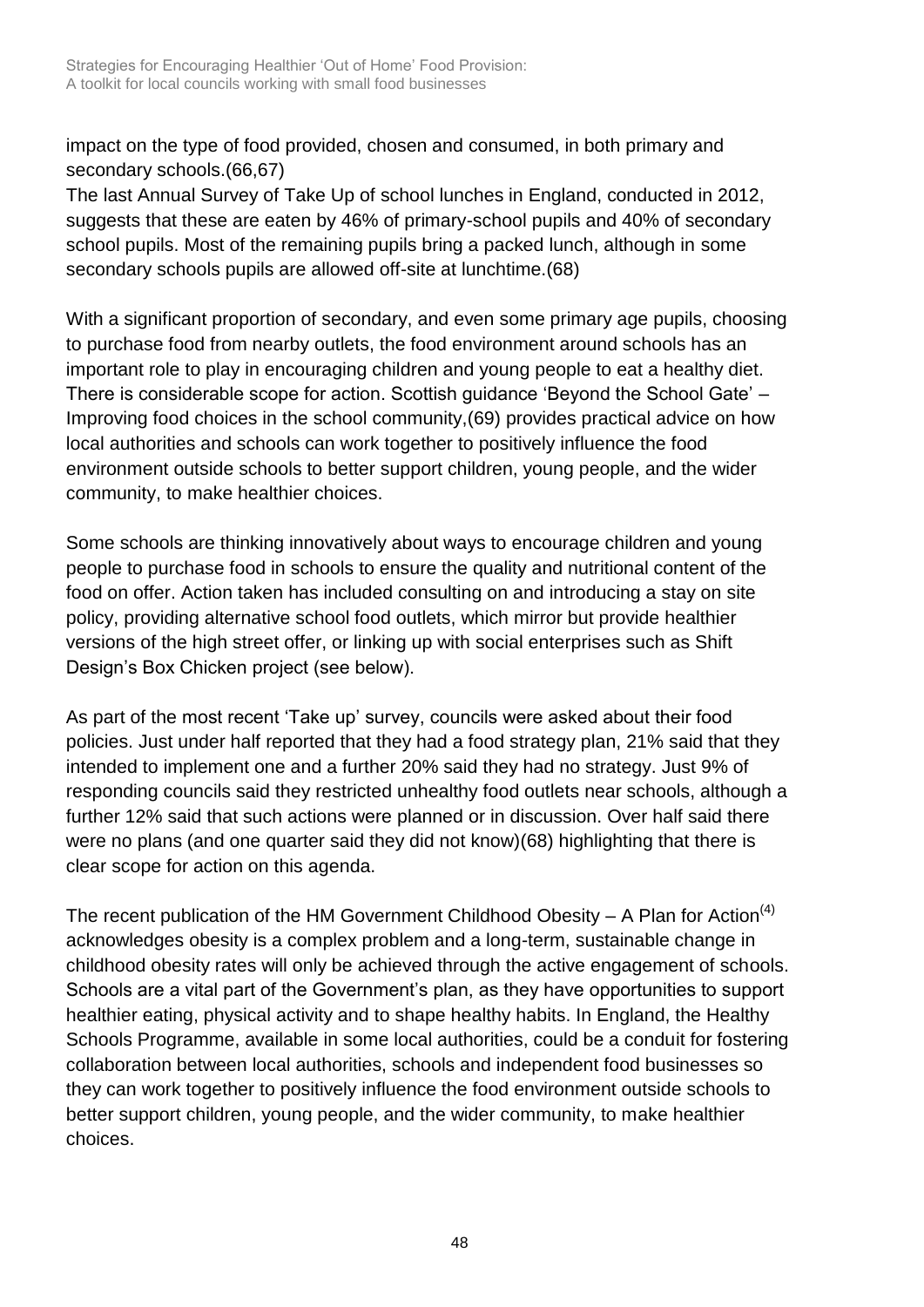impact on the type of food provided, chosen and consumed, in both primary and secondary schools.(66,67)
The last Annual Survey of Take Up of school lunches in England, conducted in 2012, suggests that these are eaten by 46% of primary-school pupils and 40% of secondary school pupils. Most of the remaining pupils bring a packed lunch, although in some secondary schools pupils are allowed off-site at lunchtime.(68)

With a significant proportion of secondary, and even some primary age pupils, choosing to purchase food from nearby outlets, the food environment around schools has an important role to play in encouraging children and young people to eat a healthy diet. There is considerable scope for action. Scottish guidance 'Beyond the School Gate' – Improving food choices in the school community,(69) provides practical advice on how local authorities and schools can work together to positively influence the food environment outside schools to better support children, young people, and the wider community, to make healthier choices.

Some schools are thinking innovatively about ways to encourage children and young people to purchase food in schools to ensure the quality and nutritional content of the food on offer. Action taken has included consulting on and introducing a stay on site policy, providing alternative school food outlets, which mirror but provide healthier versions of the high street offer, or linking up with social enterprises such as Shift Design's Box Chicken project (see below).

As part of the most recent 'Take up' survey, councils were asked about their food policies. Just under half reported that they had a food strategy plan, 21% said that they intended to implement one and a further 20% said they had no strategy. Just 9% of responding councils said they restricted unhealthy food outlets near schools, although a further 12% said that such actions were planned or in discussion. Over half said there were no plans (and one quarter said they did not know)(68) highlighting that there is clear scope for action on this agenda.

The recent publication of the HM Government Childhood Obesity – A Plan for Action[4] acknowledges obesity is a complex problem and a long-term, sustainable change in childhood obesity rates will only be achieved through the active engagement of schools. Schools are a vital part of the Government's plan, as they have opportunities to support healthier eating, physical activity and to shape healthy habits. In England, the Healthy Schools Programme, available in some local authorities, could be a conduit for fostering collaboration between local authorities, schools and independent food businesses so they can work together to positively influence the food environment outside schools to better support children, young people, and the wider community, to make healthier choices.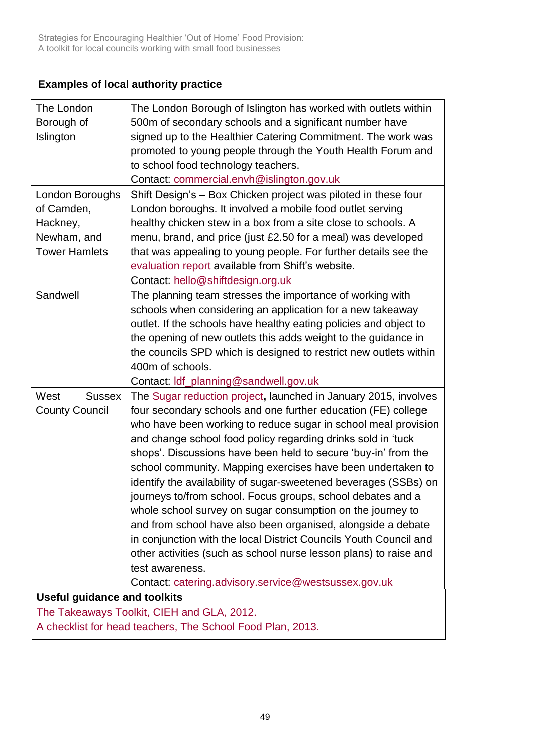### Examples of local authority practice

| | |
|---|---|
| The London Borough of Islington | The London Borough of Islington has worked with outlets within 500m of secondary schools and a significant number have signed up to the Healthier Catering Commitment. The work was promoted to young people through the Youth Health Forum and to school food technology teachers.<br>Contact: commercial.envh@islington.gov.uk |
| London Boroughs of Camden, Hackney, Newham, and Tower Hamlets | Shift Design's – Box Chicken project was piloted in these four London boroughs. It involved a mobile food outlet serving healthy chicken stew in a box from a site close to schools. A menu, brand, and price (just £2.50 for a meal) was developed that was appealing to young people. For further details see the evaluation report available from Shift's website.<br>Contact: hello@shiftdesign.org.uk |
| Sandwell | The planning team stresses the importance of working with schools when considering an application for a new takeaway outlet. If the schools have healthy eating policies and object to the opening of new outlets this adds weight to the guidance in the councils SPD which is designed to restrict new outlets within 400m of schools.<br>Contact: ldf_planning@sandwell.gov.uk |
| West Sussex County Council | The Sugar reduction project, launched in January 2015, involves four secondary schools and one further education (FE) college who have been working to reduce sugar in school meal provision and change school food policy regarding drinks sold in 'tuck shops'. Discussions have been held to secure 'buy-in' from the school community. Mapping exercises have been undertaken to identify the availability of sugar-sweetened beverages (SSBs) on journeys to/from school. Focus groups, school debates and a whole school survey on sugar consumption on the journey to and from school have also been organised, alongside a debate in conjunction with the local District Councils Youth Council and other activities (such as school nurse lesson plans) to raise and test awareness.<br>Contact: catering.advisory.service@westsussex.gov.uk |

**Useful guidance and toolkits**

The Takeaways Toolkit, CIEH and GLA, 2012.
A checklist for head teachers, The School Food Plan, 2013.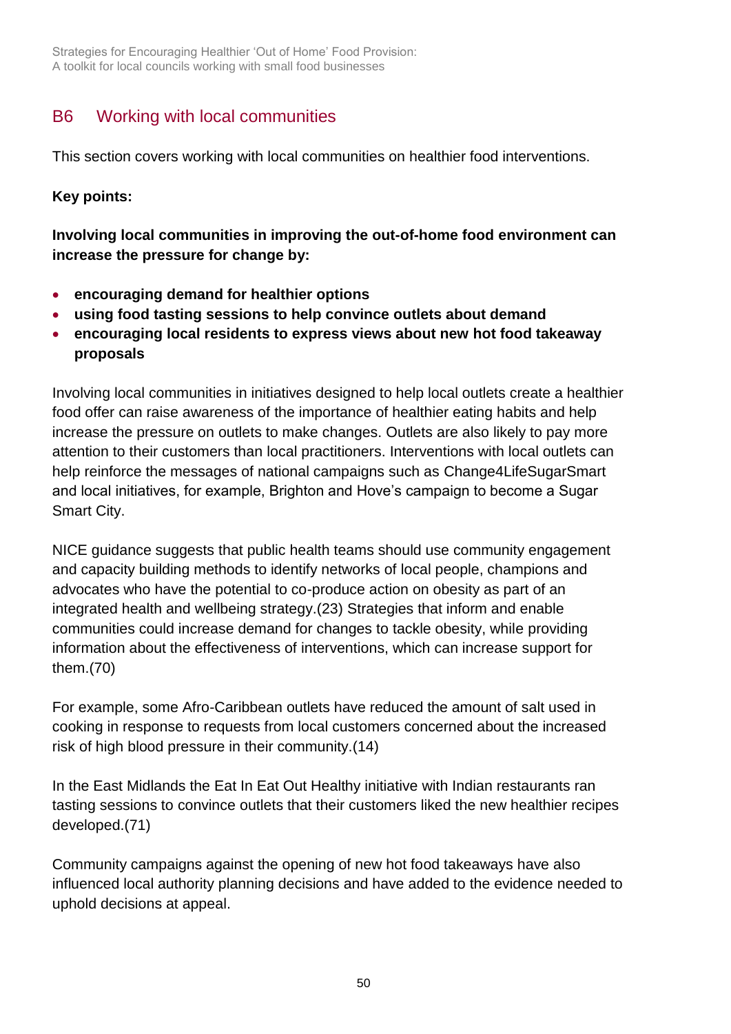## B6 Working with local communities

This section covers working with local communities on healthier food interventions.

**Key points:**

**Involving local communities in improving the out-of-home food environment can increase the pressure for change by:**

- **encouraging demand for healthier options**
- **using food tasting sessions to help convince outlets about demand**
- **encouraging local residents to express views about new hot food takeaway proposals**

Involving local communities in initiatives designed to help local outlets create a healthier food offer can raise awareness of the importance of healthier eating habits and help increase the pressure on outlets to make changes. Outlets are also likely to pay more attention to their customers than local practitioners. Interventions with local outlets can help reinforce the messages of national campaigns such as Change4LifeSugarSmart and local initiatives, for example, Brighton and Hove's campaign to become a Sugar Smart City.

NICE guidance suggests that public health teams should use community engagement and capacity building methods to identify networks of local people, champions and advocates who have the potential to co-produce action on obesity as part of an integrated health and wellbeing strategy.(23) Strategies that inform and enable communities could increase demand for changes to tackle obesity, while providing information about the effectiveness of interventions, which can increase support for them.(70)

For example, some Afro-Caribbean outlets have reduced the amount of salt used in cooking in response to requests from local customers concerned about the increased risk of high blood pressure in their community.(14)

In the East Midlands the Eat In Eat Out Healthy initiative with Indian restaurants ran tasting sessions to convince outlets that their customers liked the new healthier recipes developed.(71)

Community campaigns against the opening of new hot food takeaways have also influenced local authority planning decisions and have added to the evidence needed to uphold decisions at appeal.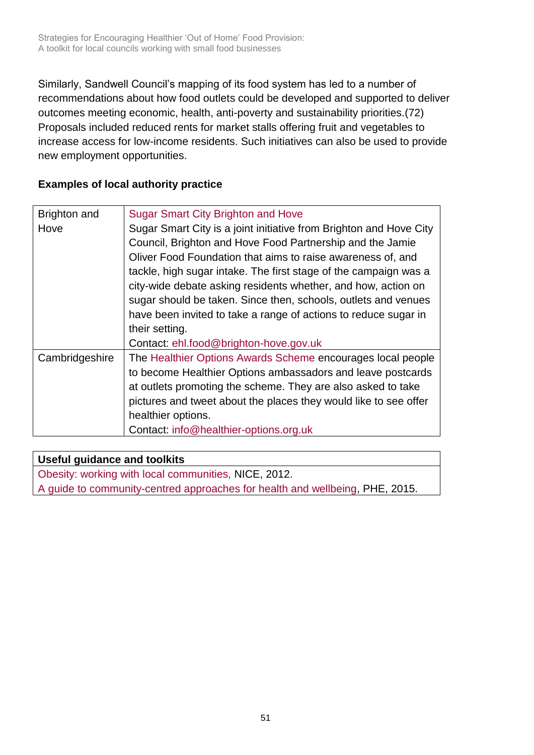Similarly, Sandwell Council's mapping of its food system has led to a number of recommendations about how food outlets could be developed and supported to deliver outcomes meeting economic, health, anti-poverty and sustainability priorities.(72) Proposals included reduced rents for market stalls offering fruit and vegetables to increase access for low-income residents. Such initiatives can also be used to provide new employment opportunities.

**Examples of local authority practice**

| | |
|---|---|
| Brighton and Hove | Sugar Smart City Brighton and Hove<br>Sugar Smart City is a joint initiative from Brighton and Hove City Council, Brighton and Hove Food Partnership and the Jamie Oliver Food Foundation that aims to raise awareness of, and tackle, high sugar intake. The first stage of the campaign was a city-wide debate asking residents whether, and how, action on sugar should be taken. Since then, schools, outlets and venues have been invited to take a range of actions to reduce sugar in their setting.<br>Contact: ehl.food@brighton-hove.gov.uk |
| Cambridgeshire | The Healthier Options Awards Scheme encourages local people to become Healthier Options ambassadors and leave postcards at outlets promoting the scheme. They are also asked to take pictures and tweet about the places they would like to see offer healthier options.<br>Contact: info@healthier-options.org.uk |

| **Useful guidance and toolkits** |
|---|
| Obesity: working with local communities, NICE, 2012.<br>A guide to community-centred approaches for health and wellbeing, PHE, 2015. |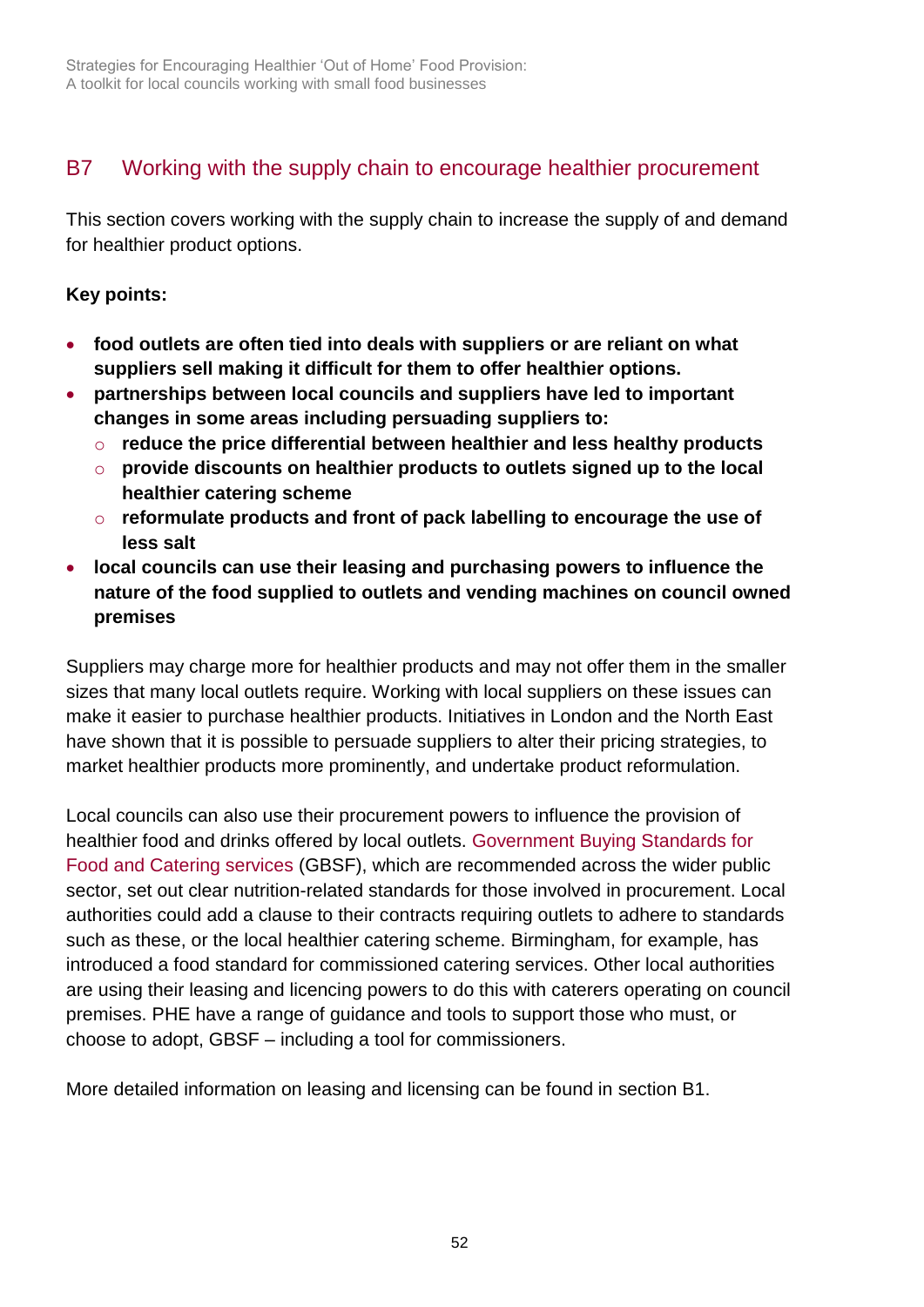## B7 Working with the supply chain to encourage healthier procurement

This section covers working with the supply chain to increase the supply of and demand for healthier product options.

**Key points:**

- **food outlets are often tied into deals with suppliers or are reliant on what suppliers sell making it difficult for them to offer healthier options.**
- **partnerships between local councils and suppliers have led to important changes in some areas including persuading suppliers to:**
  - **reduce the price differential between healthier and less healthy products**
  - **provide discounts on healthier products to outlets signed up to the local healthier catering scheme**
  - **reformulate products and front of pack labelling to encourage the use of less salt**
- **local councils can use their leasing and purchasing powers to influence the nature of the food supplied to outlets and vending machines on council owned premises**

Suppliers may charge more for healthier products and may not offer them in the smaller sizes that many local outlets require. Working with local suppliers on these issues can make it easier to purchase healthier products. Initiatives in London and the North East have shown that it is possible to persuade suppliers to alter their pricing strategies, to market healthier products more prominently, and undertake product reformulation.

Local councils can also use their procurement powers to influence the provision of healthier food and drinks offered by local outlets. Government Buying Standards for Food and Catering services (GBSF), which are recommended across the wider public sector, set out clear nutrition-related standards for those involved in procurement. Local authorities could add a clause to their contracts requiring outlets to adhere to standards such as these, or the local healthier catering scheme. Birmingham, for example, has introduced a food standard for commissioned catering services. Other local authorities are using their leasing and licencing powers to do this with caterers operating on council premises. PHE have a range of guidance and tools to support those who must, or choose to adopt, GBSF – including a tool for commissioners.

More detailed information on leasing and licensing can be found in section B1.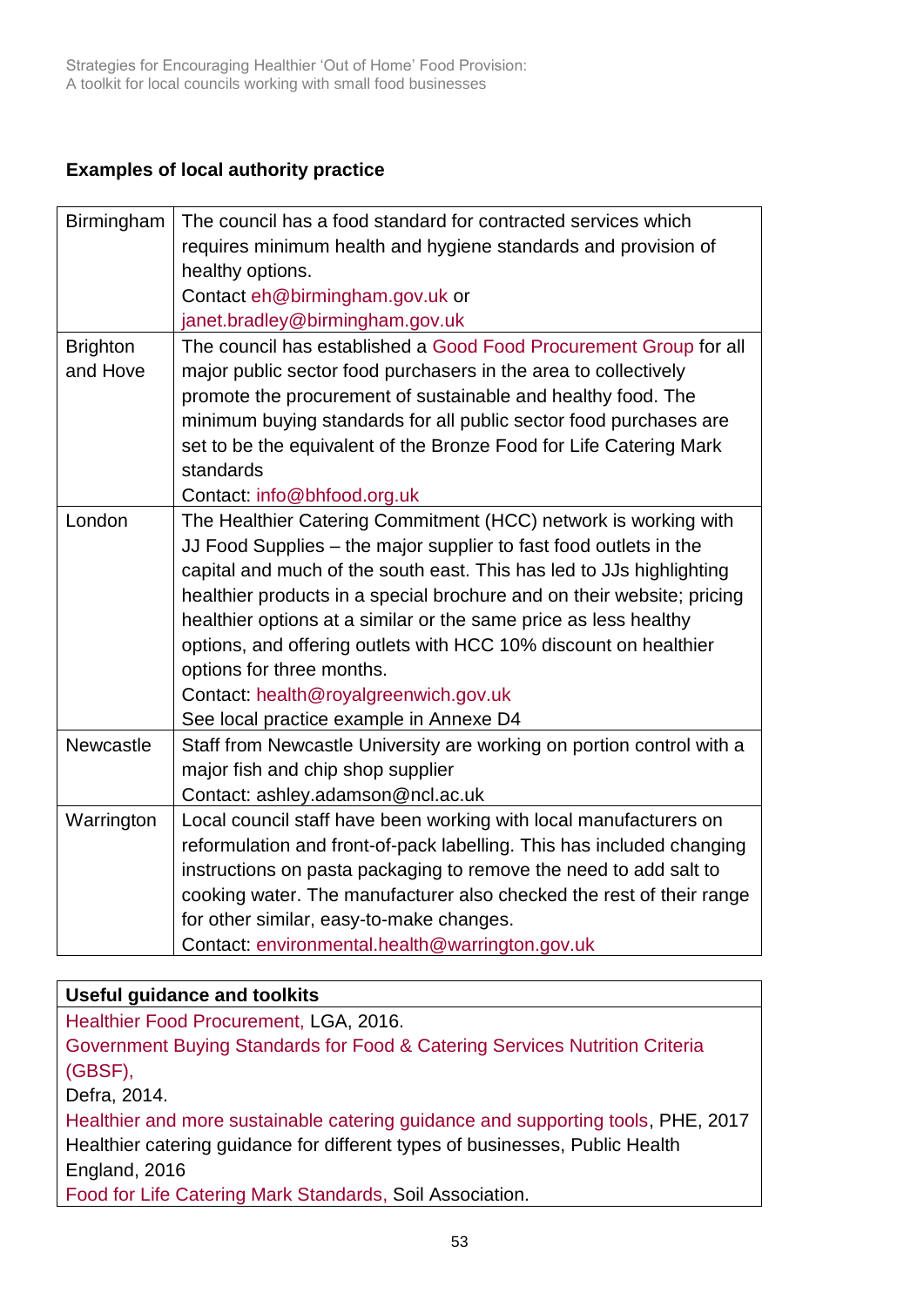**Examples of local authority practice**

| | |
|---|---|
| Birmingham | The council has a food standard for contracted services which requires minimum health and hygiene standards and provision of healthy options.<br>Contact eh@birmingham.gov.uk or janet.bradley@birmingham.gov.uk |
| Brighton and Hove | The council has established a Good Food Procurement Group for all major public sector food purchasers in the area to collectively promote the procurement of sustainable and healthy food. The minimum buying standards for all public sector food purchases are set to be the equivalent of the Bronze Food for Life Catering Mark standards<br>Contact: info@bhfood.org.uk |
| London | The Healthier Catering Commitment (HCC) network is working with JJ Food Supplies – the major supplier to fast food outlets in the capital and much of the south east. This has led to JJs highlighting healthier products in a special brochure and on their website; pricing healthier options at a similar or the same price as less healthy options, and offering outlets with HCC 10% discount on healthier options for three months.<br>Contact: health@royalgreenwich.gov.uk<br>See local practice example in Annexe D4 |
| Newcastle | Staff from Newcastle University are working on portion control with a major fish and chip shop supplier<br>Contact: ashley.adamson@ncl.ac.uk |
| Warrington | Local council staff have been working with local manufacturers on reformulation and front-of-pack labelling. This has included changing instructions on pasta packaging to remove the need to add salt to cooking water. The manufacturer also checked the rest of their range for other similar, easy-to-make changes.<br>Contact: environmental.health@warrington.gov.uk |

| **Useful guidance and toolkits** |
|---|
| Healthier Food Procurement, LGA, 2016.<br>Government Buying Standards for Food & Catering Services Nutrition Criteria (GBSF),<br>Defra, 2014.<br>Healthier and more sustainable catering guidance and supporting tools, PHE, 2017<br>Healthier catering guidance for different types of businesses, Public Health England, 2016<br>Food for Life Catering Mark Standards, Soil Association. |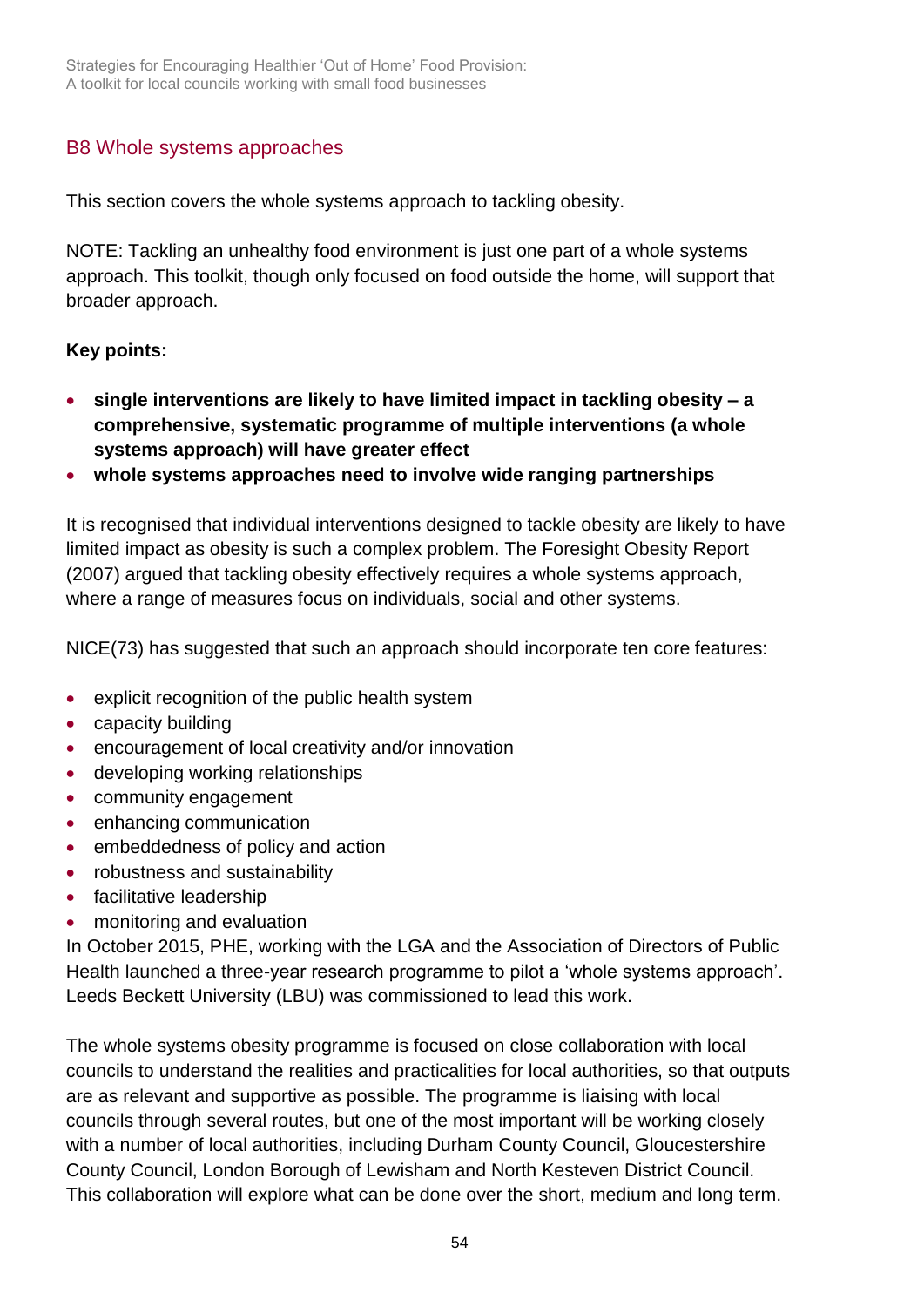## B8 Whole systems approaches

This section covers the whole systems approach to tackling obesity.

NOTE: Tackling an unhealthy food environment is just one part of a whole systems approach. This toolkit, though only focused on food outside the home, will support that broader approach.

**Key points:**

- **single interventions are likely to have limited impact in tackling obesity – a comprehensive, systematic programme of multiple interventions (a whole systems approach) will have greater effect**
- **whole systems approaches need to involve wide ranging partnerships**

It is recognised that individual interventions designed to tackle obesity are likely to have limited impact as obesity is such a complex problem. The Foresight Obesity Report (2007) argued that tackling obesity effectively requires a whole systems approach, where a range of measures focus on individuals, social and other systems.

NICE(73) has suggested that such an approach should incorporate ten core features:

- explicit recognition of the public health system
- capacity building
- encouragement of local creativity and/or innovation
- developing working relationships
- community engagement
- enhancing communication
- embeddedness of policy and action
- robustness and sustainability
- facilitative leadership
- monitoring and evaluation

In October 2015, PHE, working with the LGA and the Association of Directors of Public Health launched a three-year research programme to pilot a 'whole systems approach'. Leeds Beckett University (LBU) was commissioned to lead this work.

The whole systems obesity programme is focused on close collaboration with local councils to understand the realities and practicalities for local authorities, so that outputs are as relevant and supportive as possible. The programme is liaising with local councils through several routes, but one of the most important will be working closely with a number of local authorities, including Durham County Council, Gloucestershire County Council, London Borough of Lewisham and North Kesteven District Council. This collaboration will explore what can be done over the short, medium and long term.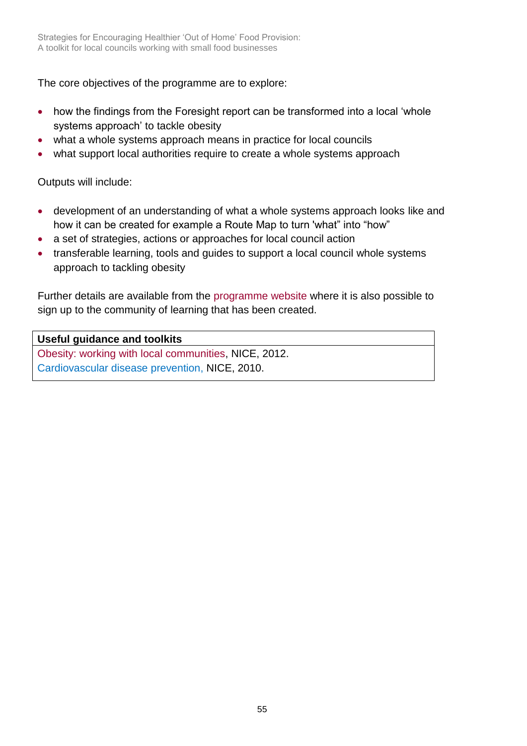The core objectives of the programme are to explore:

- how the findings from the Foresight report can be transformed into a local 'whole systems approach' to tackle obesity
- what a whole systems approach means in practice for local councils
- what support local authorities require to create a whole systems approach

Outputs will include:

- development of an understanding of what a whole systems approach looks like and how it can be created for example a Route Map to turn 'what" into "how"
- a set of strategies, actions or approaches for local council action
- transferable learning, tools and guides to support a local council whole systems approach to tackling obesity

Further details are available from the programme website where it is also possible to sign up to the community of learning that has been created.

| **Useful guidance and toolkits** |
| --- |
| Obesity: working with local communities, NICE, 2012.<br>Cardiovascular disease prevention, NICE, 2010. |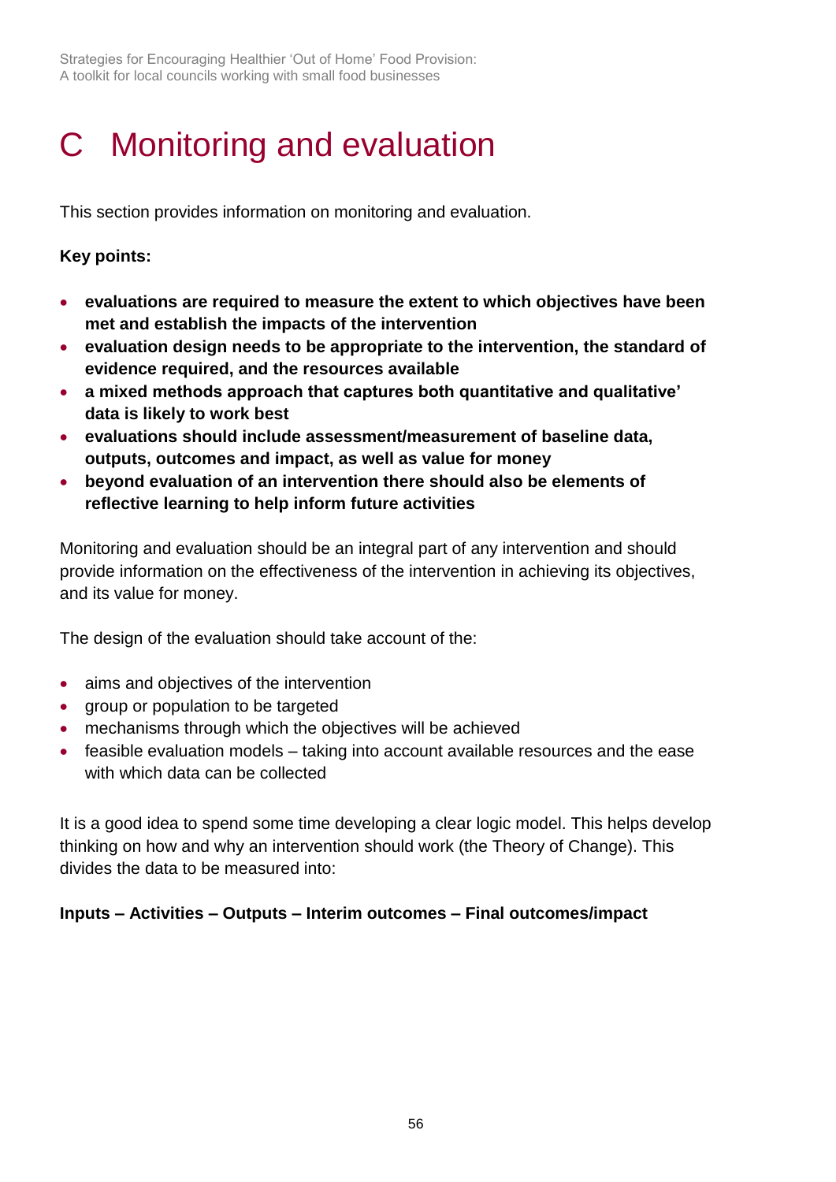# C Monitoring and evaluation

This section provides information on monitoring and evaluation.

**Key points:**

- **evaluations are required to measure the extent to which objectives have been met and establish the impacts of the intervention**
- **evaluation design needs to be appropriate to the intervention, the standard of evidence required, and the resources available**
- **a mixed methods approach that captures both quantitative and qualitative' data is likely to work best**
- **evaluations should include assessment/measurement of baseline data, outputs, outcomes and impact, as well as value for money**
- **beyond evaluation of an intervention there should also be elements of reflective learning to help inform future activities**

Monitoring and evaluation should be an integral part of any intervention and should provide information on the effectiveness of the intervention in achieving its objectives, and its value for money.

The design of the evaluation should take account of the:

- aims and objectives of the intervention
- group or population to be targeted
- mechanisms through which the objectives will be achieved
- feasible evaluation models – taking into account available resources and the ease with which data can be collected

It is a good idea to spend some time developing a clear logic model. This helps develop thinking on how and why an intervention should work (the Theory of Change). This divides the data to be measured into:

**Inputs – Activities – Outputs – Interim outcomes – Final outcomes/impact**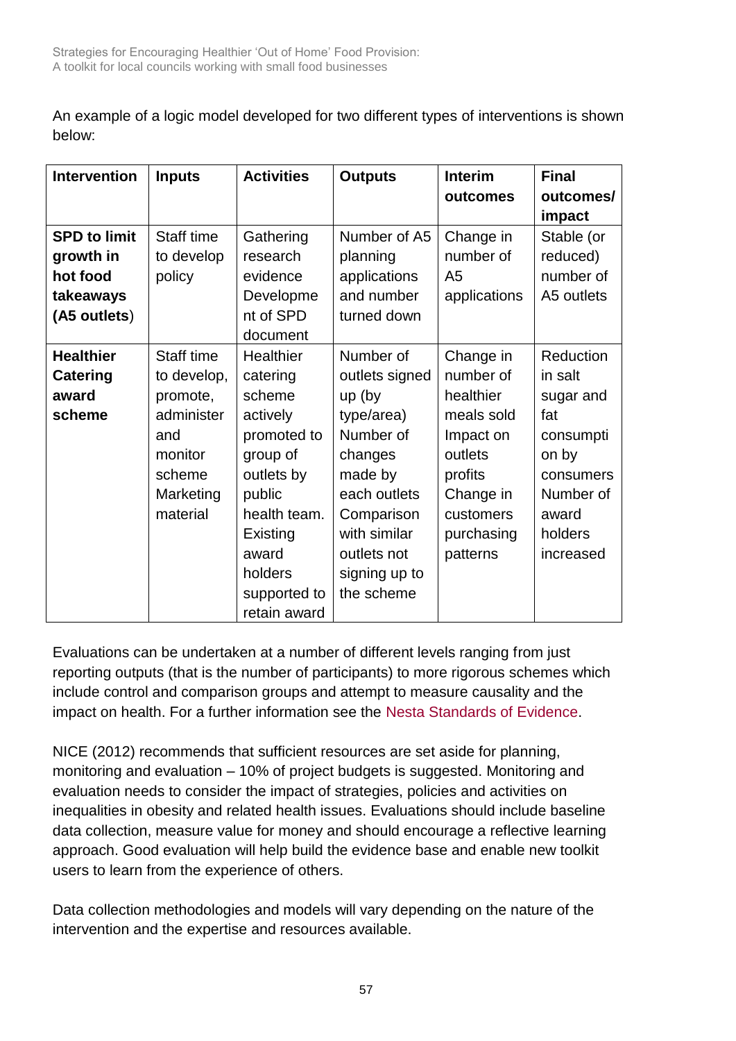An example of a logic model developed for two different types of interventions is shown below:

| Intervention | Inputs | Activities | Outputs | Interim outcomes | Final outcomes/ impact |
|---|---|---|---|---|---|
| **SPD to limit growth in hot food takeaways (A5 outlets)** | Staff time to develop policy | Gathering research evidence Development of SPD document | Number of A5 planning applications and number turned down | Change in number of A5 applications | Stable (or reduced) number of A5 outlets |
| **Healthier Catering award scheme** | Staff time to develop, promote, administer and monitor scheme Marketing material | Healthier catering scheme actively promoted to group of outlets by public health team. Existing award holders supported to retain award | Number of outlets signed up (by type/area) Number of changes made by each outlets Comparison with similar outlets not signing up to the scheme | Change in number of healthier meals sold Impact on outlets profits Change in customers purchasing patterns | Reduction in salt sugar and fat consumption by consumers Number of award holders increased |

Evaluations can be undertaken at a number of different levels ranging from just reporting outputs (that is the number of participants) to more rigorous schemes which include control and comparison groups and attempt to measure causality and the impact on health. For a further information see the Nesta Standards of Evidence.

NICE (2012) recommends that sufficient resources are set aside for planning, monitoring and evaluation – 10% of project budgets is suggested. Monitoring and evaluation needs to consider the impact of strategies, policies and activities on inequalities in obesity and related health issues. Evaluations should include baseline data collection, measure value for money and should encourage a reflective learning approach. Good evaluation will help build the evidence base and enable new toolkit users to learn from the experience of others.

Data collection methodologies and models will vary depending on the nature of the intervention and the expertise and resources available.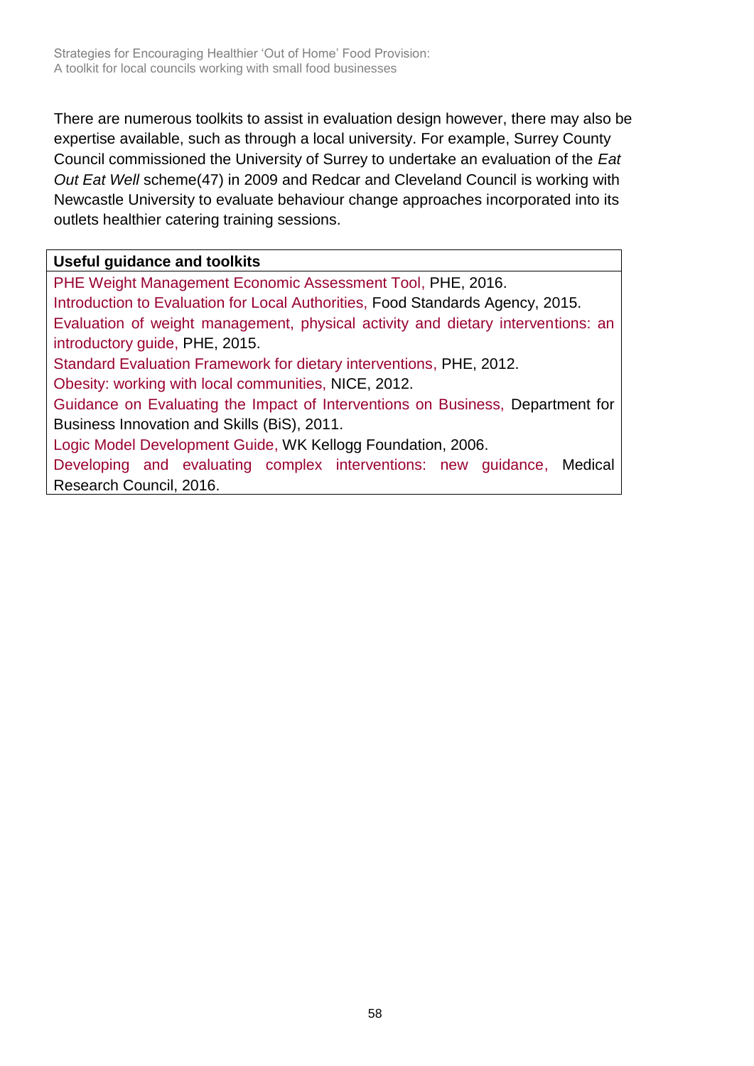There are numerous toolkits to assist in evaluation design however, there may also be expertise available, such as through a local university. For example, Surrey County Council commissioned the University of Surrey to undertake an evaluation of the *Eat Out Eat Well* scheme(47) in 2009 and Redcar and Cleveland Council is working with Newcastle University to evaluate behaviour change approaches incorporated into its outlets healthier catering training sessions.

| **Useful guidance and toolkits** |
| --- |
| PHE Weight Management Economic Assessment Tool, PHE, 2016.<br>Introduction to Evaluation for Local Authorities, Food Standards Agency, 2015.<br>Evaluation of weight management, physical activity and dietary interventions: an introductory guide, PHE, 2015.<br>Standard Evaluation Framework for dietary interventions, PHE, 2012.<br>Obesity: working with local communities, NICE, 2012.<br>Guidance on Evaluating the Impact of Interventions on Business, Department for Business Innovation and Skills (BiS), 2011.<br>Logic Model Development Guide, WK Kellogg Foundation, 2006.<br>Developing and evaluating complex interventions: new guidance, Medical Research Council, 2016. |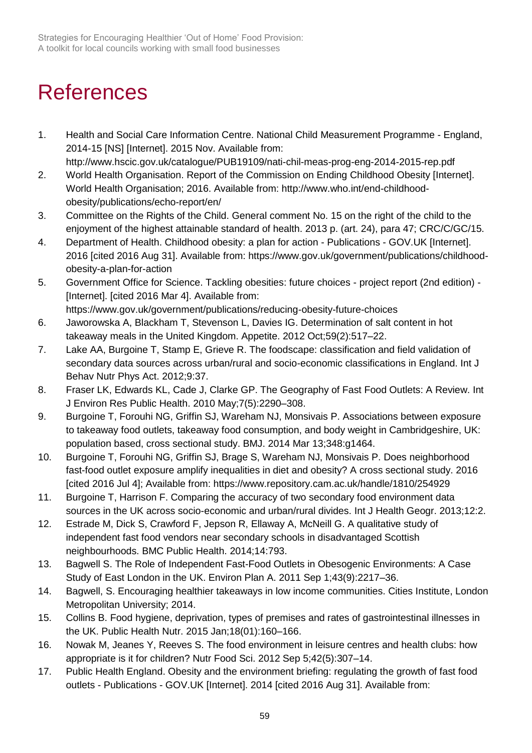# References

1. Health and Social Care Information Centre. National Child Measurement Programme - England, 2014-15 [NS] [Internet]. 2015 Nov. Available from: http://www.hscic.gov.uk/catalogue/PUB19109/nati-chil-meas-prog-eng-2014-2015-rep.pdf
2. World Health Organisation. Report of the Commission on Ending Childhood Obesity [Internet]. World Health Organisation; 2016. Available from: http://www.who.int/end-childhood-obesity/publications/echo-report/en/
3. Committee on the Rights of the Child. General comment No. 15 on the right of the child to the enjoyment of the highest attainable standard of health. 2013 p. (art. 24), para 47; CRC/C/GC/15.
4. Department of Health. Childhood obesity: a plan for action - Publications - GOV.UK [Internet]. 2016 [cited 2016 Aug 31]. Available from: https://www.gov.uk/government/publications/childhood-obesity-a-plan-for-action
5. Government Office for Science. Tackling obesities: future choices - project report (2nd edition) - [Internet]. [cited 2016 Mar 4]. Available from: https://www.gov.uk/government/publications/reducing-obesity-future-choices
6. Jaworowska A, Blackham T, Stevenson L, Davies IG. Determination of salt content in hot takeaway meals in the United Kingdom. Appetite. 2012 Oct;59(2):517–22.
7. Lake AA, Burgoine T, Stamp E, Grieve R. The foodscape: classification and field validation of secondary data sources across urban/rural and socio-economic classifications in England. Int J Behav Nutr Phys Act. 2012;9:37.
8. Fraser LK, Edwards KL, Cade J, Clarke GP. The Geography of Fast Food Outlets: A Review. Int J Environ Res Public Health. 2010 May;7(5):2290–308.
9. Burgoine T, Forouhi NG, Griffin SJ, Wareham NJ, Monsivais P. Associations between exposure to takeaway food outlets, takeaway food consumption, and body weight in Cambridgeshire, UK: population based, cross sectional study. BMJ. 2014 Mar 13;348:g1464.
10. Burgoine T, Forouhi NG, Griffin SJ, Brage S, Wareham NJ, Monsivais P. Does neighborhood fast-food outlet exposure amplify inequalities in diet and obesity? A cross sectional study. 2016 [cited 2016 Jul 4]; Available from: https://www.repository.cam.ac.uk/handle/1810/254929
11. Burgoine T, Harrison F. Comparing the accuracy of two secondary food environment data sources in the UK across socio-economic and urban/rural divides. Int J Health Geogr. 2013;12:2.
12. Estrade M, Dick S, Crawford F, Jepson R, Ellaway A, McNeill G. A qualitative study of independent fast food vendors near secondary schools in disadvantaged Scottish neighbourhoods. BMC Public Health. 2014;14:793.
13. Bagwell S. The Role of Independent Fast-Food Outlets in Obesogenic Environments: A Case Study of East London in the UK. Environ Plan A. 2011 Sep 1;43(9):2217–36.
14. Bagwell, S. Encouraging healthier takeaways in low income communities. Cities Institute, London Metropolitan University; 2014.
15. Collins B. Food hygiene, deprivation, types of premises and rates of gastrointestinal illnesses in the UK. Public Health Nutr. 2015 Jan;18(01):160–166.
16. Nowak M, Jeanes Y, Reeves S. The food environment in leisure centres and health clubs: how appropriate is it for children? Nutr Food Sci. 2012 Sep 5;42(5):307–14.
17. Public Health England. Obesity and the environment briefing: regulating the growth of fast food outlets - Publications - GOV.UK [Internet]. 2014 [cited 2016 Aug 31]. Available from: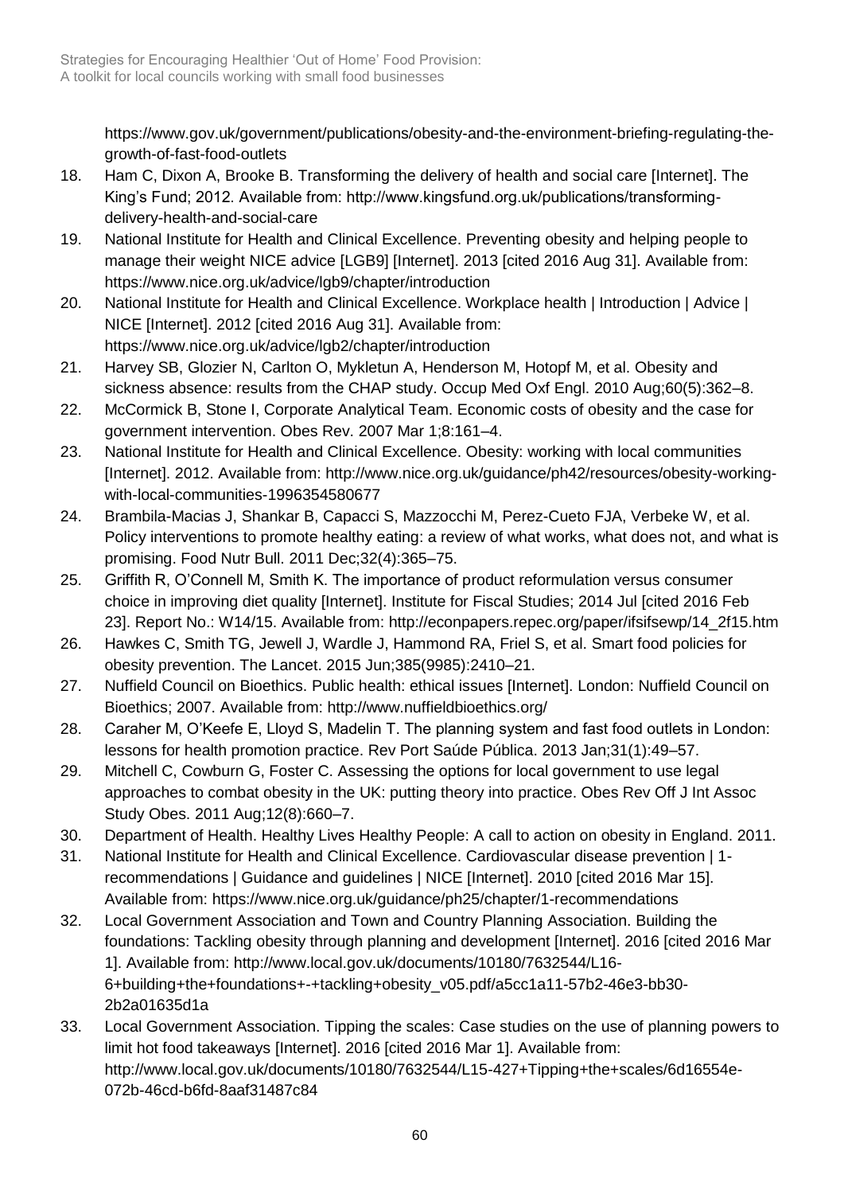https://www.gov.uk/government/publications/obesity-and-the-environment-briefing-regulating-the-growth-of-fast-food-outlets

18. Ham C, Dixon A, Brooke B. Transforming the delivery of health and social care [Internet]. The King's Fund; 2012. Available from: http://www.kingsfund.org.uk/publications/transforming-delivery-health-and-social-care
19. National Institute for Health and Clinical Excellence. Preventing obesity and helping people to manage their weight NICE advice [LGB9] [Internet]. 2013 [cited 2016 Aug 31]. Available from: https://www.nice.org.uk/advice/lgb9/chapter/introduction
20. National Institute for Health and Clinical Excellence. Workplace health | Introduction | Advice | NICE [Internet]. 2012 [cited 2016 Aug 31]. Available from: https://www.nice.org.uk/advice/lgb2/chapter/introduction
21. Harvey SB, Glozier N, Carlton O, Mykletun A, Henderson M, Hotopf M, et al. Obesity and sickness absence: results from the CHAP study. Occup Med Oxf Engl. 2010 Aug;60(5):362–8.
22. McCormick B, Stone I, Corporate Analytical Team. Economic costs of obesity and the case for government intervention. Obes Rev. 2007 Mar 1;8:161–4.
23. National Institute for Health and Clinical Excellence. Obesity: working with local communities [Internet]. 2012. Available from: http://www.nice.org.uk/guidance/ph42/resources/obesity-working-with-local-communities-1996354580677
24. Brambila-Macias J, Shankar B, Capacci S, Mazzocchi M, Perez-Cueto FJA, Verbeke W, et al. Policy interventions to promote healthy eating: a review of what works, what does not, and what is promising. Food Nutr Bull. 2011 Dec;32(4):365–75.
25. Griffith R, O'Connell M, Smith K. The importance of product reformulation versus consumer choice in improving diet quality [Internet]. Institute for Fiscal Studies; 2014 Jul [cited 2016 Feb 23]. Report No.: W14/15. Available from: http://econpapers.repec.org/paper/ifsifsewp/14_2f15.htm
26. Hawkes C, Smith TG, Jewell J, Wardle J, Hammond RA, Friel S, et al. Smart food policies for obesity prevention. The Lancet. 2015 Jun;385(9985):2410–21.
27. Nuffield Council on Bioethics. Public health: ethical issues [Internet]. London: Nuffield Council on Bioethics; 2007. Available from: http://www.nuffieldbioethics.org/
28. Caraher M, O'Keefe E, Lloyd S, Madelin T. The planning system and fast food outlets in London: lessons for health promotion practice. Rev Port Saúde Pública. 2013 Jan;31(1):49–57.
29. Mitchell C, Cowburn G, Foster C. Assessing the options for local government to use legal approaches to combat obesity in the UK: putting theory into practice. Obes Rev Off J Int Assoc Study Obes. 2011 Aug;12(8):660–7.
30. Department of Health. Healthy Lives Healthy People: A call to action on obesity in England. 2011.
31. National Institute for Health and Clinical Excellence. Cardiovascular disease prevention | 1-recommendations | Guidance and guidelines | NICE [Internet]. 2010 [cited 2016 Mar 15]. Available from: https://www.nice.org.uk/guidance/ph25/chapter/1-recommendations
32. Local Government Association and Town and Country Planning Association. Building the foundations: Tackling obesity through planning and development [Internet]. 2016 [cited 2016 Mar 1]. Available from: http://www.local.gov.uk/documents/10180/7632544/L16-6+building+the+foundations+-+tackling+obesity_v05.pdf/a5cc1a11-57b2-46e3-bb30-2b2a01635d1a
33. Local Government Association. Tipping the scales: Case studies on the use of planning powers to limit hot food takeaways [Internet]. 2016 [cited 2016 Mar 1]. Available from: http://www.local.gov.uk/documents/10180/7632544/L15-427+Tipping+the+scales/6d16554e-072b-46cd-b6fd-8aaf31487c84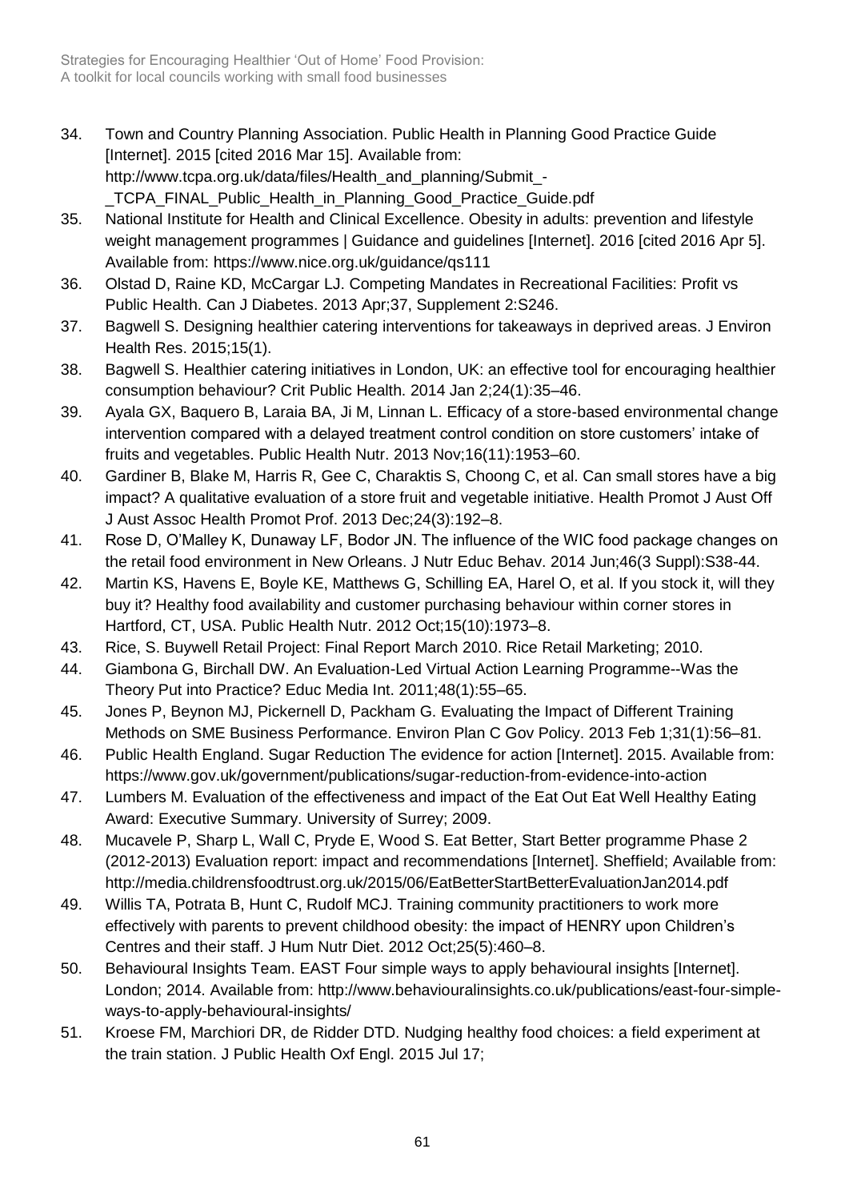34. Town and Country Planning Association. Public Health in Planning Good Practice Guide [Internet]. 2015 [cited 2016 Mar 15]. Available from: http://www.tcpa.org.uk/data/files/Health_and_planning/Submit_-_TCPA_FINAL_Public_Health_in_Planning_Good_Practice_Guide.pdf
35. National Institute for Health and Clinical Excellence. Obesity in adults: prevention and lifestyle weight management programmes | Guidance and guidelines [Internet]. 2016 [cited 2016 Apr 5]. Available from: https://www.nice.org.uk/guidance/qs111
36. Olstad D, Raine KD, McCargar LJ. Competing Mandates in Recreational Facilities: Profit vs Public Health. Can J Diabetes. 2013 Apr;37, Supplement 2:S246.
37. Bagwell S. Designing healthier catering interventions for takeaways in deprived areas. J Environ Health Res. 2015;15(1).
38. Bagwell S. Healthier catering initiatives in London, UK: an effective tool for encouraging healthier consumption behaviour? Crit Public Health. 2014 Jan 2;24(1):35–46.
39. Ayala GX, Baquero B, Laraia BA, Ji M, Linnan L. Efficacy of a store-based environmental change intervention compared with a delayed treatment control condition on store customers' intake of fruits and vegetables. Public Health Nutr. 2013 Nov;16(11):1953–60.
40. Gardiner B, Blake M, Harris R, Gee C, Charaktis S, Choong C, et al. Can small stores have a big impact? A qualitative evaluation of a store fruit and vegetable initiative. Health Promot J Aust Off J Aust Assoc Health Promot Prof. 2013 Dec;24(3):192–8.
41. Rose D, O'Malley K, Dunaway LF, Bodor JN. The influence of the WIC food package changes on the retail food environment in New Orleans. J Nutr Educ Behav. 2014 Jun;46(3 Suppl):S38-44.
42. Martin KS, Havens E, Boyle KE, Matthews G, Schilling EA, Harel O, et al. If you stock it, will they buy it? Healthy food availability and customer purchasing behaviour within corner stores in Hartford, CT, USA. Public Health Nutr. 2012 Oct;15(10):1973–8.
43. Rice, S. Buywell Retail Project: Final Report March 2010. Rice Retail Marketing; 2010.
44. Giambona G, Birchall DW. An Evaluation-Led Virtual Action Learning Programme--Was the Theory Put into Practice? Educ Media Int. 2011;48(1):55–65.
45. Jones P, Beynon MJ, Pickernell D, Packham G. Evaluating the Impact of Different Training Methods on SME Business Performance. Environ Plan C Gov Policy. 2013 Feb 1;31(1):56–81.
46. Public Health England. Sugar Reduction The evidence for action [Internet]. 2015. Available from: https://www.gov.uk/government/publications/sugar-reduction-from-evidence-into-action
47. Lumbers M. Evaluation of the effectiveness and impact of the Eat Out Eat Well Healthy Eating Award: Executive Summary. University of Surrey; 2009.
48. Mucavele P, Sharp L, Wall C, Pryde E, Wood S. Eat Better, Start Better programme Phase 2 (2012-2013) Evaluation report: impact and recommendations [Internet]. Sheffield; Available from: http://media.childrensfoodtrust.org.uk/2015/06/EatBetterStartBetterEvaluationJan2014.pdf
49. Willis TA, Potrata B, Hunt C, Rudolf MCJ. Training community practitioners to work more effectively with parents to prevent childhood obesity: the impact of HENRY upon Children's Centres and their staff. J Hum Nutr Diet. 2012 Oct;25(5):460–8.
50. Behavioural Insights Team. EAST Four simple ways to apply behavioural insights [Internet]. London; 2014. Available from: http://www.behaviouralinsights.co.uk/publications/east-four-simple-ways-to-apply-behavioural-insights/
51. Kroese FM, Marchiori DR, de Ridder DTD. Nudging healthy food choices: a field experiment at the train station. J Public Health Oxf Engl. 2015 Jul 17;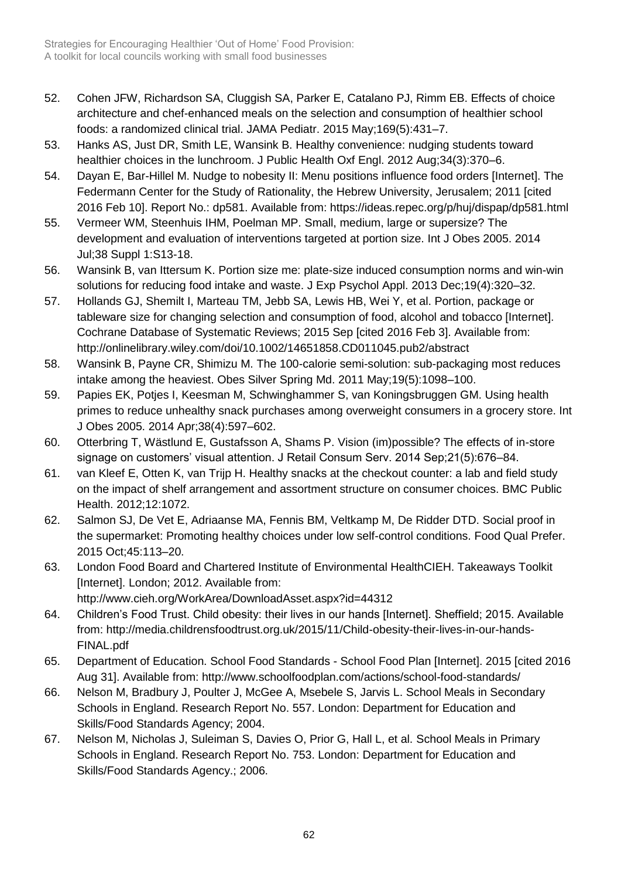52. Cohen JFW, Richardson SA, Cluggish SA, Parker E, Catalano PJ, Rimm EB. Effects of choice architecture and chef-enhanced meals on the selection and consumption of healthier school foods: a randomized clinical trial. JAMA Pediatr. 2015 May;169(5):431–7.
53. Hanks AS, Just DR, Smith LE, Wansink B. Healthy convenience: nudging students toward healthier choices in the lunchroom. J Public Health Oxf Engl. 2012 Aug;34(3):370–6.
54. Dayan E, Bar-Hillel M. Nudge to nobesity II: Menu positions influence food orders [Internet]. The Federmann Center for the Study of Rationality, the Hebrew University, Jerusalem; 2011 [cited 2016 Feb 10]. Report No.: dp581. Available from: https://ideas.repec.org/p/huj/dispap/dp581.html
55. Vermeer WM, Steenhuis IHM, Poelman MP. Small, medium, large or supersize? The development and evaluation of interventions targeted at portion size. Int J Obes 2005. 2014 Jul;38 Suppl 1:S13-18.
56. Wansink B, van Ittersum K. Portion size me: plate-size induced consumption norms and win-win solutions for reducing food intake and waste. J Exp Psychol Appl. 2013 Dec;19(4):320–32.
57. Hollands GJ, Shemilt I, Marteau TM, Jebb SA, Lewis HB, Wei Y, et al. Portion, package or tableware size for changing selection and consumption of food, alcohol and tobacco [Internet]. Cochrane Database of Systematic Reviews; 2015 Sep [cited 2016 Feb 3]. Available from: http://onlinelibrary.wiley.com/doi/10.1002/14651858.CD011045.pub2/abstract
58. Wansink B, Payne CR, Shimizu M. The 100-calorie semi-solution: sub-packaging most reduces intake among the heaviest. Obes Silver Spring Md. 2011 May;19(5):1098–100.
59. Papies EK, Potjes I, Keesman M, Schwinghammer S, van Koningsbruggen GM. Using health primes to reduce unhealthy snack purchases among overweight consumers in a grocery store. Int J Obes 2005. 2014 Apr;38(4):597–602.
60. Otterbring T, Wästlund E, Gustafsson A, Shams P. Vision (im)possible? The effects of in-store signage on customers' visual attention. J Retail Consum Serv. 2014 Sep;21(5):676–84.
61. van Kleef E, Otten K, van Trijp H. Healthy snacks at the checkout counter: a lab and field study on the impact of shelf arrangement and assortment structure on consumer choices. BMC Public Health. 2012;12:1072.
62. Salmon SJ, De Vet E, Adriaanse MA, Fennis BM, Veltkamp M, De Ridder DTD. Social proof in the supermarket: Promoting healthy choices under low self-control conditions. Food Qual Prefer. 2015 Oct;45:113–20.
63. London Food Board and Chartered Institute of Environmental HealthCIEH. Takeaways Toolkit [Internet]. London; 2012. Available from: http://www.cieh.org/WorkArea/DownloadAsset.aspx?id=44312
64. Children's Food Trust. Child obesity: their lives in our hands [Internet]. Sheffield; 2015. Available from: http://media.childrensfoodtrust.org.uk/2015/11/Child-obesity-their-lives-in-our-hands-FINAL.pdf
65. Department of Education. School Food Standards - School Food Plan [Internet]. 2015 [cited 2016 Aug 31]. Available from: http://www.schoolfoodplan.com/actions/school-food-standards/
66. Nelson M, Bradbury J, Poulter J, McGee A, Msebele S, Jarvis L. School Meals in Secondary Schools in England. Research Report No. 557. London: Department for Education and Skills/Food Standards Agency; 2004.
67. Nelson M, Nicholas J, Suleiman S, Davies O, Prior G, Hall L, et al. School Meals in Primary Schools in England. Research Report No. 753. London: Department for Education and Skills/Food Standards Agency.; 2006.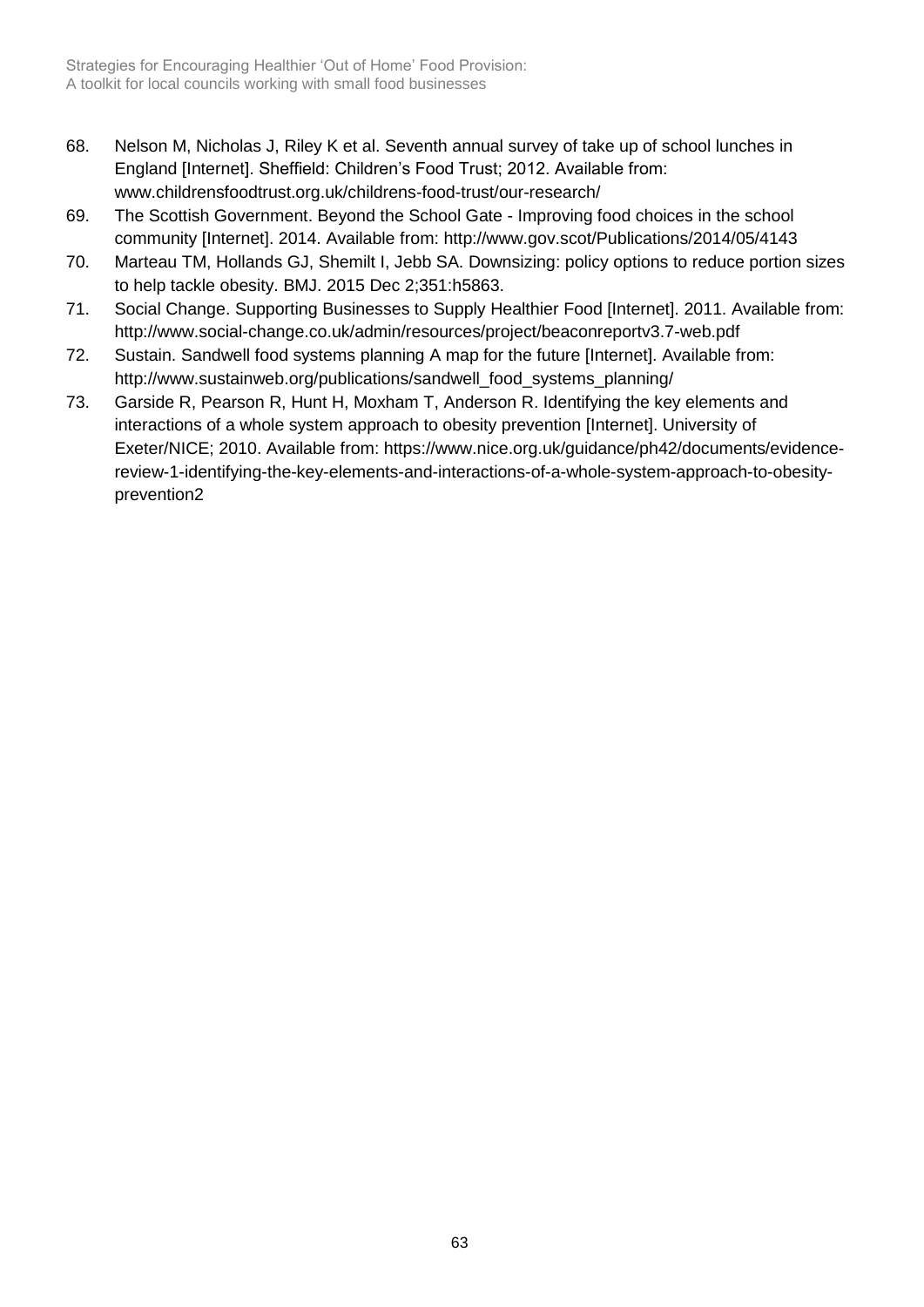68. Nelson M, Nicholas J, Riley K et al. Seventh annual survey of take up of school lunches in England [Internet]. Sheffield: Children's Food Trust; 2012. Available from: www.childrensfoodtrust.org.uk/childrens-food-trust/our-research/
69. The Scottish Government. Beyond the School Gate - Improving food choices in the school community [Internet]. 2014. Available from: http://www.gov.scot/Publications/2014/05/4143
70. Marteau TM, Hollands GJ, Shemilt I, Jebb SA. Downsizing: policy options to reduce portion sizes to help tackle obesity. BMJ. 2015 Dec 2;351:h5863.
71. Social Change. Supporting Businesses to Supply Healthier Food [Internet]. 2011. Available from: http://www.social-change.co.uk/admin/resources/project/beaconreportv3.7-web.pdf
72. Sustain. Sandwell food systems planning A map for the future [Internet]. Available from: http://www.sustainweb.org/publications/sandwell_food_systems_planning/
73. Garside R, Pearson R, Hunt H, Moxham T, Anderson R. Identifying the key elements and interactions of a whole system approach to obesity prevention [Internet]. University of Exeter/NICE; 2010. Available from: https://www.nice.org.uk/guidance/ph42/documents/evidence-review-1-identifying-the-key-elements-and-interactions-of-a-whole-system-approach-to-obesity-prevention2